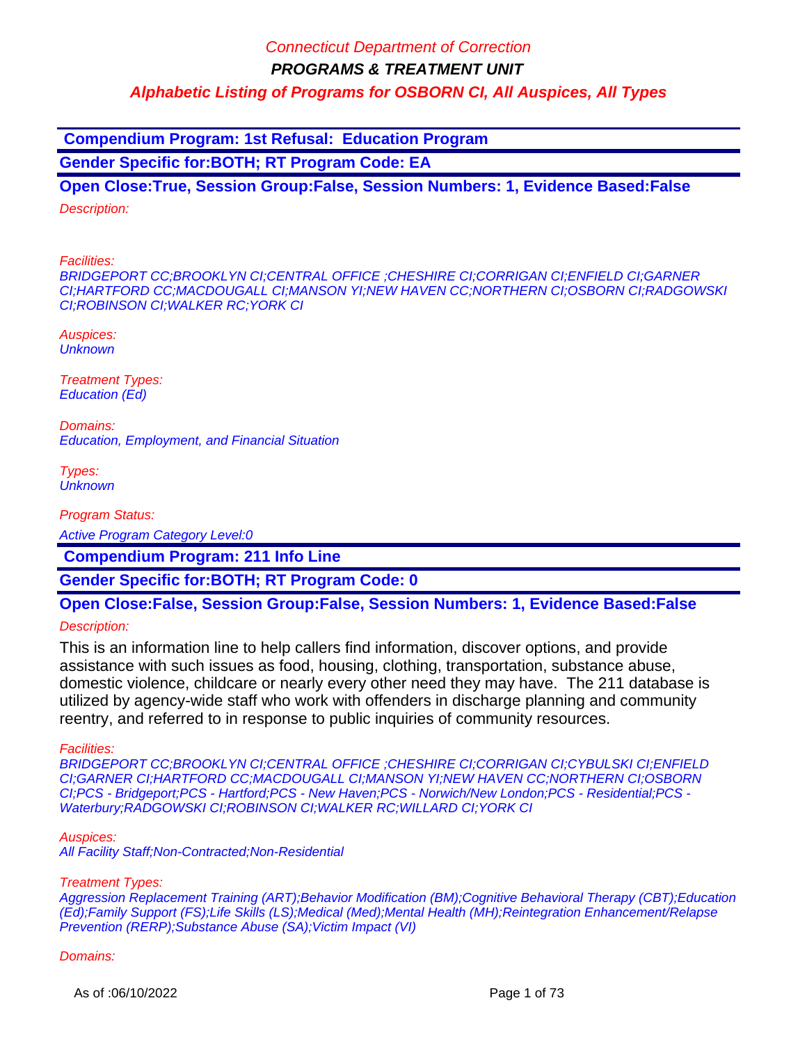# Connecticut Department of Correction

## PROGRAMS & TREATMENT UNIT

### Alphabetic Listing of Programs for OSBORN CI, All Auspices, All Types

**Compendium Program: 1st Refusal:  Education Program**

**Gender Specific for:BOTH; RT Program Code: EA**

**Open Close:True, Session Group:False, Session Numbers: 1, Evidence Based:False**

*Description:*

*Facilities:*
*BRIDGEPORT CC;BROOKLYN CI;CENTRAL OFFICE ;CHESHIRE CI;CORRIGAN CI;ENFIELD CI;GARNER CI;HARTFORD CC;MACDOUGALL CI;MANSON YI;NEW HAVEN CC;NORTHERN CI;OSBORN CI;RADGOWSKI CI;ROBINSON CI;WALKER RC;YORK CI*

*Auspices:*
*Unknown*

*Treatment Types:*
*Education (Ed)*

*Domains:*
*Education, Employment, and Financial Situation*

*Types:*
*Unknown*

*Program Status:*
*Active Program Category Level:0*

**Compendium Program: 211 Info Line**

**Gender Specific for:BOTH; RT Program Code: 0**

**Open Close:False, Session Group:False, Session Numbers: 1, Evidence Based:False**

*Description:*

This is an information line to help callers find information, discover options, and provide assistance with such issues as food, housing, clothing, transportation, substance abuse, domestic violence, childcare or nearly every other need they may have.  The 211 database is utilized by agency-wide staff who work with offenders in discharge planning and community reentry, and referred to in response to public inquiries of community resources.

*Facilities:*
*BRIDGEPORT CC;BROOKLYN CI;CENTRAL OFFICE ;CHESHIRE CI;CORRIGAN CI;CYBULSKI CI;ENFIELD CI;GARNER CI;HARTFORD CC;MACDOUGALL CI;MANSON YI;NEW HAVEN CC;NORTHERN CI;OSBORN CI;PCS - Bridgeport;PCS - Hartford;PCS - New Haven;PCS - Norwich/New London;PCS - Residential;PCS - Waterbury;RADGOWSKI CI;ROBINSON CI;WALKER RC;WILLARD CI;YORK CI*

*Auspices:*
*All Facility Staff;Non-Contracted;Non-Residential*

*Treatment Types:*
*Aggression Replacement Training (ART);Behavior Modification (BM);Cognitive Behavioral Therapy (CBT);Education (Ed);Family Support (FS);Life Skills (LS);Medical (Med);Mental Health (MH);Reintegration Enhancement/Relapse Prevention (RERP);Substance Abuse (SA);Victim Impact (VI)*

*Domains:*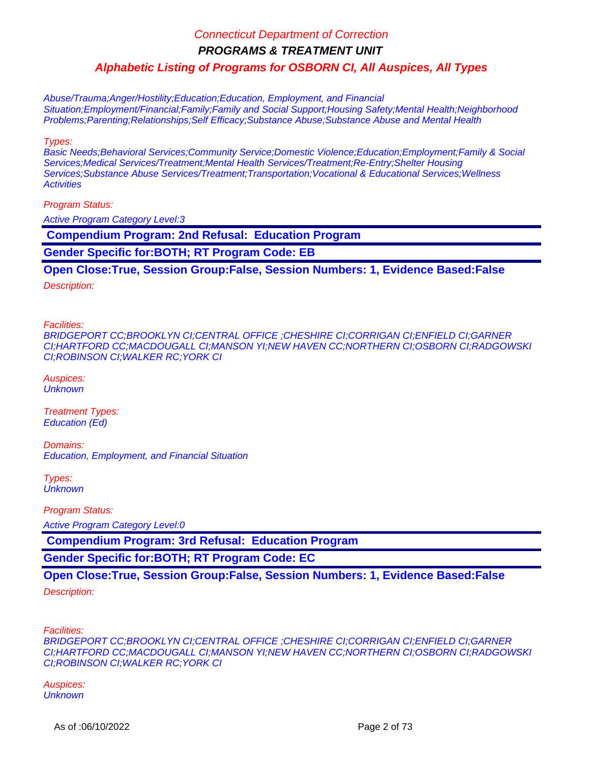Abuse/Trauma;Anger/Hostility;Education;Education, Employment, and Financial Situation;Employment/Financial;Family;Family and Social Support;Housing Safety;Mental Health;Neighborhood Problems;Parenting;Relationships;Self Efficacy;Substance Abuse;Substance Abuse and Mental Health

Types:
Basic Needs;Behavioral Services;Community Service;Domestic Violence;Education;Employment;Family & Social Services;Medical Services/Treatment;Mental Health Services/Treatment;Re-Entry;Shelter Housing Services;Substance Abuse Services/Treatment;Transportation;Vocational & Educational Services;Wellness Activities

Program Status:

Active Program Category Level:3

**Compendium Program: 2nd Refusal: Education Program**

**Gender Specific for:BOTH; RT Program Code: EB**

**Open Close:True, Session Group:False, Session Numbers: 1, Evidence Based:False**

Description:

Facilities:
BRIDGEPORT CC;BROOKLYN CI;CENTRAL OFFICE ;CHESHIRE CI;CORRIGAN CI;ENFIELD CI;GARNER CI;HARTFORD CC;MACDOUGALL CI;MANSON YI;NEW HAVEN CC;NORTHERN CI;OSBORN CI;RADGOWSKI CI;ROBINSON CI;WALKER RC;YORK CI

Auspices:
Unknown

Treatment Types:
Education (Ed)

Domains:
Education, Employment, and Financial Situation

Types:
Unknown

Program Status:

Active Program Category Level:0

**Compendium Program: 3rd Refusal: Education Program**

**Gender Specific for:BOTH; RT Program Code: EC**

**Open Close:True, Session Group:False, Session Numbers: 1, Evidence Based:False**

Description:

Facilities:
BRIDGEPORT CC;BROOKLYN CI;CENTRAL OFFICE ;CHESHIRE CI;CORRIGAN CI;ENFIELD CI;GARNER CI;HARTFORD CC;MACDOUGALL CI;MANSON YI;NEW HAVEN CC;NORTHERN CI;OSBORN CI;RADGOWSKI CI;ROBINSON CI;WALKER RC;YORK CI

Auspices:
Unknown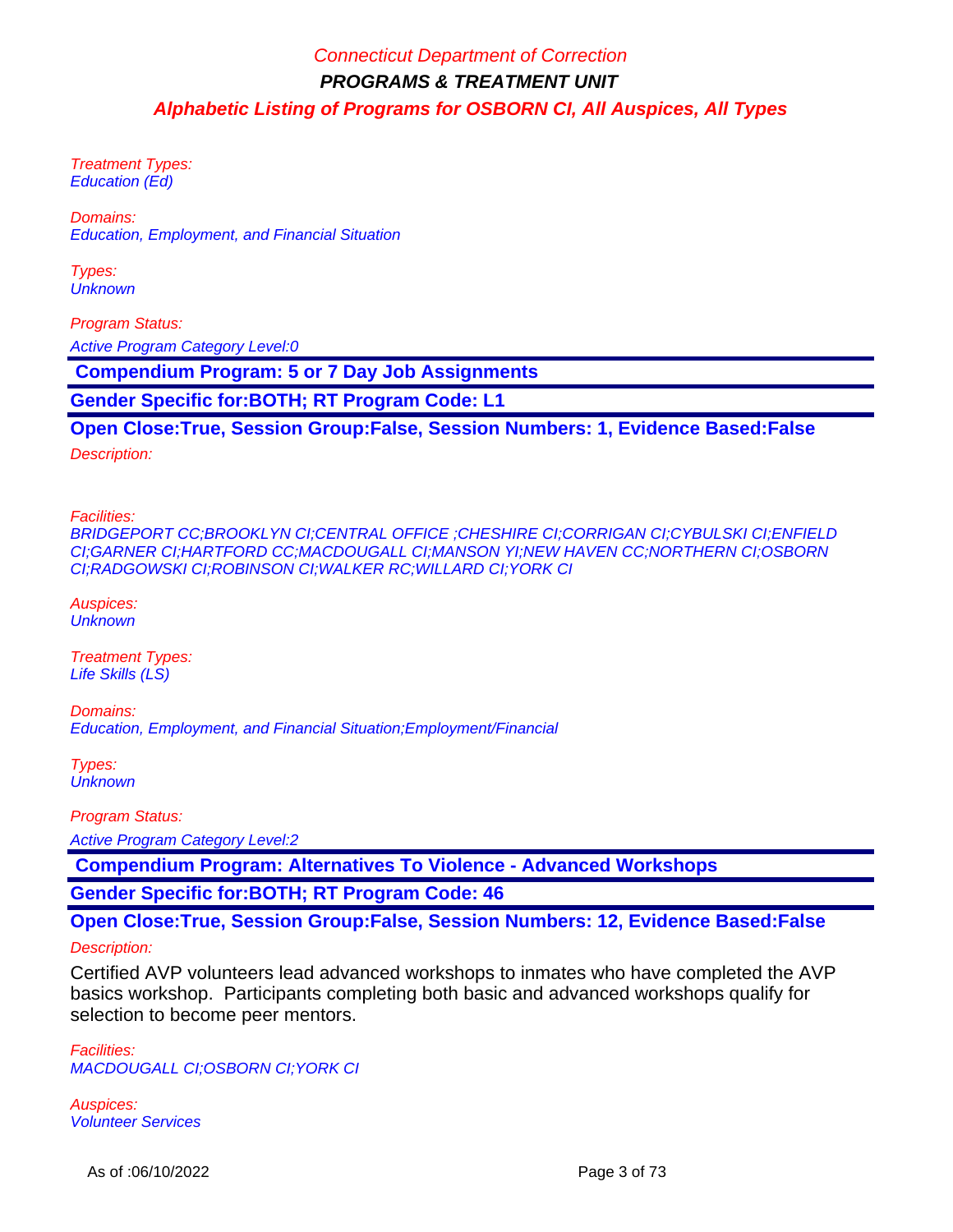Treatment Types:
Education (Ed)

Domains:
Education, Employment, and Financial Situation

Types:
Unknown

Program Status:

Active Program Category Level:0

## Compendium Program: 5 or 7 Day Job Assignments

**Gender Specific for:BOTH; RT Program Code: L1**

**Open Close:True, Session Group:False, Session Numbers: 1, Evidence Based:False**

Description:

Facilities:
BRIDGEPORT CC;BROOKLYN CI;CENTRAL OFFICE ;CHESHIRE CI;CORRIGAN CI;CYBULSKI CI;ENFIELD CI;GARNER CI;HARTFORD CC;MACDOUGALL CI;MANSON YI;NEW HAVEN CC;NORTHERN CI;OSBORN CI;RADGOWSKI CI;ROBINSON CI;WALKER RC;WILLARD CI;YORK CI

Auspices:
Unknown

Treatment Types:
Life Skills (LS)

Domains:
Education, Employment, and Financial Situation;Employment/Financial

Types:
Unknown

Program Status:

Active Program Category Level:2

## Compendium Program: Alternatives To Violence - Advanced Workshops

**Gender Specific for:BOTH; RT Program Code: 46**

**Open Close:True, Session Group:False, Session Numbers: 12, Evidence Based:False**

Description:

Certified AVP volunteers lead advanced workshops to inmates who have completed the AVP basics workshop. Participants completing both basic and advanced workshops qualify for selection to become peer mentors.

Facilities:
MACDOUGALL CI;OSBORN CI;YORK CI

Auspices:
Volunteer Services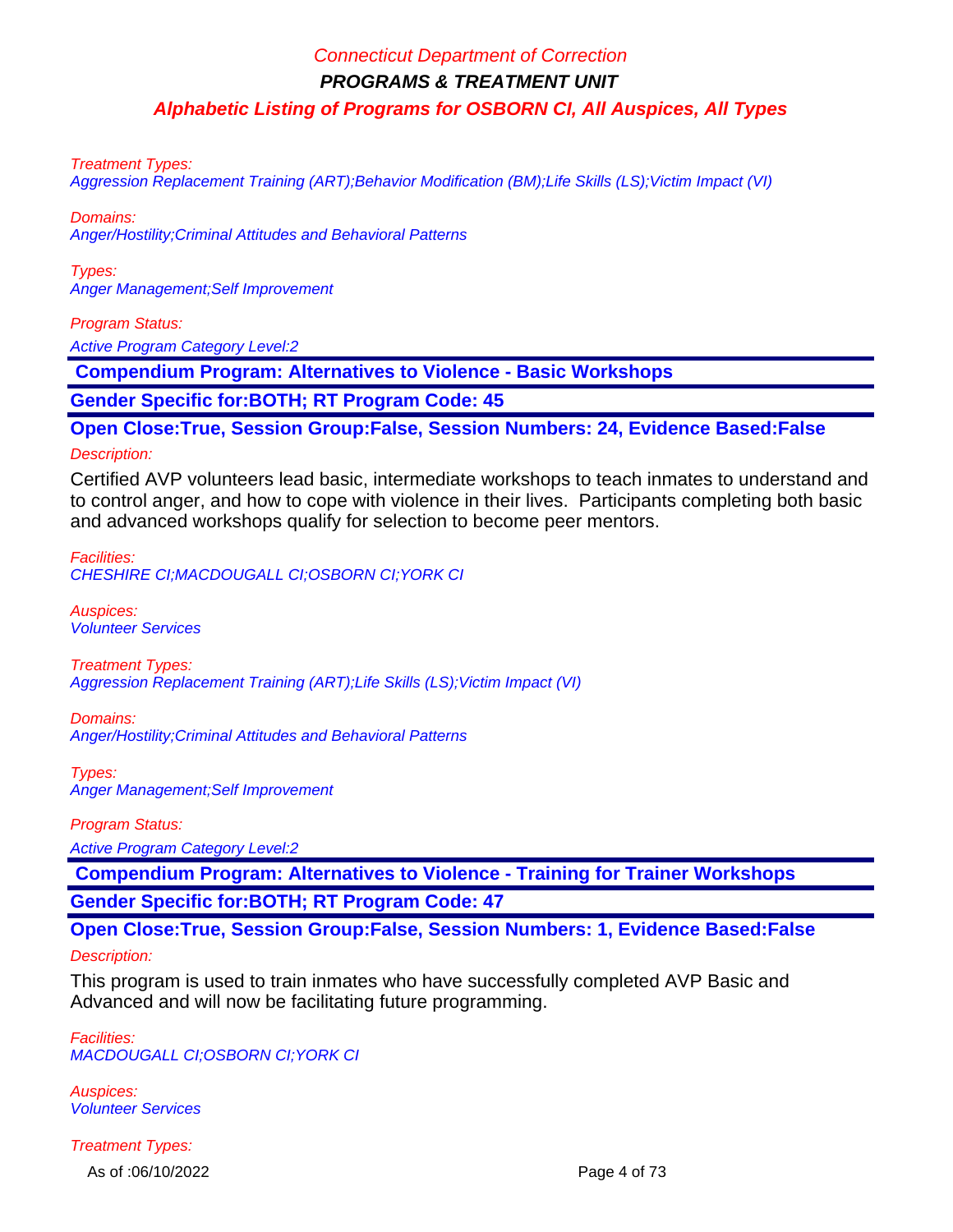*Treatment Types:*
*Aggression Replacement Training (ART);Behavior Modification (BM);Life Skills (LS);Victim Impact (VI)*

*Domains:*
*Anger/Hostility;Criminal Attitudes and Behavioral Patterns*

*Types:*
*Anger Management;Self Improvement*

*Program Status:*
*Active Program Category Level:2*

## Compendium Program: Alternatives to Violence - Basic Workshops

**Gender Specific for:BOTH; RT Program Code: 45**

**Open Close:True, Session Group:False, Session Numbers: 24, Evidence Based:False**

*Description:*

Certified AVP volunteers lead basic, intermediate workshops to teach inmates to understand and to control anger, and how to cope with violence in their lives. Participants completing both basic and advanced workshops qualify for selection to become peer mentors.

*Facilities:*
*CHESHIRE CI;MACDOUGALL CI;OSBORN CI;YORK CI*

*Auspices:*
*Volunteer Services*

*Treatment Types:*
*Aggression Replacement Training (ART);Life Skills (LS);Victim Impact (VI)*

*Domains:*
*Anger/Hostility;Criminal Attitudes and Behavioral Patterns*

*Types:*
*Anger Management;Self Improvement*

*Program Status:*
*Active Program Category Level:2*

## Compendium Program: Alternatives to Violence - Training for Trainer Workshops

**Gender Specific for:BOTH; RT Program Code: 47**

**Open Close:True, Session Group:False, Session Numbers: 1, Evidence Based:False**

*Description:*

This program is used to train inmates who have successfully completed AVP Basic and Advanced and will now be facilitating future programming.

*Facilities:*
*MACDOUGALL CI;OSBORN CI;YORK CI*

*Auspices:*
*Volunteer Services*

*Treatment Types:*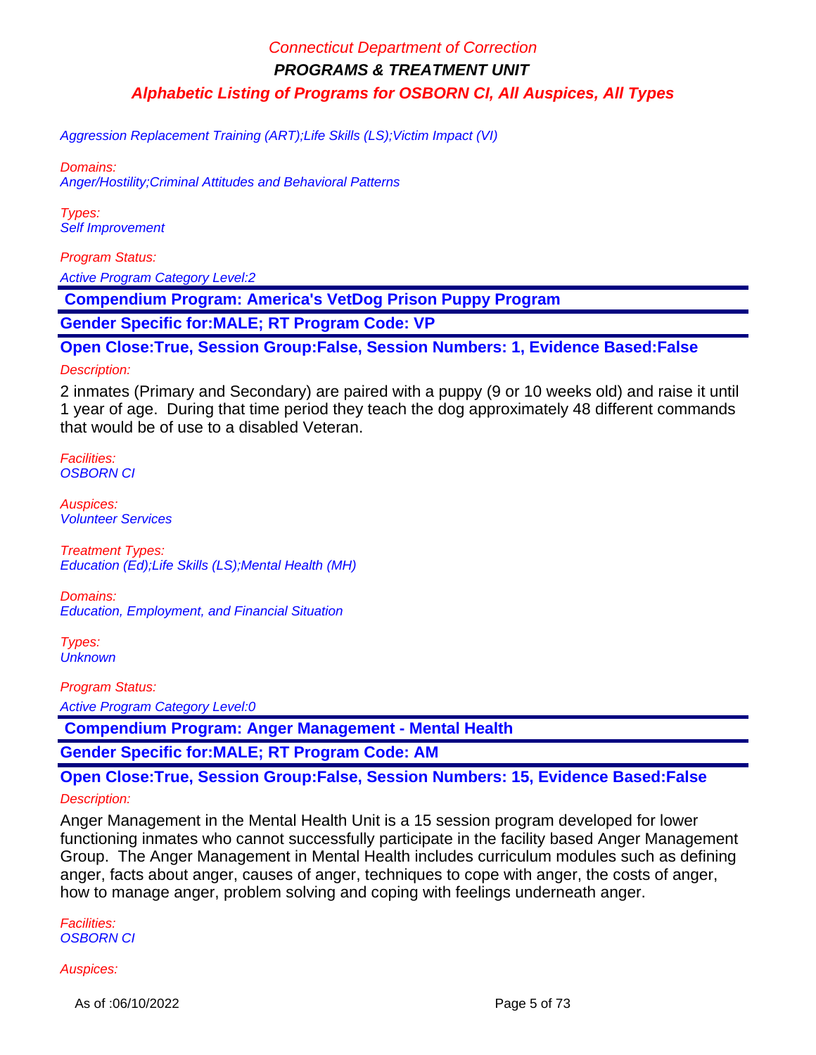Aggression Replacement Training (ART);Life Skills (LS);Victim Impact (VI)

Domains:
Anger/Hostility;Criminal Attitudes and Behavioral Patterns

Types:
Self Improvement

Program Status:
Active Program Category Level:2

## Compendium Program: America's VetDog Prison Puppy Program

**Gender Specific for:MALE; RT Program Code: VP**

**Open Close:True, Session Group:False, Session Numbers: 1, Evidence Based:False**

Description:

2 inmates (Primary and Secondary) are paired with a puppy (9 or 10 weeks old) and raise it until 1 year of age. During that time period they teach the dog approximately 48 different commands that would be of use to a disabled Veteran.

Facilities:
OSBORN CI

Auspices:
Volunteer Services

Treatment Types:
Education (Ed);Life Skills (LS);Mental Health (MH)

Domains:
Education, Employment, and Financial Situation

Types:
Unknown

Program Status:
Active Program Category Level:0

## Compendium Program: Anger Management - Mental Health

**Gender Specific for:MALE; RT Program Code: AM**

**Open Close:True, Session Group:False, Session Numbers: 15, Evidence Based:False**

Description:

Anger Management in the Mental Health Unit is a 15 session program developed for lower functioning inmates who cannot successfully participate in the facility based Anger Management Group. The Anger Management in Mental Health includes curriculum modules such as defining anger, facts about anger, causes of anger, techniques to cope with anger, the costs of anger, how to manage anger, problem solving and coping with feelings underneath anger.

Facilities:
OSBORN CI

Auspices: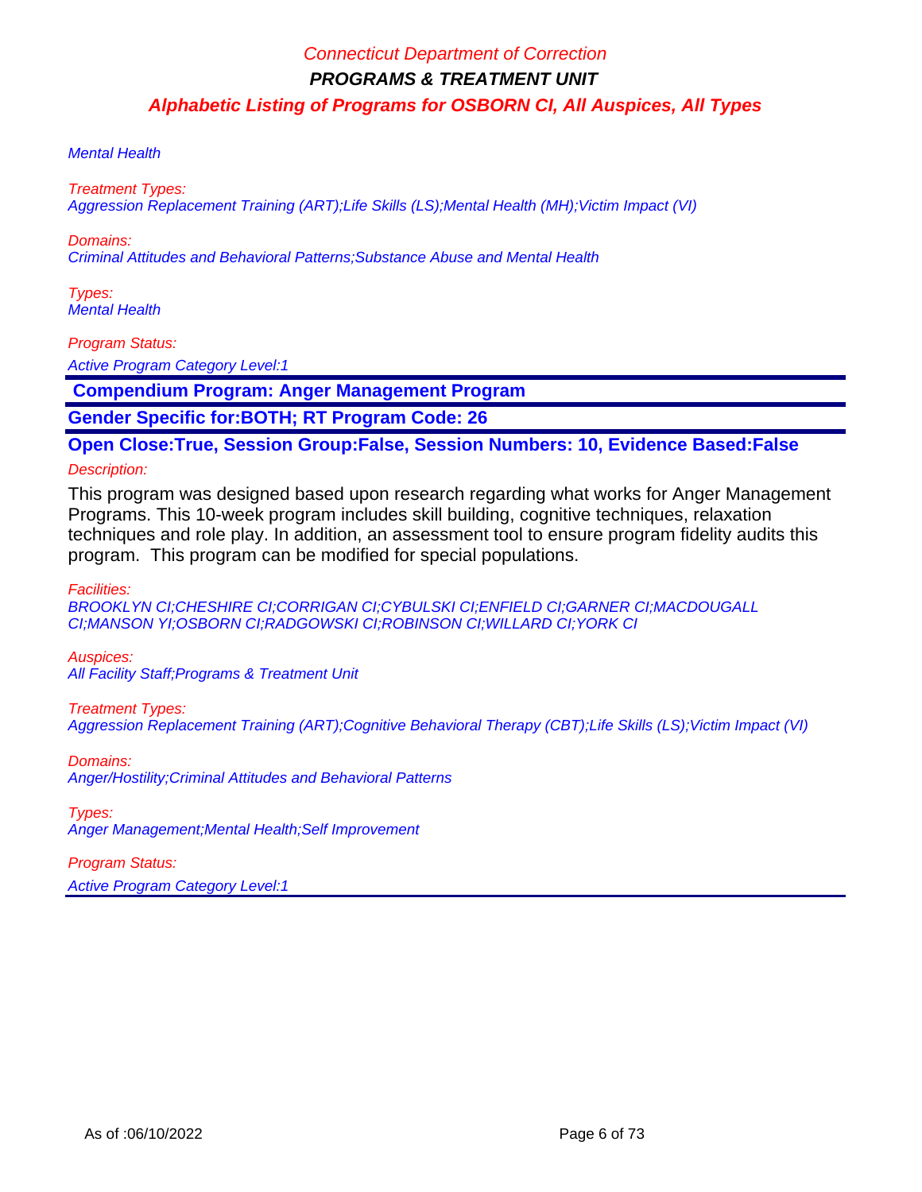Mental Health

*Treatment Types:*
*Aggression Replacement Training (ART);Life Skills (LS);Mental Health (MH);Victim Impact (VI)*

*Domains:*
*Criminal Attitudes and Behavioral Patterns;Substance Abuse and Mental Health*

*Types:*
*Mental Health*

*Program Status:*
*Active Program Category Level:1*

**Compendium Program: Anger Management Program**

**Gender Specific for:BOTH; RT Program Code: 26**

**Open Close:True, Session Group:False, Session Numbers: 10, Evidence Based:False**

*Description:*

This program was designed based upon research regarding what works for Anger Management Programs. This 10-week program includes skill building, cognitive techniques, relaxation techniques and role play. In addition, an assessment tool to ensure program fidelity audits this program. This program can be modified for special populations.

*Facilities:*
*BROOKLYN CI;CHESHIRE CI;CORRIGAN CI;CYBULSKI CI;ENFIELD CI;GARNER CI;MACDOUGALL CI;MANSON YI;OSBORN CI;RADGOWSKI CI;ROBINSON CI;WILLARD CI;YORK CI*

*Auspices:*
*All Facility Staff;Programs & Treatment Unit*

*Treatment Types:*
*Aggression Replacement Training (ART);Cognitive Behavioral Therapy (CBT);Life Skills (LS);Victim Impact (VI)*

*Domains:*
*Anger/Hostility;Criminal Attitudes and Behavioral Patterns*

*Types:*
*Anger Management;Mental Health;Self Improvement*

*Program Status:*
*Active Program Category Level:1*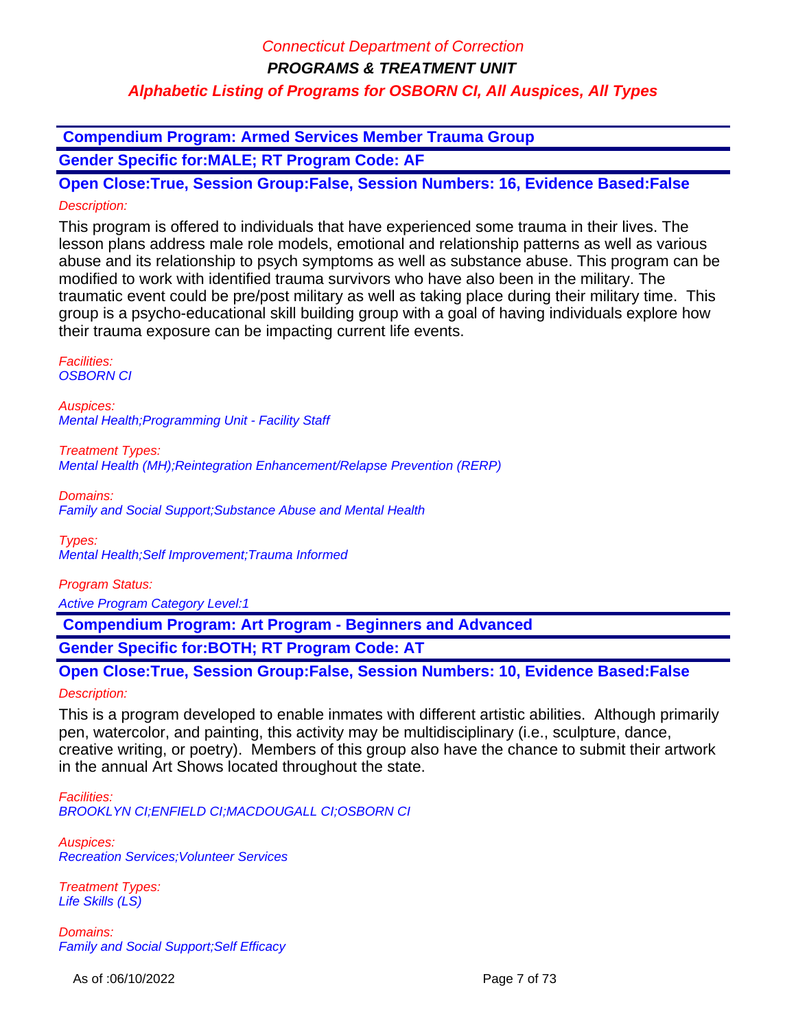**Compendium Program: Armed Services Member Trauma Group**

**Gender Specific for:MALE; RT Program Code: AF**

**Open Close:True, Session Group:False, Session Numbers: 16, Evidence Based:False**

*Description:*

This program is offered to individuals that have experienced some trauma in their lives. The lesson plans address male role models, emotional and relationship patterns as well as various abuse and its relationship to psych symptoms as well as substance abuse. This program can be modified to work with identified trauma survivors who have also been in the military. The traumatic event could be pre/post military as well as taking place during their military time. This group is a psycho-educational skill building group with a goal of having individuals explore how their trauma exposure can be impacting current life events.

*Facilities:*
*OSBORN CI*

*Auspices:*
*Mental Health;Programming Unit - Facility Staff*

*Treatment Types:*
*Mental Health (MH);Reintegration Enhancement/Relapse Prevention (RERP)*

*Domains:*
*Family and Social Support;Substance Abuse and Mental Health*

*Types:*
*Mental Health;Self Improvement;Trauma Informed*

*Program Status:*
*Active Program Category Level:1*

**Compendium Program: Art Program - Beginners and Advanced**

**Gender Specific for:BOTH; RT Program Code: AT**

**Open Close:True, Session Group:False, Session Numbers: 10, Evidence Based:False**

*Description:*

This is a program developed to enable inmates with different artistic abilities. Although primarily pen, watercolor, and painting, this activity may be multidisciplinary (i.e., sculpture, dance, creative writing, or poetry). Members of this group also have the chance to submit their artwork in the annual Art Shows located throughout the state.

*Facilities:*
*BROOKLYN CI;ENFIELD CI;MACDOUGALL CI;OSBORN CI*

*Auspices:*
*Recreation Services;Volunteer Services*

*Treatment Types:*
*Life Skills (LS)*

*Domains:*
*Family and Social Support;Self Efficacy*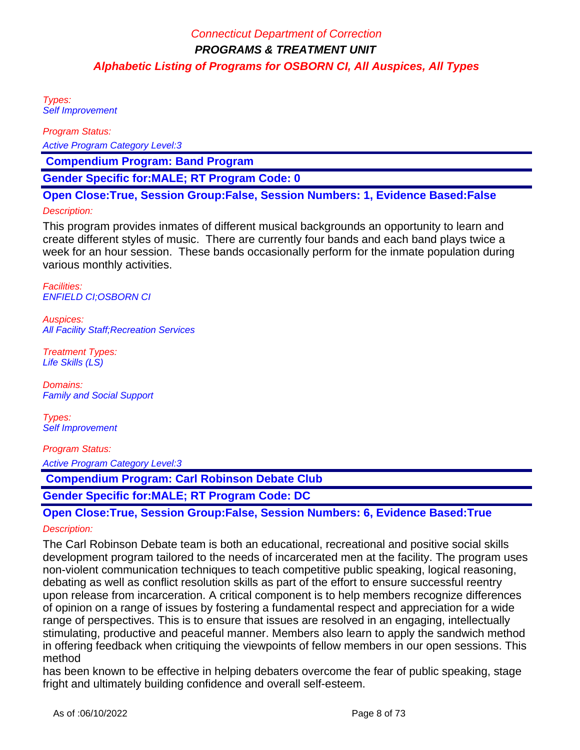Types:
Self Improvement

Program Status:
Active Program Category Level:3

**Compendium Program: Band Program**

**Gender Specific for:MALE; RT Program Code: 0**

**Open Close:True, Session Group:False, Session Numbers: 1, Evidence Based:False**

Description:

This program provides inmates of different musical backgrounds an opportunity to learn and create different styles of music. There are currently four bands and each band plays twice a week for an hour session. These bands occasionally perform for the inmate population during various monthly activities.

Facilities:
ENFIELD CI;OSBORN CI

Auspices:
All Facility Staff;Recreation Services

Treatment Types:
Life Skills (LS)

Domains:
Family and Social Support

Types:
Self Improvement

Program Status:
Active Program Category Level:3

**Compendium Program: Carl Robinson Debate Club**

**Gender Specific for:MALE; RT Program Code: DC**

**Open Close:True, Session Group:False, Session Numbers: 6, Evidence Based:True**

Description:

The Carl Robinson Debate team is both an educational, recreational and positive social skills development program tailored to the needs of incarcerated men at the facility. The program uses non-violent communication techniques to teach competitive public speaking, logical reasoning, debating as well as conflict resolution skills as part of the effort to ensure successful reentry upon release from incarceration. A critical component is to help members recognize differences of opinion on a range of issues by fostering a fundamental respect and appreciation for a wide range of perspectives. This is to ensure that issues are resolved in an engaging, intellectually stimulating, productive and peaceful manner. Members also learn to apply the sandwich method in offering feedback when critiquing the viewpoints of fellow members in our open sessions. This method
has been known to be effective in helping debaters overcome the fear of public speaking, stage fright and ultimately building confidence and overall self-esteem.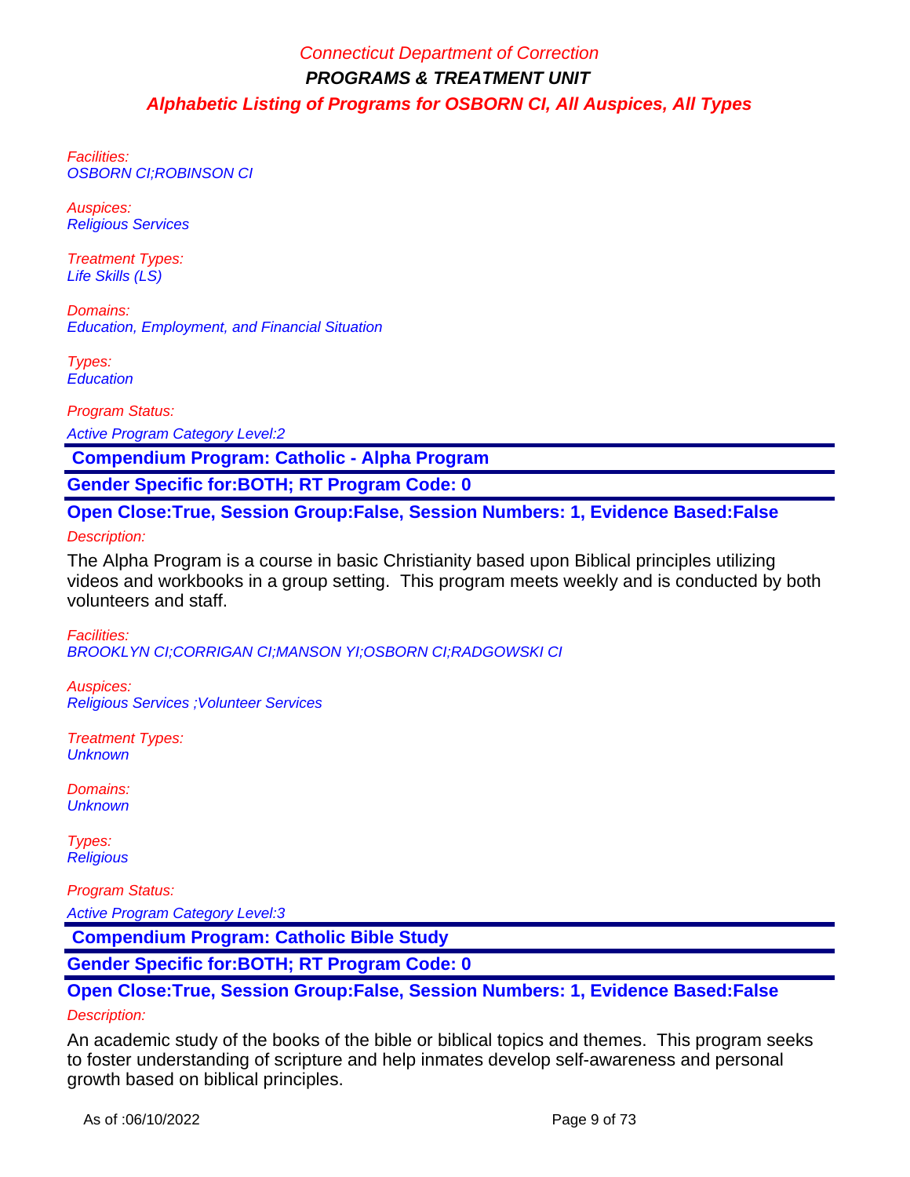Facilities:
OSBORN CI;ROBINSON CI

Auspices:
Religious Services

Treatment Types:
Life Skills (LS)

Domains:
Education, Employment, and Financial Situation

Types:
Education

Program Status:

Active Program Category Level:2

**Compendium Program: Catholic - Alpha Program**

**Gender Specific for:BOTH; RT Program Code: 0**

**Open Close:True, Session Group:False, Session Numbers: 1, Evidence Based:False**

Description:

The Alpha Program is a course in basic Christianity based upon Biblical principles utilizing videos and workbooks in a group setting. This program meets weekly and is conducted by both volunteers and staff.

Facilities:
BROOKLYN CI;CORRIGAN CI;MANSON YI;OSBORN CI;RADGOWSKI CI

Auspices:
Religious Services ;Volunteer Services

Treatment Types:
Unknown

Domains:
Unknown

Types:
Religious

Program Status:

Active Program Category Level:3

**Compendium Program: Catholic Bible Study**

**Gender Specific for:BOTH; RT Program Code: 0**

**Open Close:True, Session Group:False, Session Numbers: 1, Evidence Based:False**

Description:

An academic study of the books of the bible or biblical topics and themes. This program seeks to foster understanding of scripture and help inmates develop self-awareness and personal growth based on biblical principles.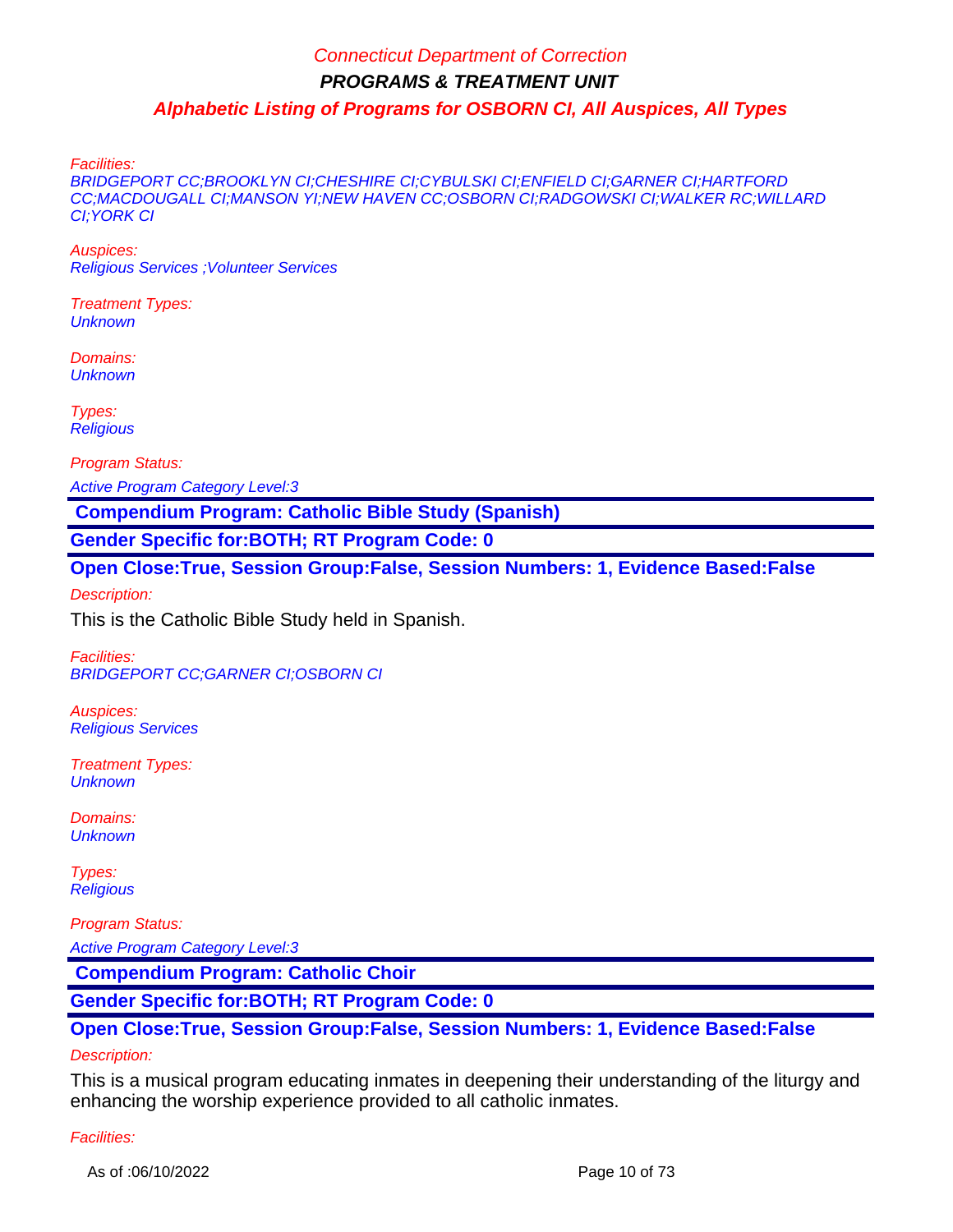Facilities:
BRIDGEPORT CC;BROOKLYN CI;CHESHIRE CI;CYBULSKI CI;ENFIELD CI;GARNER CI;HARTFORD CC;MACDOUGALL CI;MANSON YI;NEW HAVEN CC;OSBORN CI;RADGOWSKI CI;WALKER RC;WILLARD CI;YORK CI

Auspices:
Religious Services ;Volunteer Services

Treatment Types:
Unknown

Domains:
Unknown

Types:
Religious

Program Status:

Active Program Category Level:3

**Compendium Program: Catholic Bible Study (Spanish)**

**Gender Specific for:BOTH; RT Program Code: 0**

**Open Close:True, Session Group:False, Session Numbers: 1, Evidence Based:False**

Description:

This is the Catholic Bible Study held in Spanish.

Facilities:
BRIDGEPORT CC;GARNER CI;OSBORN CI

Auspices:
Religious Services

Treatment Types:
Unknown

Domains:
Unknown

Types:
Religious

Program Status:

Active Program Category Level:3

**Compendium Program: Catholic Choir**

**Gender Specific for:BOTH; RT Program Code: 0**

**Open Close:True, Session Group:False, Session Numbers: 1, Evidence Based:False**

Description:

This is a musical program educating inmates in deepening their understanding of the liturgy and enhancing the worship experience provided to all catholic inmates.

Facilities: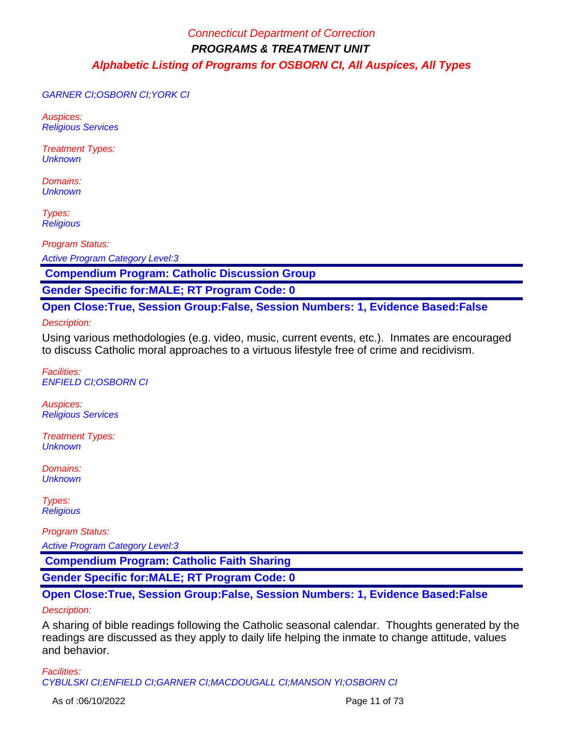GARNER CI;OSBORN CI;YORK CI

*Auspices:*
Religious Services

*Treatment Types:*
Unknown

*Domains:*
Unknown

*Types:*
Religious

*Program Status:*

Active Program Category Level:3

**Compendium Program: Catholic Discussion Group**

**Gender Specific for:MALE; RT Program Code: 0**

**Open Close:True, Session Group:False, Session Numbers: 1, Evidence Based:False**

*Description:*

Using various methodologies (e.g. video, music, current events, etc.). Inmates are encouraged to discuss Catholic moral approaches to a virtuous lifestyle free of crime and recidivism.

*Facilities:*
ENFIELD CI;OSBORN CI

*Auspices:*
Religious Services

*Treatment Types:*
Unknown

*Domains:*
Unknown

*Types:*
Religious

*Program Status:*

Active Program Category Level:3

**Compendium Program: Catholic Faith Sharing**

**Gender Specific for:MALE; RT Program Code: 0**

**Open Close:True, Session Group:False, Session Numbers: 1, Evidence Based:False**

*Description:*

A sharing of bible readings following the Catholic seasonal calendar. Thoughts generated by the readings are discussed as they apply to daily life helping the inmate to change attitude, values and behavior.

*Facilities:*
CYBULSKI CI;ENFIELD CI;GARNER CI;MACDOUGALL CI;MANSON YI;OSBORN CI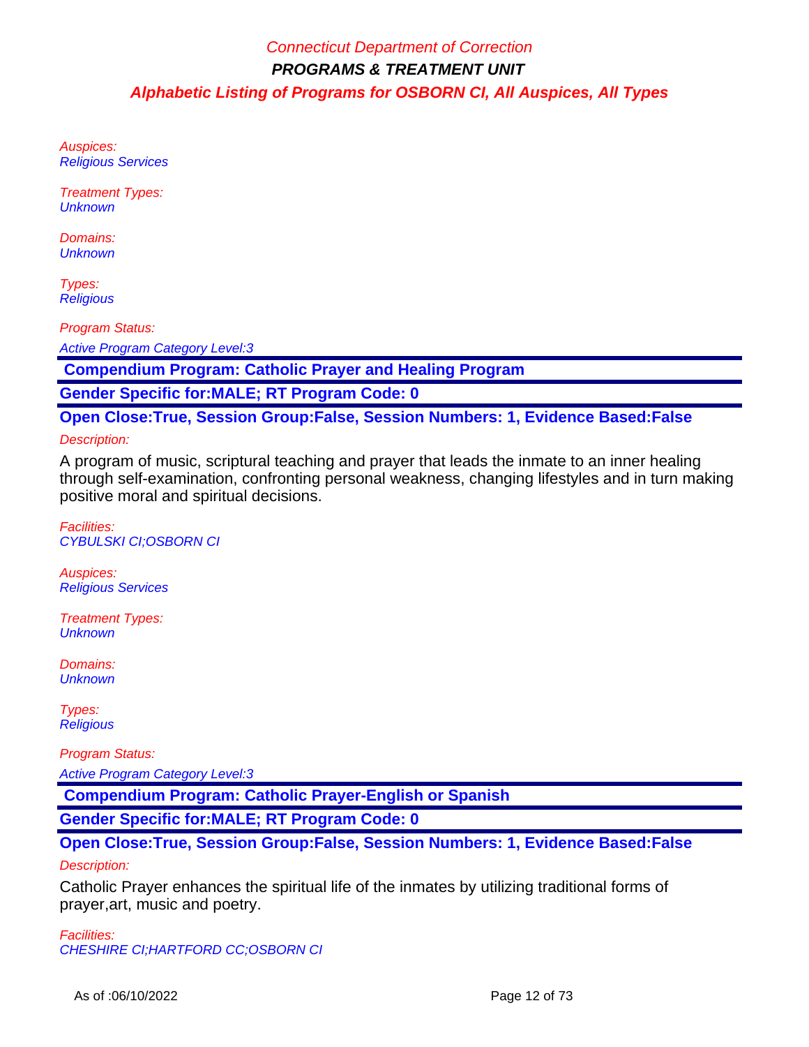Auspices:
Religious Services

Treatment Types:
Unknown

Domains:
Unknown

Types:
Religious

Program Status:

Active Program Category Level:3

**Compendium Program: Catholic Prayer and Healing Program**

**Gender Specific for:MALE; RT Program Code: 0**

**Open Close:True, Session Group:False, Session Numbers: 1, Evidence Based:False**

Description:

A program of music, scriptural teaching and prayer that leads the inmate to an inner healing through self-examination, confronting personal weakness, changing lifestyles and in turn making positive moral and spiritual decisions.

Facilities:
CYBULSKI CI;OSBORN CI

Auspices:
Religious Services

Treatment Types:
Unknown

Domains:
Unknown

Types:
Religious

Program Status:

Active Program Category Level:3

**Compendium Program: Catholic Prayer-English or Spanish**

**Gender Specific for:MALE; RT Program Code: 0**

**Open Close:True, Session Group:False, Session Numbers: 1, Evidence Based:False**

Description:

Catholic Prayer enhances the spiritual life of the inmates by utilizing traditional forms of prayer,art, music and poetry.

Facilities:
CHESHIRE CI;HARTFORD CC;OSBORN CI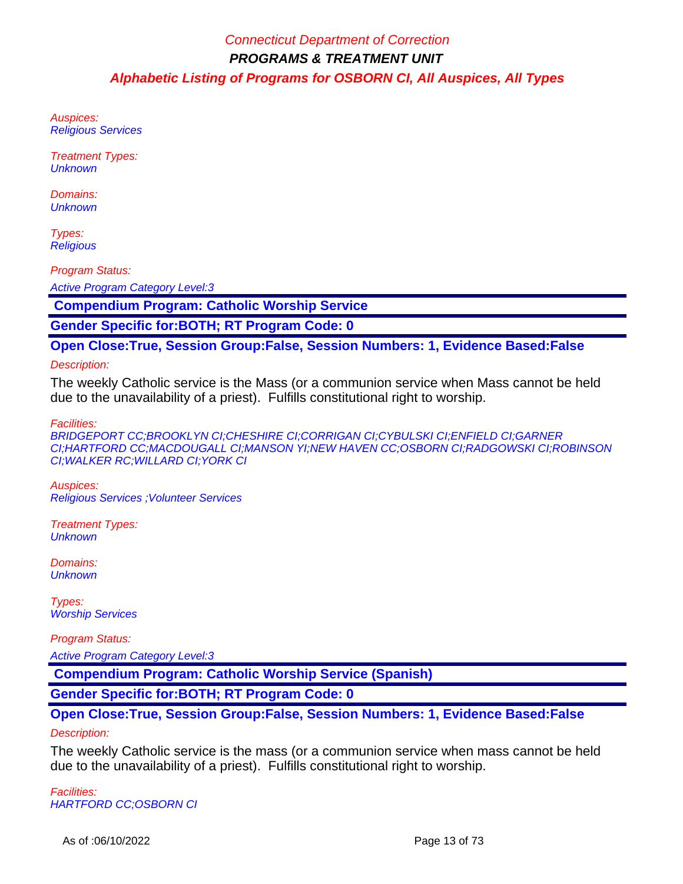Auspices:
Religious Services

Treatment Types:
Unknown

Domains:
Unknown

Types:
Religious

Program Status:

Active Program Category Level:3

**Compendium Program: Catholic Worship Service**

**Gender Specific for:BOTH; RT Program Code: 0**

**Open Close:True, Session Group:False, Session Numbers: 1, Evidence Based:False**

Description:

The weekly Catholic service is the Mass (or a communion service when Mass cannot be held due to the unavailability of a priest). Fulfills constitutional right to worship.

Facilities:
BRIDGEPORT CC;BROOKLYN CI;CHESHIRE CI;CORRIGAN CI;CYBULSKI CI;ENFIELD CI;GARNER CI;HARTFORD CC;MACDOUGALL CI;MANSON YI;NEW HAVEN CC;OSBORN CI;RADGOWSKI CI;ROBINSON CI;WALKER RC;WILLARD CI;YORK CI

Auspices:
Religious Services ;Volunteer Services

Treatment Types:
Unknown

Domains:
Unknown

Types:
Worship Services

Program Status:

Active Program Category Level:3

**Compendium Program: Catholic Worship Service (Spanish)**

**Gender Specific for:BOTH; RT Program Code: 0**

**Open Close:True, Session Group:False, Session Numbers: 1, Evidence Based:False**

Description:

The weekly Catholic service is the mass (or a communion service when mass cannot be held due to the unavailability of a priest). Fulfills constitutional right to worship.

Facilities:
HARTFORD CC;OSBORN CI

As of :06/10/2022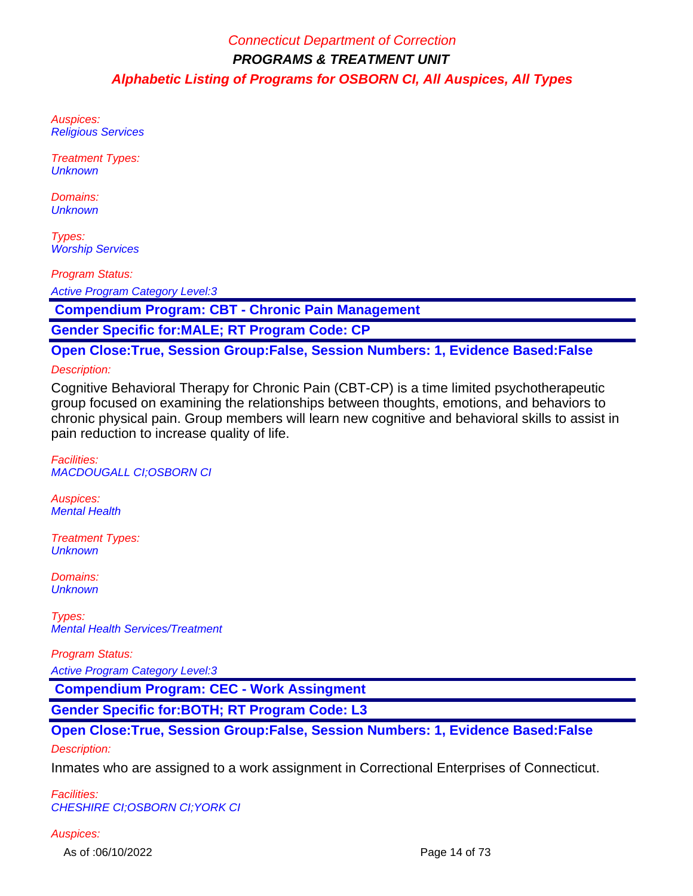Auspices:
Religious Services

Treatment Types:
Unknown

Domains:
Unknown

Types:
Worship Services

Program Status:

Active Program Category Level:3

**Compendium Program: CBT - Chronic Pain Management**

**Gender Specific for:MALE; RT Program Code: CP**

**Open Close:True, Session Group:False, Session Numbers: 1, Evidence Based:False**

Description:

Cognitive Behavioral Therapy for Chronic Pain (CBT-CP) is a time limited psychotherapeutic group focused on examining the relationships between thoughts, emotions, and behaviors to chronic physical pain. Group members will learn new cognitive and behavioral skills to assist in pain reduction to increase quality of life.

Facilities:
MACDOUGALL CI;OSBORN CI

Auspices:
Mental Health

Treatment Types:
Unknown

Domains:
Unknown

Types:
Mental Health Services/Treatment

Program Status:

Active Program Category Level:3

**Compendium Program: CEC - Work Assingment**

**Gender Specific for:BOTH; RT Program Code: L3**

**Open Close:True, Session Group:False, Session Numbers: 1, Evidence Based:False**

Description:

Inmates who are assigned to a work assignment in Correctional Enterprises of Connecticut.

Facilities:
CHESHIRE CI;OSBORN CI;YORK CI

Auspices: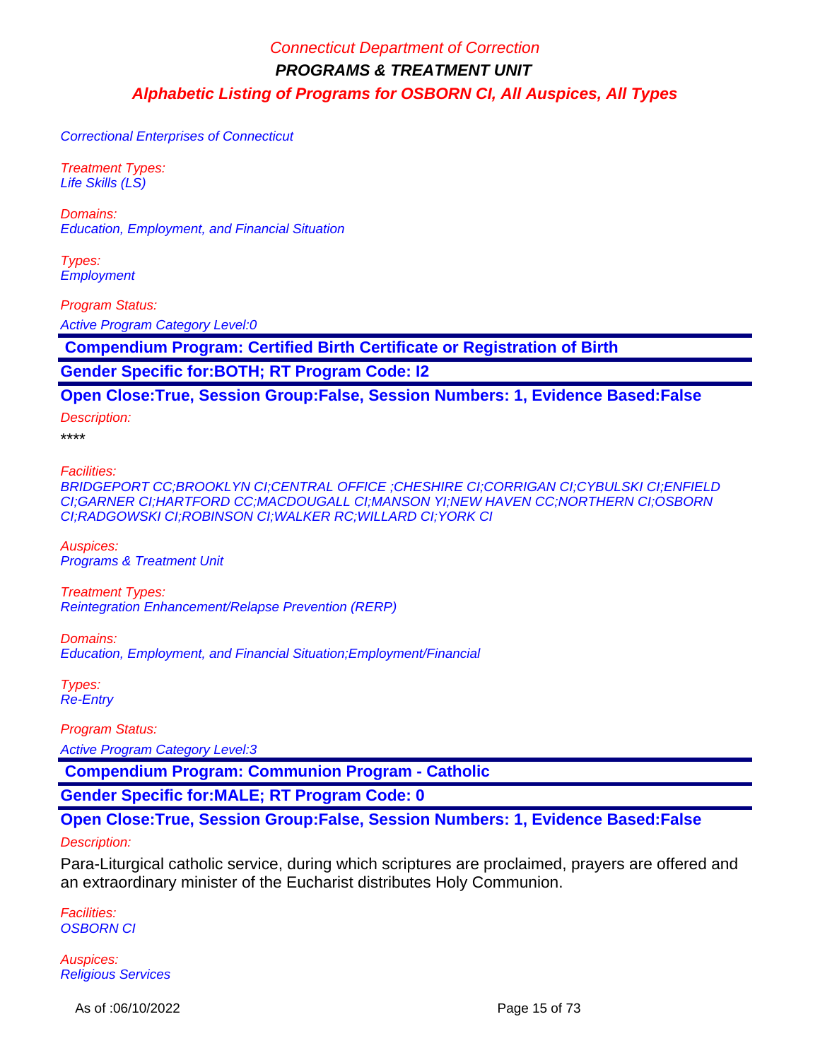Correctional Enterprises of Connecticut

Treatment Types:
Life Skills (LS)

Domains:
Education, Employment, and Financial Situation

Types:
Employment

Program Status:
Active Program Category Level:0

## Compendium Program: Certified Birth Certificate or Registration of Birth

**Gender Specific for:BOTH; RT Program Code: I2**

**Open Close:True, Session Group:False, Session Numbers: 1, Evidence Based:False**

Description:
****

Facilities:
BRIDGEPORT CC;BROOKLYN CI;CENTRAL OFFICE ;CHESHIRE CI;CORRIGAN CI;CYBULSKI CI;ENFIELD CI;GARNER CI;HARTFORD CC;MACDOUGALL CI;MANSON YI;NEW HAVEN CC;NORTHERN CI;OSBORN CI;RADGOWSKI CI;ROBINSON CI;WALKER RC;WILLARD CI;YORK CI

Auspices:
Programs & Treatment Unit

Treatment Types:
Reintegration Enhancement/Relapse Prevention (RERP)

Domains:
Education, Employment, and Financial Situation;Employment/Financial

Types:
Re-Entry

Program Status:
Active Program Category Level:3

## Compendium Program: Communion Program - Catholic

**Gender Specific for:MALE; RT Program Code: 0**

**Open Close:True, Session Group:False, Session Numbers: 1, Evidence Based:False**

Description:
Para-Liturgical catholic service, during which scriptures are proclaimed, prayers are offered and an extraordinary minister of the Eucharist distributes Holy Communion.

Facilities:
OSBORN CI

Auspices:
Religious Services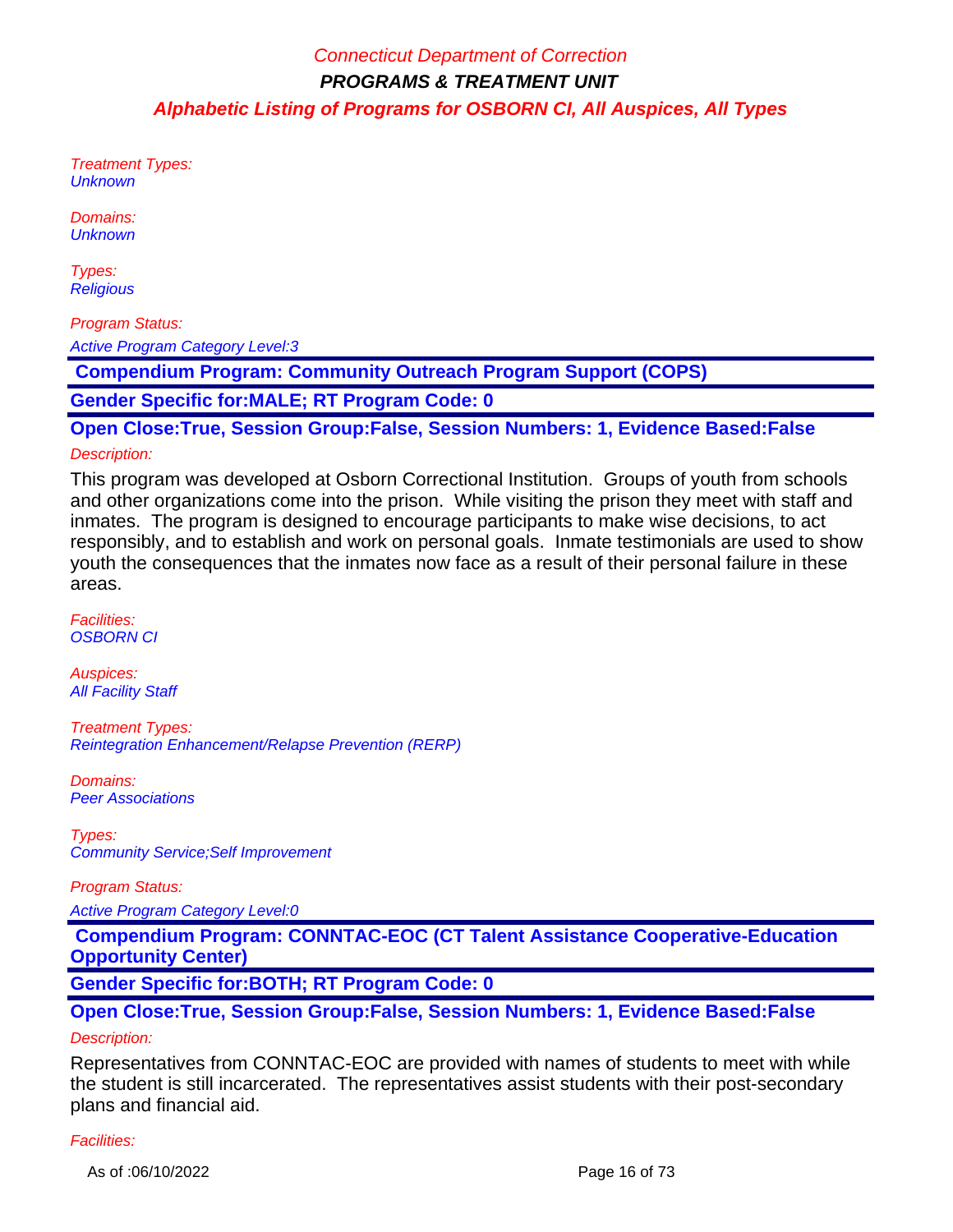Treatment Types:
*Unknown*

Domains:
*Unknown*

Types:
*Religious*

Program Status:

*Active Program Category Level:3*

**Compendium Program: Community Outreach Program Support (COPS)**

**Gender Specific for:MALE; RT Program Code: 0**

**Open Close:True, Session Group:False, Session Numbers: 1, Evidence Based:False**

Description:

This program was developed at Osborn Correctional Institution. Groups of youth from schools and other organizations come into the prison. While visiting the prison they meet with staff and inmates. The program is designed to encourage participants to make wise decisions, to act responsibly, and to establish and work on personal goals. Inmate testimonials are used to show youth the consequences that the inmates now face as a result of their personal failure in these areas.

Facilities:
*OSBORN CI*

Auspices:
*All Facility Staff*

Treatment Types:
*Reintegration Enhancement/Relapse Prevention (RERP)*

Domains:
*Peer Associations*

Types:
*Community Service;Self Improvement*

Program Status:

*Active Program Category Level:0*

**Compendium Program: CONNTAC-EOC (CT Talent Assistance Cooperative-Education Opportunity Center)**

**Gender Specific for:BOTH; RT Program Code: 0**

**Open Close:True, Session Group:False, Session Numbers: 1, Evidence Based:False**

Description:

Representatives from CONNTAC-EOC are provided with names of students to meet with while the student is still incarcerated. The representatives assist students with their post-secondary plans and financial aid.

Facilities: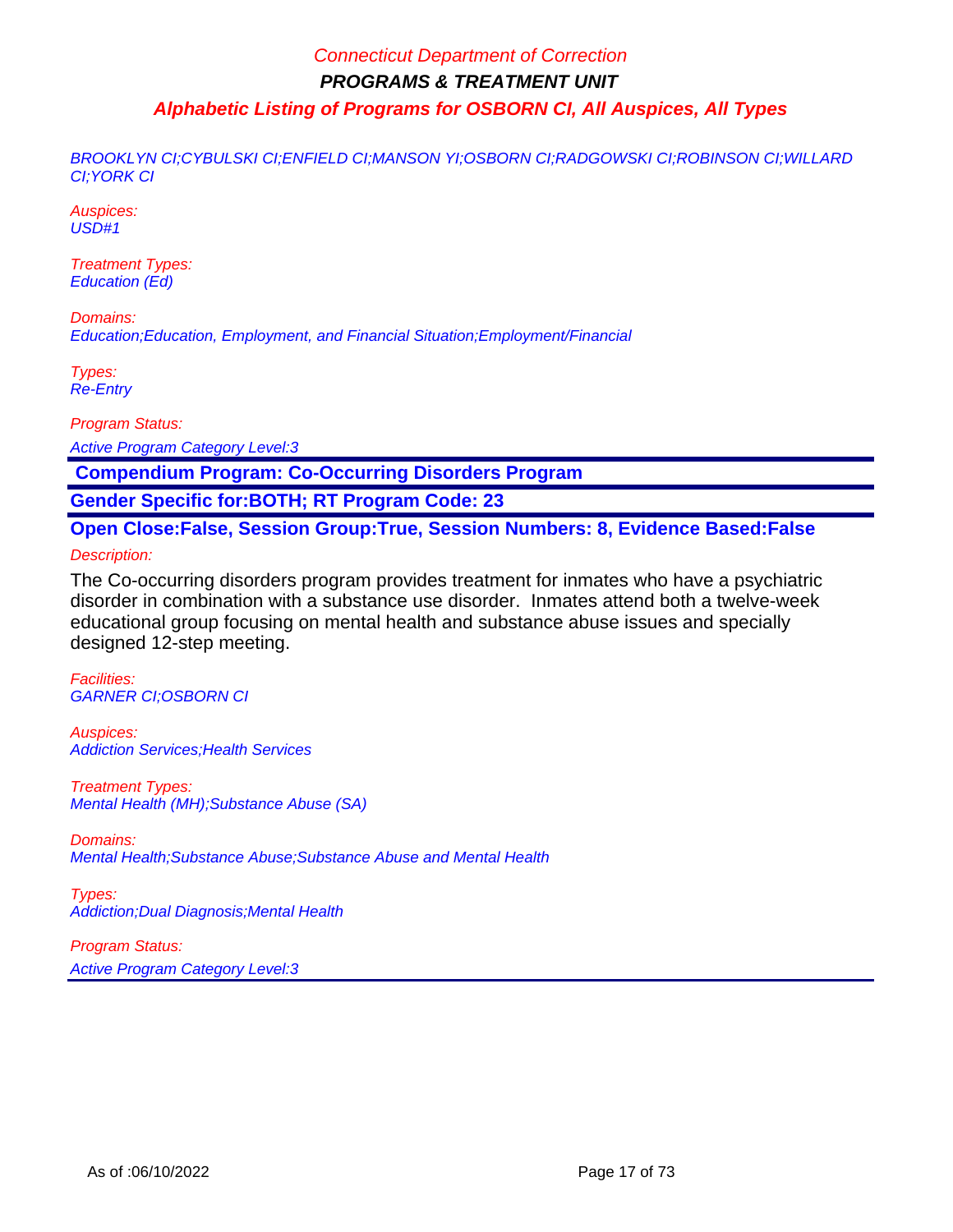BROOKLYN CI;CYBULSKI CI;ENFIELD CI;MANSON YI;OSBORN CI;RADGOWSKI CI;ROBINSON CI;WILLARD CI;YORK CI

*Auspices:*
USD#1

*Treatment Types:*
Education (Ed)

*Domains:*
Education;Education, Employment, and Financial Situation;Employment/Financial

*Types:*
Re-Entry

*Program Status:*
Active Program Category Level:3

## Compendium Program: Co-Occurring Disorders Program

**Gender Specific for:BOTH; RT Program Code: 23**

**Open Close:False, Session Group:True, Session Numbers: 8, Evidence Based:False**

*Description:*

The Co-occurring disorders program provides treatment for inmates who have a psychiatric disorder in combination with a substance use disorder. Inmates attend both a twelve-week educational group focusing on mental health and substance abuse issues and specially designed 12-step meeting.

*Facilities:*
GARNER CI;OSBORN CI

*Auspices:*
Addiction Services;Health Services

*Treatment Types:*
Mental Health (MH);Substance Abuse (SA)

*Domains:*
Mental Health;Substance Abuse;Substance Abuse and Mental Health

*Types:*
Addiction;Dual Diagnosis;Mental Health

*Program Status:*
Active Program Category Level:3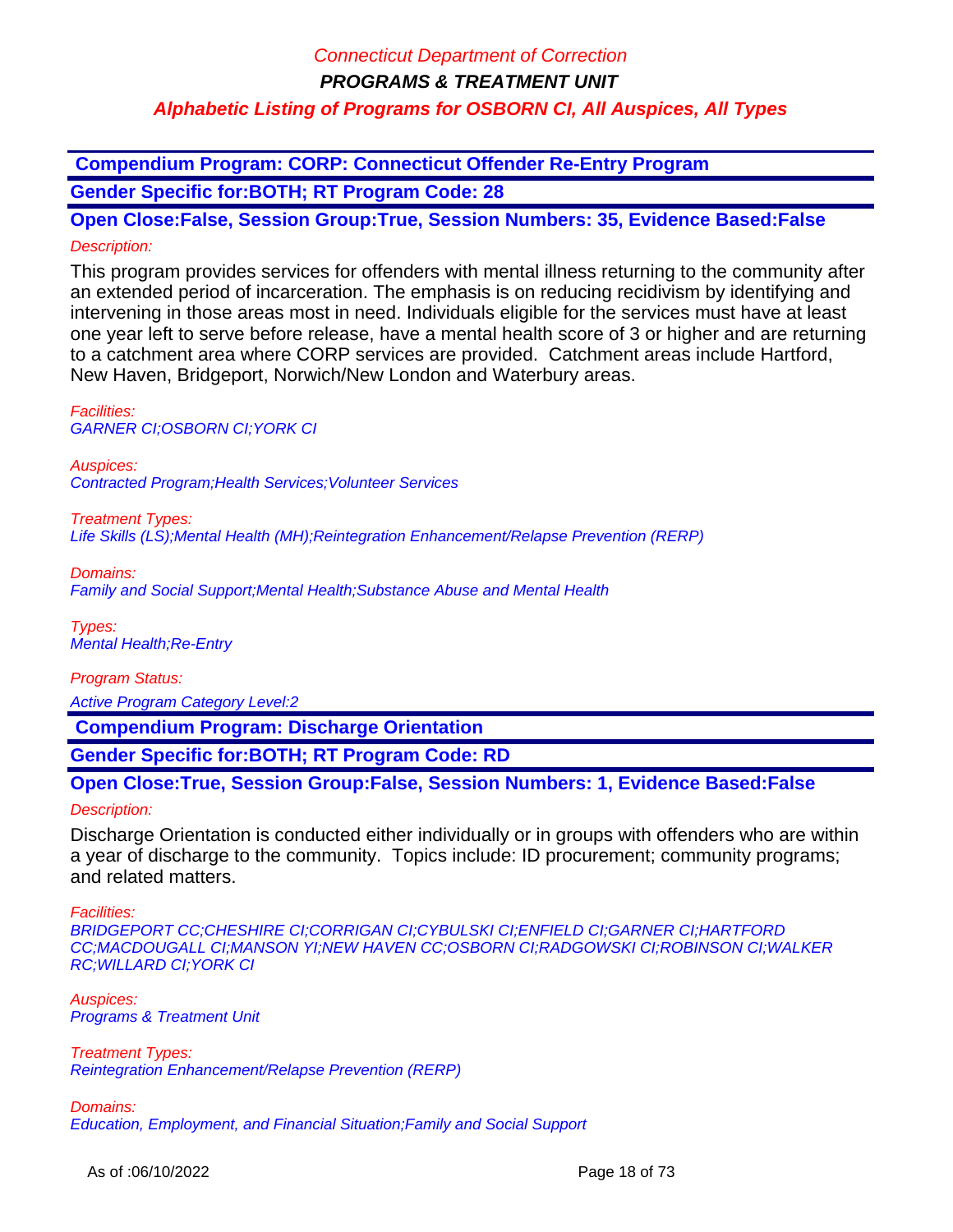Connecticut Department of Correction

**PROGRAMS & TREATMENT UNIT**

***Alphabetic Listing of Programs for OSBORN CI, All Auspices, All Types***

## Compendium Program: CORP: Connecticut Offender Re-Entry Program

**Gender Specific for:BOTH; RT Program Code: 28**

**Open Close:False, Session Group:True, Session Numbers: 35, Evidence Based:False**

*Description:*

This program provides services for offenders with mental illness returning to the community after an extended period of incarceration. The emphasis is on reducing recidivism by identifying and intervening in those areas most in need. Individuals eligible for the services must have at least one year left to serve before release, have a mental health score of 3 or higher and are returning to a catchment area where CORP services are provided. Catchment areas include Hartford, New Haven, Bridgeport, Norwich/New London and Waterbury areas.

*Facilities:*
GARNER CI;OSBORN CI;YORK CI

*Auspices:*
Contracted Program;Health Services;Volunteer Services

*Treatment Types:*
Life Skills (LS);Mental Health (MH);Reintegration Enhancement/Relapse Prevention (RERP)

*Domains:*
Family and Social Support;Mental Health;Substance Abuse and Mental Health

*Types:*
Mental Health;Re-Entry

*Program Status:*
Active Program Category Level:2

## Compendium Program: Discharge Orientation

**Gender Specific for:BOTH; RT Program Code: RD**

**Open Close:True, Session Group:False, Session Numbers: 1, Evidence Based:False**

*Description:*

Discharge Orientation is conducted either individually or in groups with offenders who are within a year of discharge to the community. Topics include: ID procurement; community programs; and related matters.

*Facilities:*
BRIDGEPORT CC;CHESHIRE CI;CORRIGAN CI;CYBULSKI CI;ENFIELD CI;GARNER CI;HARTFORD CC;MACDOUGALL CI;MANSON YI;NEW HAVEN CC;OSBORN CI;RADGOWSKI CI;ROBINSON CI;WALKER RC;WILLARD CI;YORK CI

*Auspices:*
Programs & Treatment Unit

*Treatment Types:*
Reintegration Enhancement/Relapse Prevention (RERP)

*Domains:*
Education, Employment, and Financial Situation;Family and Social Support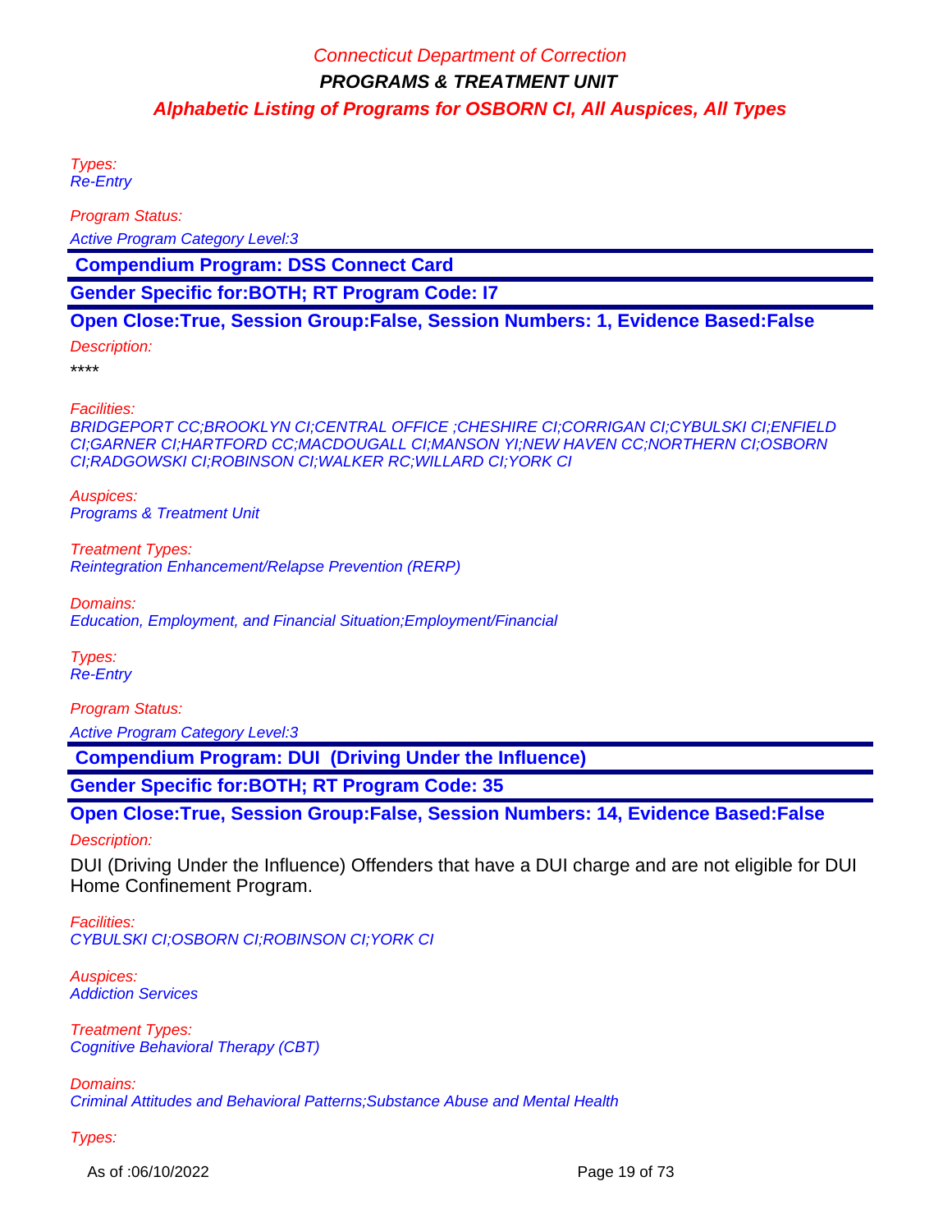Types:
Re-Entry

Program Status:
Active Program Category Level:3

**Compendium Program: DSS Connect Card**

**Gender Specific for:BOTH; RT Program Code: I7**

**Open Close:True, Session Group:False, Session Numbers: 1, Evidence Based:False**

Description:
****

Facilities:
BRIDGEPORT CC;BROOKLYN CI;CENTRAL OFFICE ;CHESHIRE CI;CORRIGAN CI;CYBULSKI CI;ENFIELD CI;GARNER CI;HARTFORD CC;MACDOUGALL CI;MANSON YI;NEW HAVEN CC;NORTHERN CI;OSBORN CI;RADGOWSKI CI;ROBINSON CI;WALKER RC;WILLARD CI;YORK CI

Auspices:
Programs & Treatment Unit

Treatment Types:
Reintegration Enhancement/Relapse Prevention (RERP)

Domains:
Education, Employment, and Financial Situation;Employment/Financial

Types:
Re-Entry

Program Status:
Active Program Category Level:3

**Compendium Program: DUI (Driving Under the Influence)**

**Gender Specific for:BOTH; RT Program Code: 35**

**Open Close:True, Session Group:False, Session Numbers: 14, Evidence Based:False**

Description:

DUI (Driving Under the Influence) Offenders that have a DUI charge and are not eligible for DUI Home Confinement Program.

Facilities:
CYBULSKI CI;OSBORN CI;ROBINSON CI;YORK CI

Auspices:
Addiction Services

Treatment Types:
Cognitive Behavioral Therapy (CBT)

Domains:
Criminal Attitudes and Behavioral Patterns;Substance Abuse and Mental Health

Types: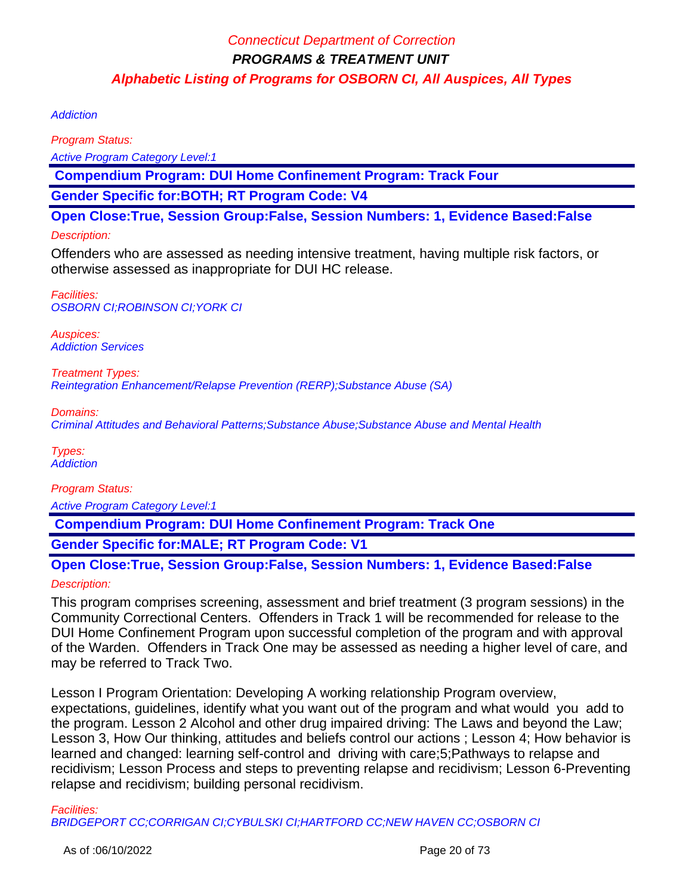Addiction

*Program Status:*

*Active Program Category Level:1*

**Compendium Program: DUI Home Confinement Program: Track Four**

**Gender Specific for:BOTH; RT Program Code: V4**

**Open Close:True, Session Group:False, Session Numbers: 1, Evidence Based:False**

*Description:*

Offenders who are assessed as needing intensive treatment, having multiple risk factors, or otherwise assessed as inappropriate for DUI HC release.

*Facilities:*
OSBORN CI;ROBINSON CI;YORK CI

*Auspices:*
Addiction Services

*Treatment Types:*
Reintegration Enhancement/Relapse Prevention (RERP);Substance Abuse (SA)

*Domains:*
Criminal Attitudes and Behavioral Patterns;Substance Abuse;Substance Abuse and Mental Health

*Types:*
Addiction

*Program Status:*

*Active Program Category Level:1*

**Compendium Program: DUI Home Confinement Program: Track One**

**Gender Specific for:MALE; RT Program Code: V1**

**Open Close:True, Session Group:False, Session Numbers: 1, Evidence Based:False**

*Description:*

This program comprises screening, assessment and brief treatment (3 program sessions) in the Community Correctional Centers. Offenders in Track 1 will be recommended for release to the DUI Home Confinement Program upon successful completion of the program and with approval of the Warden. Offenders in Track One may be assessed as needing a higher level of care, and may be referred to Track Two.

Lesson I Program Orientation: Developing A working relationship Program overview, expectations, guidelines, identify what you want out of the program and what would you add to the program. Lesson 2 Alcohol and other drug impaired driving: The Laws and beyond the Law; Lesson 3, How Our thinking, attitudes and beliefs control our actions ; Lesson 4; How behavior is learned and changed: learning self-control and driving with care;5;Pathways to relapse and recidivism; Lesson Process and steps to preventing relapse and recidivism; Lesson 6-Preventing relapse and recidivism; building personal recidivism.

*Facilities:*
BRIDGEPORT CC;CORRIGAN CI;CYBULSKI CI;HARTFORD CC;NEW HAVEN CC;OSBORN CI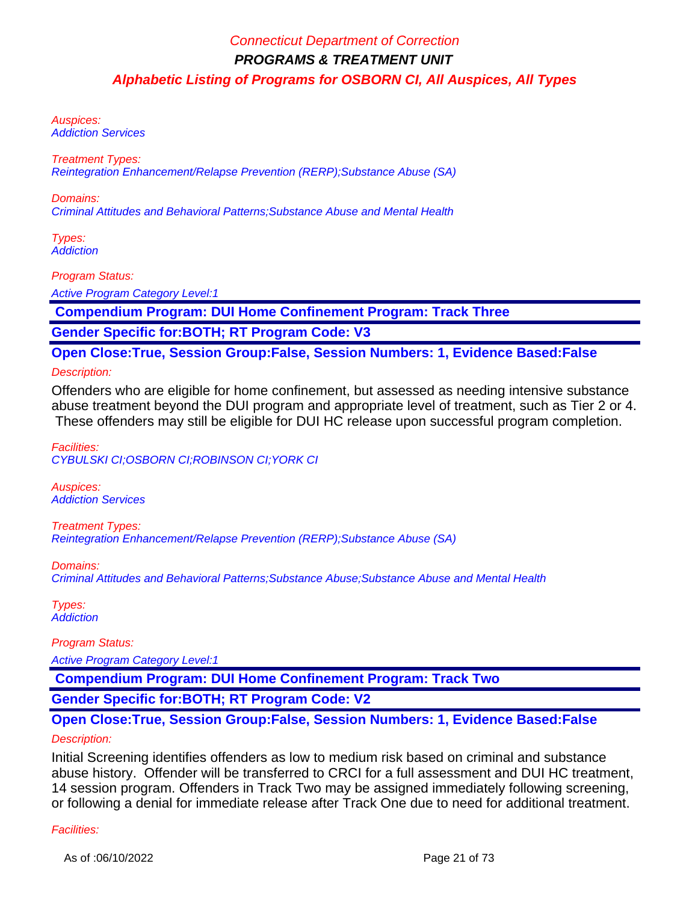Auspices:
Addiction Services

Treatment Types:
Reintegration Enhancement/Relapse Prevention (RERP);Substance Abuse (SA)

Domains:
Criminal Attitudes and Behavioral Patterns;Substance Abuse and Mental Health

Types:
Addiction

Program Status:

Active Program Category Level:1

**Compendium Program: DUI Home Confinement Program: Track Three**

**Gender Specific for:BOTH; RT Program Code: V3**

**Open Close:True, Session Group:False, Session Numbers: 1, Evidence Based:False**

Description:

Offenders who are eligible for home confinement, but assessed as needing intensive substance abuse treatment beyond the DUI program and appropriate level of treatment, such as Tier 2 or 4. These offenders may still be eligible for DUI HC release upon successful program completion.

Facilities:
CYBULSKI CI;OSBORN CI;ROBINSON CI;YORK CI

Auspices:
Addiction Services

Treatment Types:
Reintegration Enhancement/Relapse Prevention (RERP);Substance Abuse (SA)

Domains:
Criminal Attitudes and Behavioral Patterns;Substance Abuse;Substance Abuse and Mental Health

Types:
Addiction

Program Status:

Active Program Category Level:1

**Compendium Program: DUI Home Confinement Program: Track Two**

**Gender Specific for:BOTH; RT Program Code: V2**

**Open Close:True, Session Group:False, Session Numbers: 1, Evidence Based:False**

Description:

Initial Screening identifies offenders as low to medium risk based on criminal and substance abuse history. Offender will be transferred to CRCI for a full assessment and DUI HC treatment, 14 session program. Offenders in Track Two may be assigned immediately following screening, or following a denial for immediate release after Track One due to need for additional treatment.

Facilities: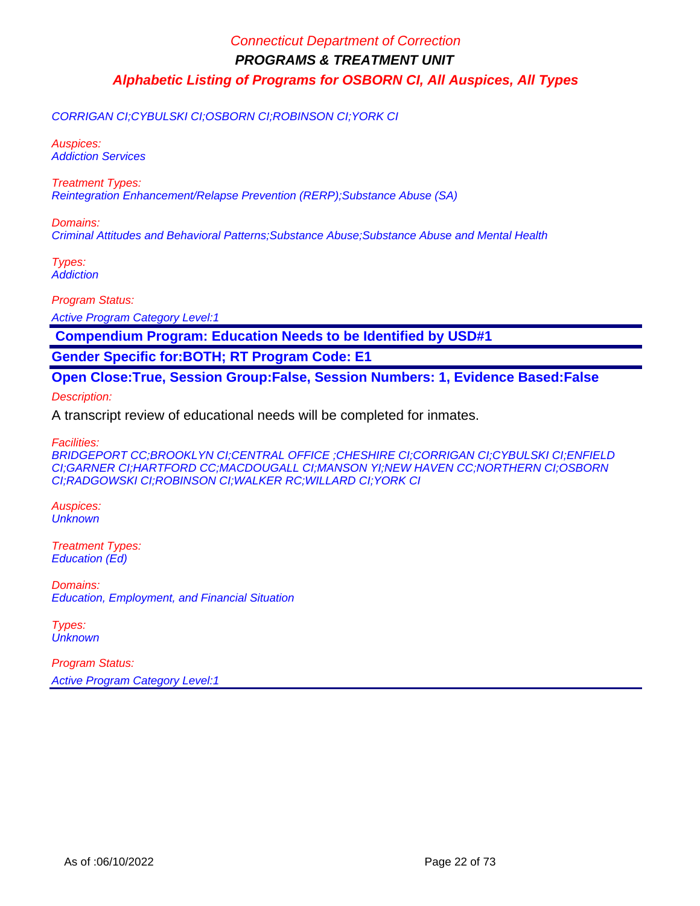CORRIGAN CI;CYBULSKI CI;OSBORN CI;ROBINSON CI;YORK CI

Auspices:
Addiction Services

Treatment Types:
Reintegration Enhancement/Relapse Prevention (RERP);Substance Abuse (SA)

Domains:
Criminal Attitudes and Behavioral Patterns;Substance Abuse;Substance Abuse and Mental Health

Types:
Addiction

Program Status:

Active Program Category Level:1

**Compendium Program: Education Needs to be Identified by USD#1**

**Gender Specific for:BOTH; RT Program Code: E1**

**Open Close:True, Session Group:False, Session Numbers: 1, Evidence Based:False**

Description:

A transcript review of educational needs will be completed for inmates.

Facilities:
BRIDGEPORT CC;BROOKLYN CI;CENTRAL OFFICE ;CHESHIRE CI;CORRIGAN CI;CYBULSKI CI;ENFIELD CI;GARNER CI;HARTFORD CC;MACDOUGALL CI;MANSON YI;NEW HAVEN CC;NORTHERN CI;OSBORN CI;RADGOWSKI CI;ROBINSON CI;WALKER RC;WILLARD CI;YORK CI

Auspices:
Unknown

Treatment Types:
Education (Ed)

Domains:
Education, Employment, and Financial Situation

Types:
Unknown

Program Status:

Active Program Category Level:1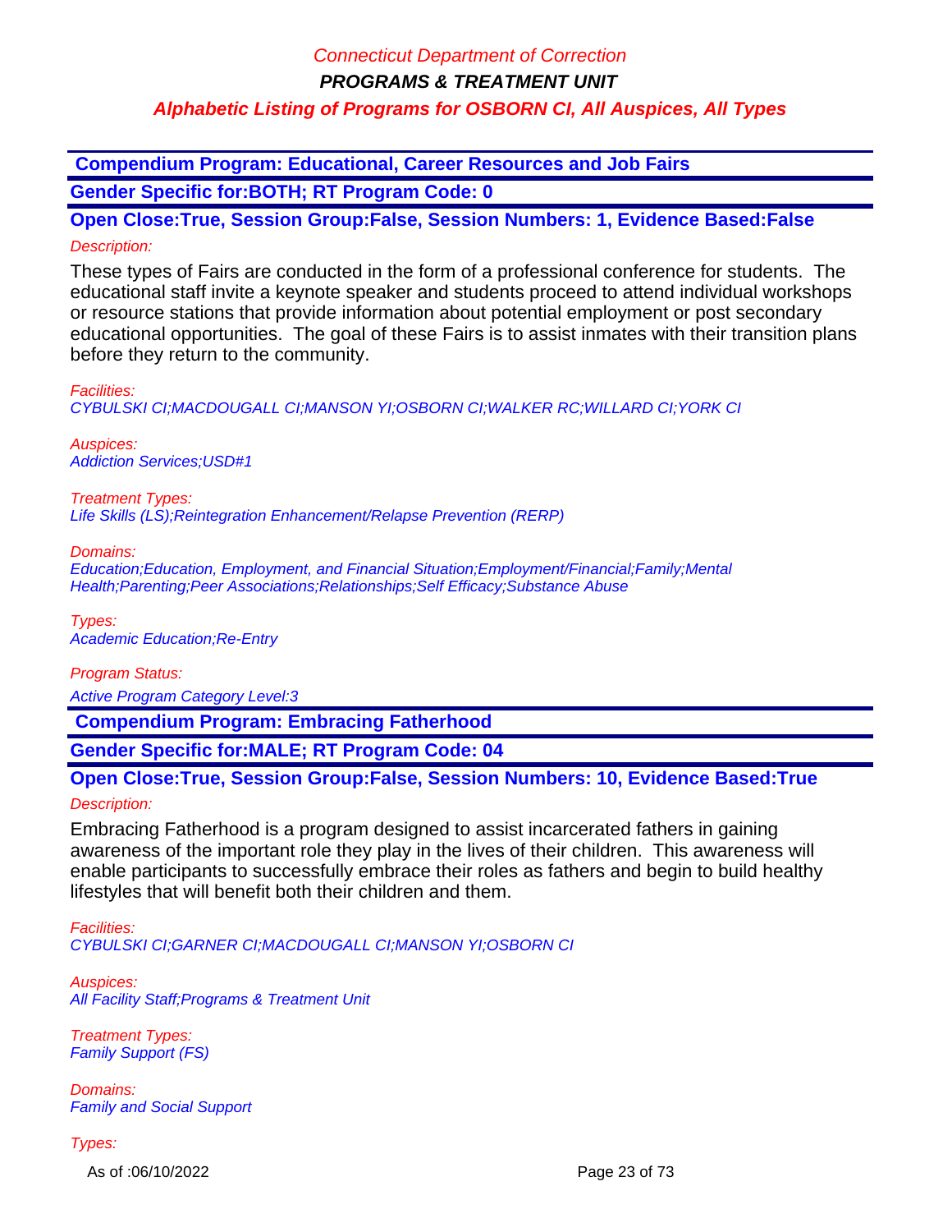Connecticut Department of Correction

**PROGRAMS & TREATMENT UNIT**

***Alphabetic Listing of Programs for OSBORN CI, All Auspices, All Types***

## Compendium Program: Educational, Career Resources and Job Fairs

**Gender Specific for:BOTH; RT Program Code: 0**

**Open Close:True, Session Group:False, Session Numbers: 1, Evidence Based:False**

*Description:*

These types of Fairs are conducted in the form of a professional conference for students. The educational staff invite a keynote speaker and students proceed to attend individual workshops or resource stations that provide information about potential employment or post secondary educational opportunities. The goal of these Fairs is to assist inmates with their transition plans before they return to the community.

*Facilities:*
*CYBULSKI CI;MACDOUGALL CI;MANSON YI;OSBORN CI;WALKER RC;WILLARD CI;YORK CI*

*Auspices:*
*Addiction Services;USD#1*

*Treatment Types:*
*Life Skills (LS);Reintegration Enhancement/Relapse Prevention (RERP)*

*Domains:*
*Education;Education, Employment, and Financial Situation;Employment/Financial;Family;Mental Health;Parenting;Peer Associations;Relationships;Self Efficacy;Substance Abuse*

*Types:*
*Academic Education;Re-Entry*

*Program Status:*

*Active Program Category Level:3*

## Compendium Program: Embracing Fatherhood

**Gender Specific for:MALE; RT Program Code: 04**

**Open Close:True, Session Group:False, Session Numbers: 10, Evidence Based:True**

*Description:*

Embracing Fatherhood is a program designed to assist incarcerated fathers in gaining awareness of the important role they play in the lives of their children. This awareness will enable participants to successfully embrace their roles as fathers and begin to build healthy lifestyles that will benefit both their children and them.

*Facilities:*
*CYBULSKI CI;GARNER CI;MACDOUGALL CI;MANSON YI;OSBORN CI*

*Auspices:*
*All Facility Staff;Programs & Treatment Unit*

*Treatment Types:*
*Family Support (FS)*

*Domains:*
*Family and Social Support*

*Types:*

As of :06/10/2022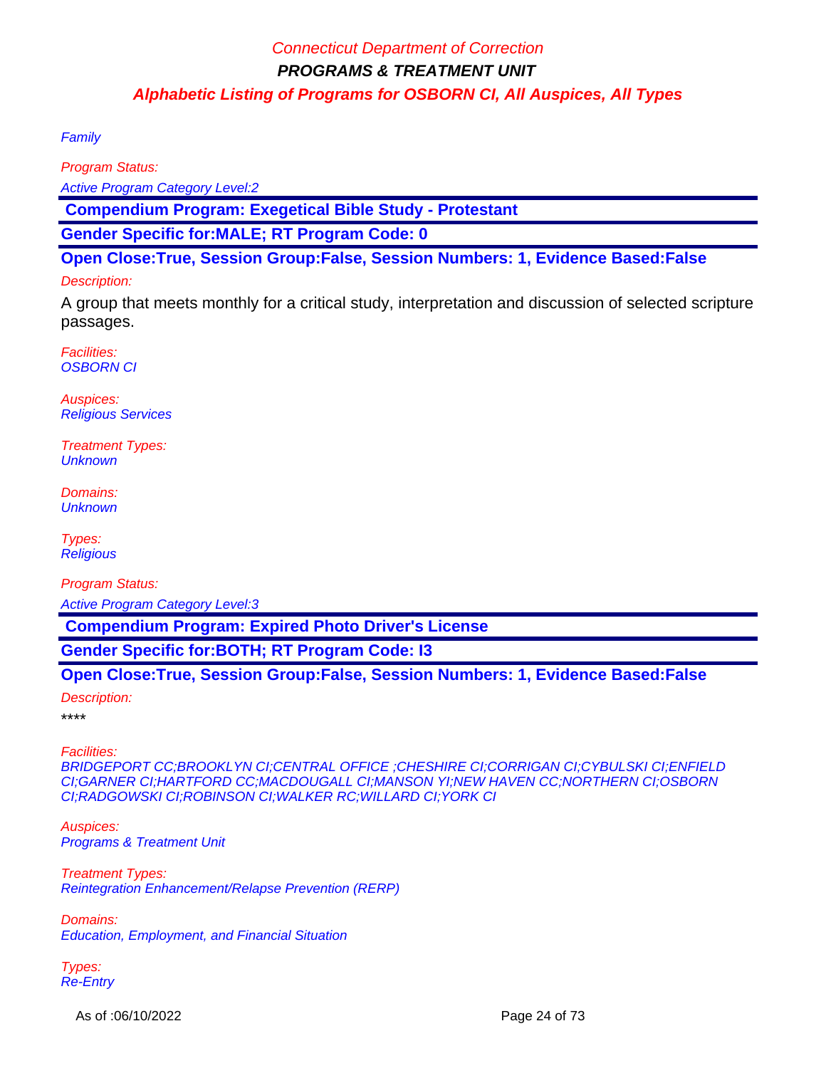Family

Program Status:

Active Program Category Level:2

**Compendium Program: Exegetical Bible Study - Protestant**

**Gender Specific for:MALE; RT Program Code: 0**

**Open Close:True, Session Group:False, Session Numbers: 1, Evidence Based:False**

Description:

A group that meets monthly for a critical study, interpretation and discussion of selected scripture passages.

Facilities:
OSBORN CI

Auspices:
Religious Services

Treatment Types:
Unknown

Domains:
Unknown

Types:
Religious

Program Status:

Active Program Category Level:3

**Compendium Program: Expired Photo Driver's License**

**Gender Specific for:BOTH; RT Program Code: I3**

**Open Close:True, Session Group:False, Session Numbers: 1, Evidence Based:False**

Description:

****

Facilities:
BRIDGEPORT CC;BROOKLYN CI;CENTRAL OFFICE ;CHESHIRE CI;CORRIGAN CI;CYBULSKI CI;ENFIELD CI;GARNER CI;HARTFORD CC;MACDOUGALL CI;MANSON YI;NEW HAVEN CC;NORTHERN CI;OSBORN CI;RADGOWSKI CI;ROBINSON CI;WALKER RC;WILLARD CI;YORK CI

Auspices:
Programs & Treatment Unit

Treatment Types:
Reintegration Enhancement/Relapse Prevention (RERP)

Domains:
Education, Employment, and Financial Situation

Types:
Re-Entry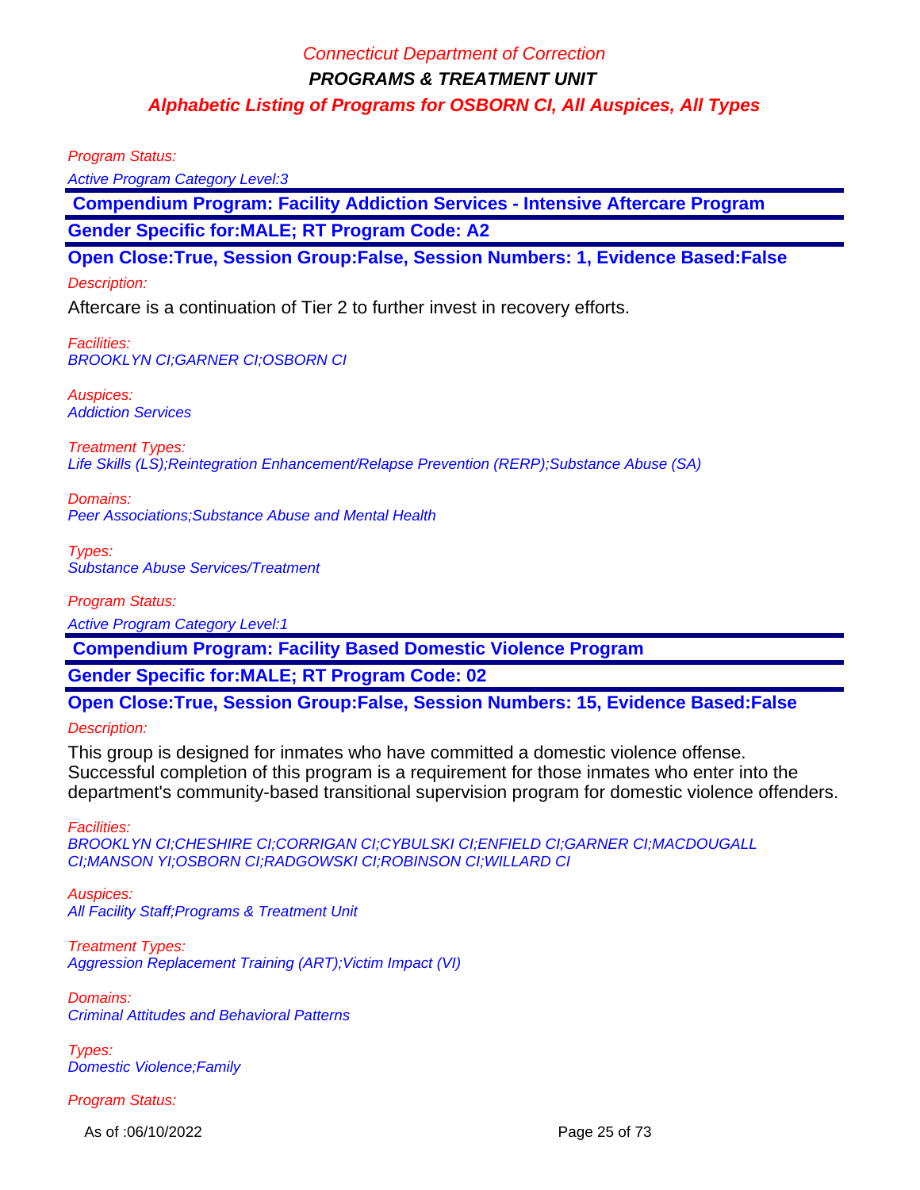Program Status:

Active Program Category Level:3

**Compendium Program: Facility Addiction Services - Intensive Aftercare Program**

**Gender Specific for:MALE; RT Program Code: A2**

**Open Close:True, Session Group:False, Session Numbers: 1, Evidence Based:False**

Description:

Aftercare is a continuation of Tier 2 to further invest in recovery efforts.

Facilities:
BROOKLYN CI;GARNER CI;OSBORN CI

Auspices:
Addiction Services

Treatment Types:
Life Skills (LS);Reintegration Enhancement/Relapse Prevention (RERP);Substance Abuse (SA)

Domains:
Peer Associations;Substance Abuse and Mental Health

Types:
Substance Abuse Services/Treatment

Program Status:

Active Program Category Level:1

**Compendium Program: Facility Based Domestic Violence Program**

**Gender Specific for:MALE; RT Program Code: 02**

**Open Close:True, Session Group:False, Session Numbers: 15, Evidence Based:False**

Description:

This group is designed for inmates who have committed a domestic violence offense. Successful completion of this program is a requirement for those inmates who enter into the department's community-based transitional supervision program for domestic violence offenders.

Facilities:
BROOKLYN CI;CHESHIRE CI;CORRIGAN CI;CYBULSKI CI;ENFIELD CI;GARNER CI;MACDOUGALL CI;MANSON YI;OSBORN CI;RADGOWSKI CI;ROBINSON CI;WILLARD CI

Auspices:
All Facility Staff;Programs & Treatment Unit

Treatment Types:
Aggression Replacement Training (ART);Victim Impact (VI)

Domains:
Criminal Attitudes and Behavioral Patterns

Types:
Domestic Violence;Family

Program Status: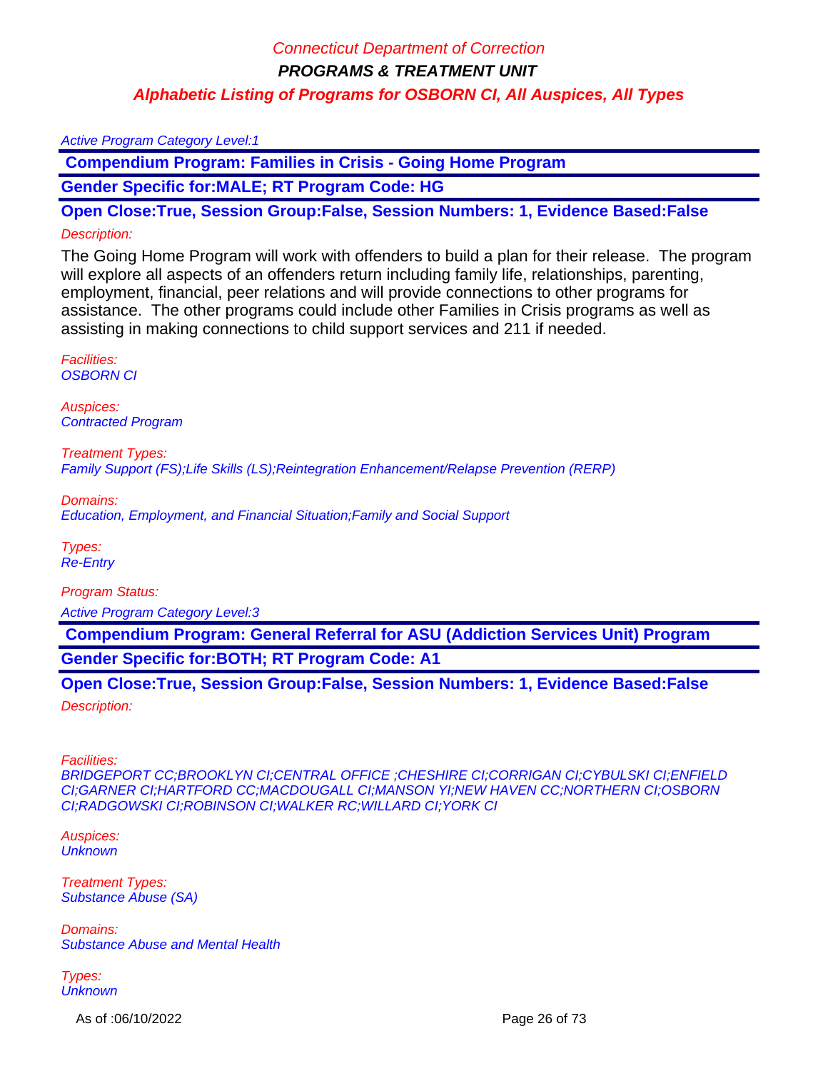Active Program Category Level:1

**Compendium Program: Families in Crisis - Going Home Program**

**Gender Specific for:MALE; RT Program Code: HG**

**Open Close:True, Session Group:False, Session Numbers: 1, Evidence Based:False**

*Description:*

The Going Home Program will work with offenders to build a plan for their release. The program will explore all aspects of an offenders return including family life, relationships, parenting, employment, financial, peer relations and will provide connections to other programs for assistance. The other programs could include other Families in Crisis programs as well as assisting in making connections to child support services and 211 if needed.

*Facilities:*
*OSBORN CI*

*Auspices:*
*Contracted Program*

*Treatment Types:*
*Family Support (FS);Life Skills (LS);Reintegration Enhancement/Relapse Prevention (RERP)*

*Domains:*
*Education, Employment, and Financial Situation;Family and Social Support*

*Types:*
*Re-Entry*

*Program Status:*

Active Program Category Level:3

**Compendium Program: General Referral for ASU (Addiction Services Unit) Program**

**Gender Specific for:BOTH; RT Program Code: A1**

**Open Close:True, Session Group:False, Session Numbers: 1, Evidence Based:False**

*Description:*

*Facilities:*
*BRIDGEPORT CC;BROOKLYN CI;CENTRAL OFFICE ;CHESHIRE CI;CORRIGAN CI;CYBULSKI CI;ENFIELD CI;GARNER CI;HARTFORD CC;MACDOUGALL CI;MANSON YI;NEW HAVEN CC;NORTHERN CI;OSBORN CI;RADGOWSKI CI;ROBINSON CI;WALKER RC;WILLARD CI;YORK CI*

*Auspices:*
*Unknown*

*Treatment Types:*
*Substance Abuse (SA)*

*Domains:*
*Substance Abuse and Mental Health*

*Types:*
*Unknown*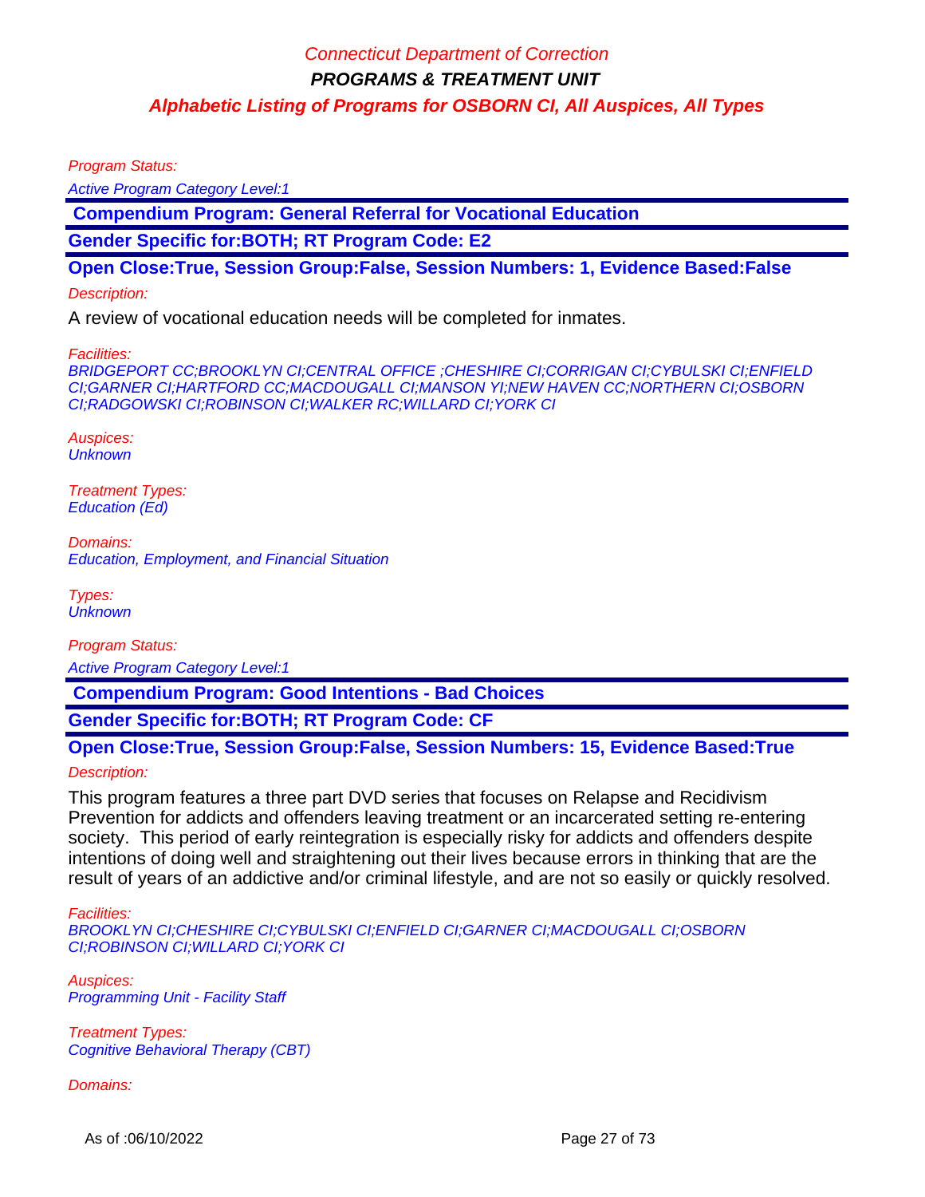Program Status:

*Active Program Category Level:1*

**Compendium Program: General Referral for Vocational Education**

**Gender Specific for:BOTH; RT Program Code: E2**

**Open Close:True, Session Group:False, Session Numbers: 1, Evidence Based:False**

Description:

A review of vocational education needs will be completed for inmates.

Facilities:

BRIDGEPORT CC;BROOKLYN CI;CENTRAL OFFICE ;CHESHIRE CI;CORRIGAN CI;CYBULSKI CI;ENFIELD CI;GARNER CI;HARTFORD CC;MACDOUGALL CI;MANSON YI;NEW HAVEN CC;NORTHERN CI;OSBORN CI;RADGOWSKI CI;ROBINSON CI;WALKER RC;WILLARD CI;YORK CI

Auspices:

Unknown

Treatment Types:

Education (Ed)

Domains:

Education, Employment, and Financial Situation

Types:

Unknown

Program Status:

*Active Program Category Level:1*

**Compendium Program: Good Intentions - Bad Choices**

**Gender Specific for:BOTH; RT Program Code: CF**

**Open Close:True, Session Group:False, Session Numbers: 15, Evidence Based:True**

Description:

This program features a three part DVD series that focuses on Relapse and Recidivism Prevention for addicts and offenders leaving treatment or an incarcerated setting re-entering society. This period of early reintegration is especially risky for addicts and offenders despite intentions of doing well and straightening out their lives because errors in thinking that are the result of years of an addictive and/or criminal lifestyle, and are not so easily or quickly resolved.

Facilities:

BROOKLYN CI;CHESHIRE CI;CYBULSKI CI;ENFIELD CI;GARNER CI;MACDOUGALL CI;OSBORN CI;ROBINSON CI;WILLARD CI;YORK CI

Auspices:

Programming Unit - Facility Staff

Treatment Types:

Cognitive Behavioral Therapy (CBT)

Domains: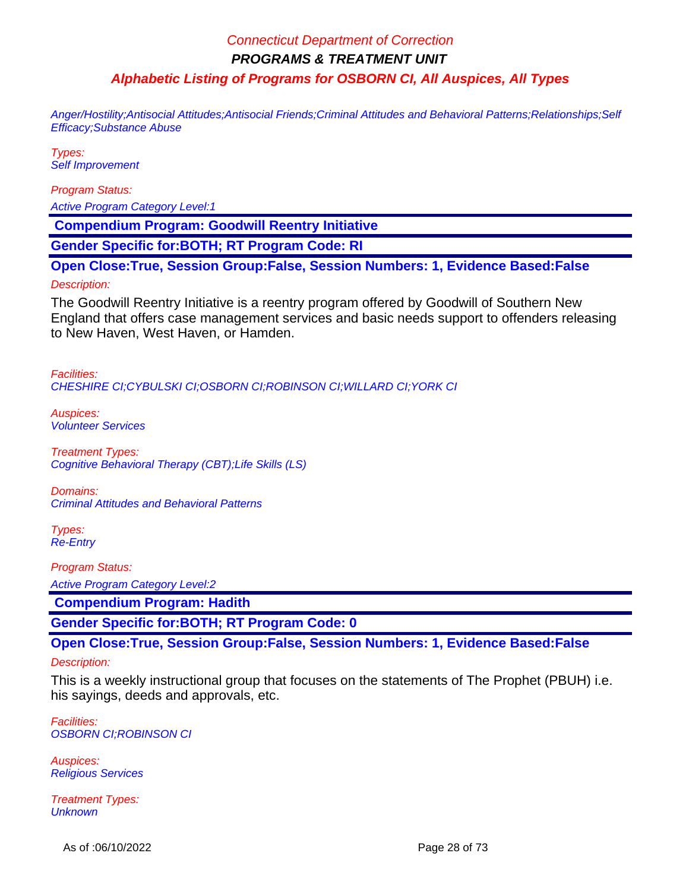Anger/Hostility;Antisocial Attitudes;Antisocial Friends;Criminal Attitudes and Behavioral Patterns;Relationships;Self Efficacy;Substance Abuse

Types:
Self Improvement

Program Status:
Active Program Category Level:1

**Compendium Program: Goodwill Reentry Initiative**

**Gender Specific for:BOTH; RT Program Code: RI**

**Open Close:True, Session Group:False, Session Numbers: 1, Evidence Based:False**

Description:

The Goodwill Reentry Initiative is a reentry program offered by Goodwill of Southern New England that offers case management services and basic needs support to offenders releasing to New Haven, West Haven, or Hamden.

Facilities:
CHESHIRE CI;CYBULSKI CI;OSBORN CI;ROBINSON CI;WILLARD CI;YORK CI

Auspices:
Volunteer Services

Treatment Types:
Cognitive Behavioral Therapy (CBT);Life Skills (LS)

Domains:
Criminal Attitudes and Behavioral Patterns

Types:
Re-Entry

Program Status:
Active Program Category Level:2

**Compendium Program: Hadith**

**Gender Specific for:BOTH; RT Program Code: 0**

**Open Close:True, Session Group:False, Session Numbers: 1, Evidence Based:False**

Description:

This is a weekly instructional group that focuses on the statements of The Prophet (PBUH) i.e. his sayings, deeds and approvals, etc.

Facilities:
OSBORN CI;ROBINSON CI

Auspices:
Religious Services

Treatment Types:
Unknown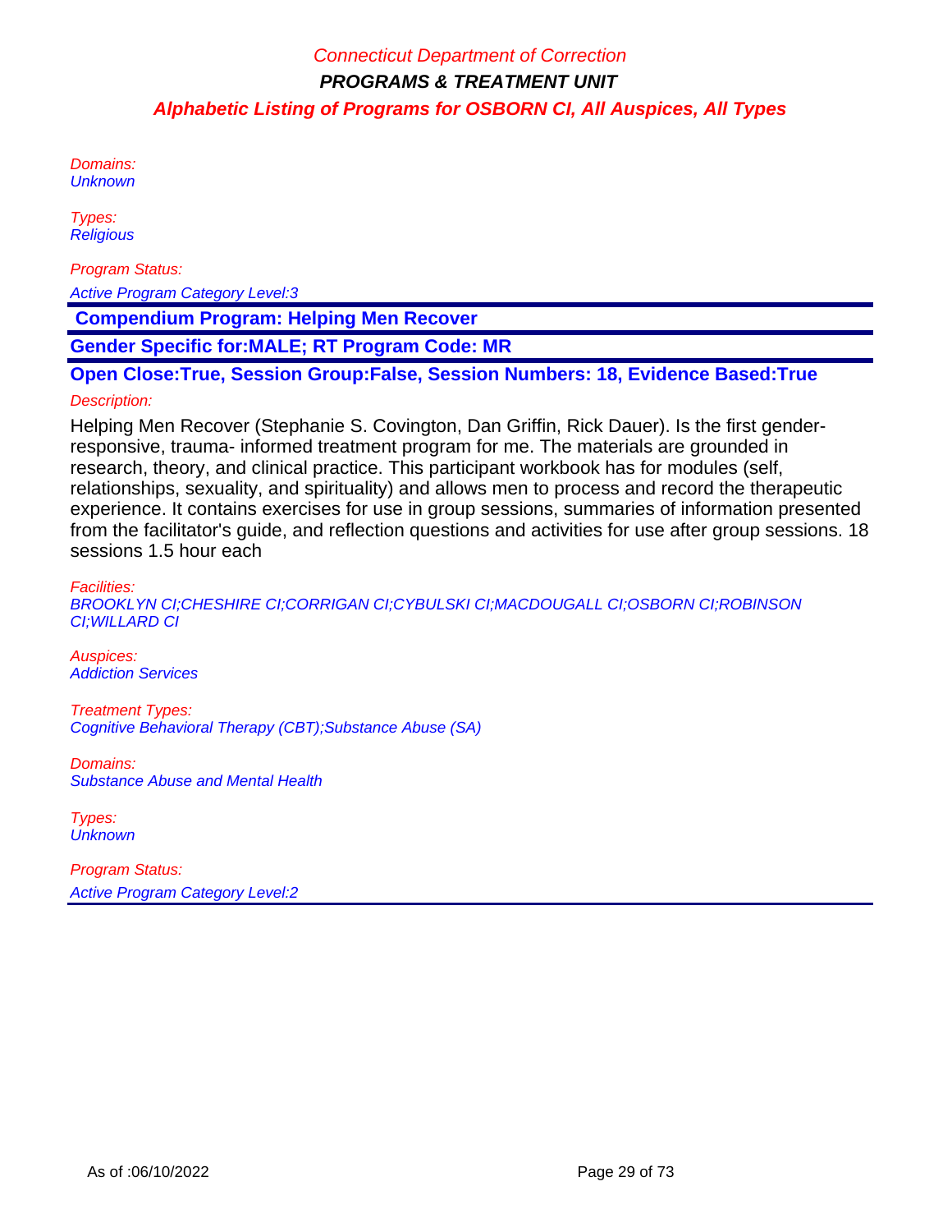Domains:
*Unknown*

Types:
*Religious*

Program Status:

*Active Program Category Level:3*

**Compendium Program: Helping Men Recover**

**Gender Specific for:MALE; RT Program Code: MR**

**Open Close:True, Session Group:False, Session Numbers: 18, Evidence Based:True**

Description:

Helping Men Recover (Stephanie S. Covington, Dan Griffin, Rick Dauer). Is the first gender-responsive, trauma- informed treatment program for me. The materials are grounded in research, theory, and clinical practice. This participant workbook has for modules (self, relationships, sexuality, and spirituality) and allows men to process and record the therapeutic experience. It contains exercises for use in group sessions, summaries of information presented from the facilitator's guide, and reflection questions and activities for use after group sessions. 18 sessions 1.5 hour each

Facilities:
*BROOKLYN CI;CHESHIRE CI;CORRIGAN CI;CYBULSKI CI;MACDOUGALL CI;OSBORN CI;ROBINSON CI;WILLARD CI*

Auspices:
*Addiction Services*

Treatment Types:
*Cognitive Behavioral Therapy (CBT);Substance Abuse (SA)*

Domains:
*Substance Abuse and Mental Health*

Types:
*Unknown*

Program Status:
*Active Program Category Level:2*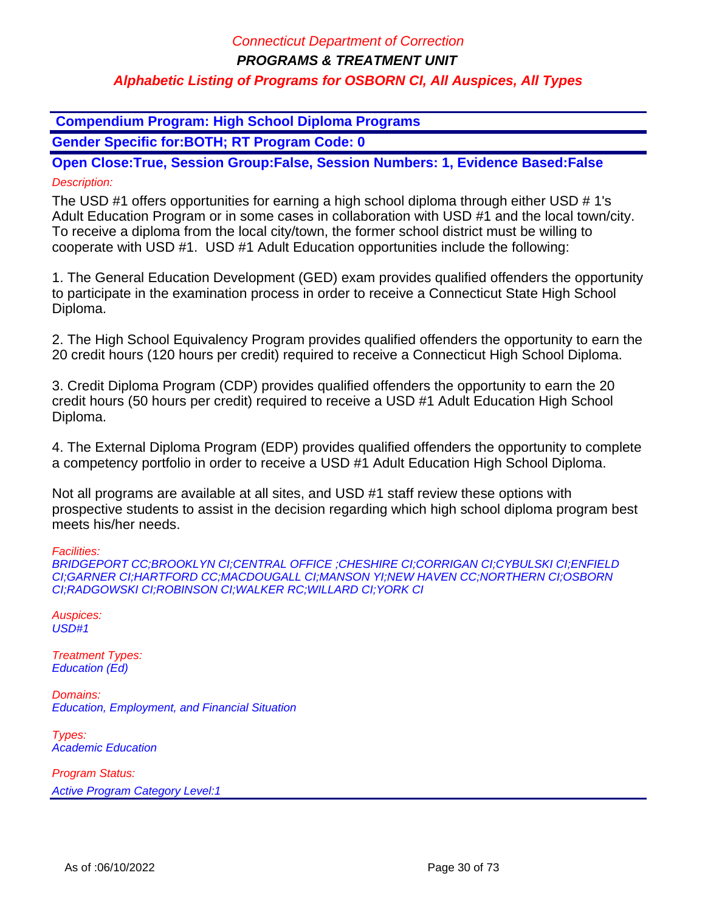**Compendium Program: High School Diploma Programs**

**Gender Specific for:BOTH; RT Program Code: 0**

**Open Close:True, Session Group:False, Session Numbers: 1, Evidence Based:False**

*Description:*

The USD #1 offers opportunities for earning a high school diploma through either USD # 1's Adult Education Program or in some cases in collaboration with USD #1 and the local town/city. To receive a diploma from the local city/town, the former school district must be willing to cooperate with USD #1. USD #1 Adult Education opportunities include the following:

1. The General Education Development (GED) exam provides qualified offenders the opportunity to participate in the examination process in order to receive a Connecticut State High School Diploma.

2. The High School Equivalency Program provides qualified offenders the opportunity to earn the 20 credit hours (120 hours per credit) required to receive a Connecticut High School Diploma.

3. Credit Diploma Program (CDP) provides qualified offenders the opportunity to earn the 20 credit hours (50 hours per credit) required to receive a USD #1 Adult Education High School Diploma.

4. The External Diploma Program (EDP) provides qualified offenders the opportunity to complete a competency portfolio in order to receive a USD #1 Adult Education High School Diploma.

Not all programs are available at all sites, and USD #1 staff review these options with prospective students to assist in the decision regarding which high school diploma program best meets his/her needs.

*Facilities:*
*BRIDGEPORT CC;BROOKLYN CI;CENTRAL OFFICE ;CHESHIRE CI;CORRIGAN CI;CYBULSKI CI;ENFIELD CI;GARNER CI;HARTFORD CC;MACDOUGALL CI;MANSON YI;NEW HAVEN CC;NORTHERN CI;OSBORN CI;RADGOWSKI CI;ROBINSON CI;WALKER RC;WILLARD CI;YORK CI*

*Auspices:*
*USD#1*

*Treatment Types:*
*Education (Ed)*

*Domains:*
*Education, Employment, and Financial Situation*

*Types:*
*Academic Education*

*Program Status:*
*Active Program Category Level:1*

As of :06/10/2022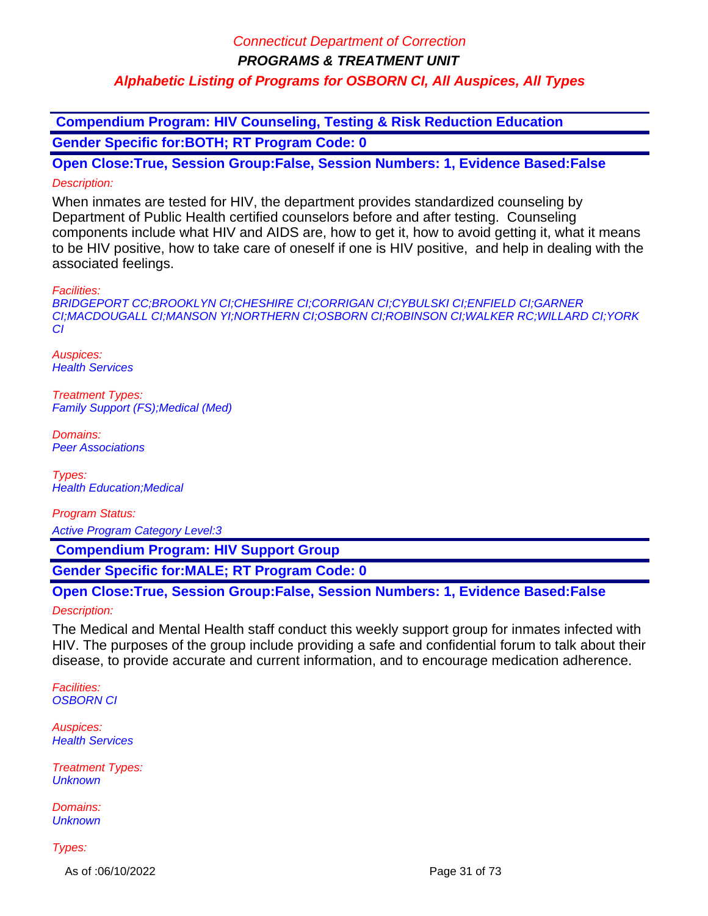**Compendium Program: HIV Counseling, Testing & Risk Reduction Education**

**Gender Specific for:BOTH; RT Program Code: 0**

**Open Close:True, Session Group:False, Session Numbers: 1, Evidence Based:False**

*Description:*

When inmates are tested for HIV, the department provides standardized counseling by Department of Public Health certified counselors before and after testing. Counseling components include what HIV and AIDS are, how to get it, how to avoid getting it, what it means to be HIV positive, how to take care of oneself if one is HIV positive, and help in dealing with the associated feelings.

*Facilities:*
*BRIDGEPORT CC;BROOKLYN CI;CHESHIRE CI;CORRIGAN CI;CYBULSKI CI;ENFIELD CI;GARNER CI;MACDOUGALL CI;MANSON YI;NORTHERN CI;OSBORN CI;ROBINSON CI;WALKER RC;WILLARD CI;YORK CI*

*Auspices:*
*Health Services*

*Treatment Types:*
*Family Support (FS);Medical (Med)*

*Domains:*
*Peer Associations*

*Types:*
*Health Education;Medical*

*Program Status:*
*Active Program Category Level:3*

**Compendium Program: HIV Support Group**

**Gender Specific for:MALE; RT Program Code: 0**

**Open Close:True, Session Group:False, Session Numbers: 1, Evidence Based:False**

*Description:*

The Medical and Mental Health staff conduct this weekly support group for inmates infected with HIV. The purposes of the group include providing a safe and confidential forum to talk about their disease, to provide accurate and current information, and to encourage medication adherence.

*Facilities:*
*OSBORN CI*

*Auspices:*
*Health Services*

*Treatment Types:*
*Unknown*

*Domains:*
*Unknown*

*Types:*

As of :06/10/2022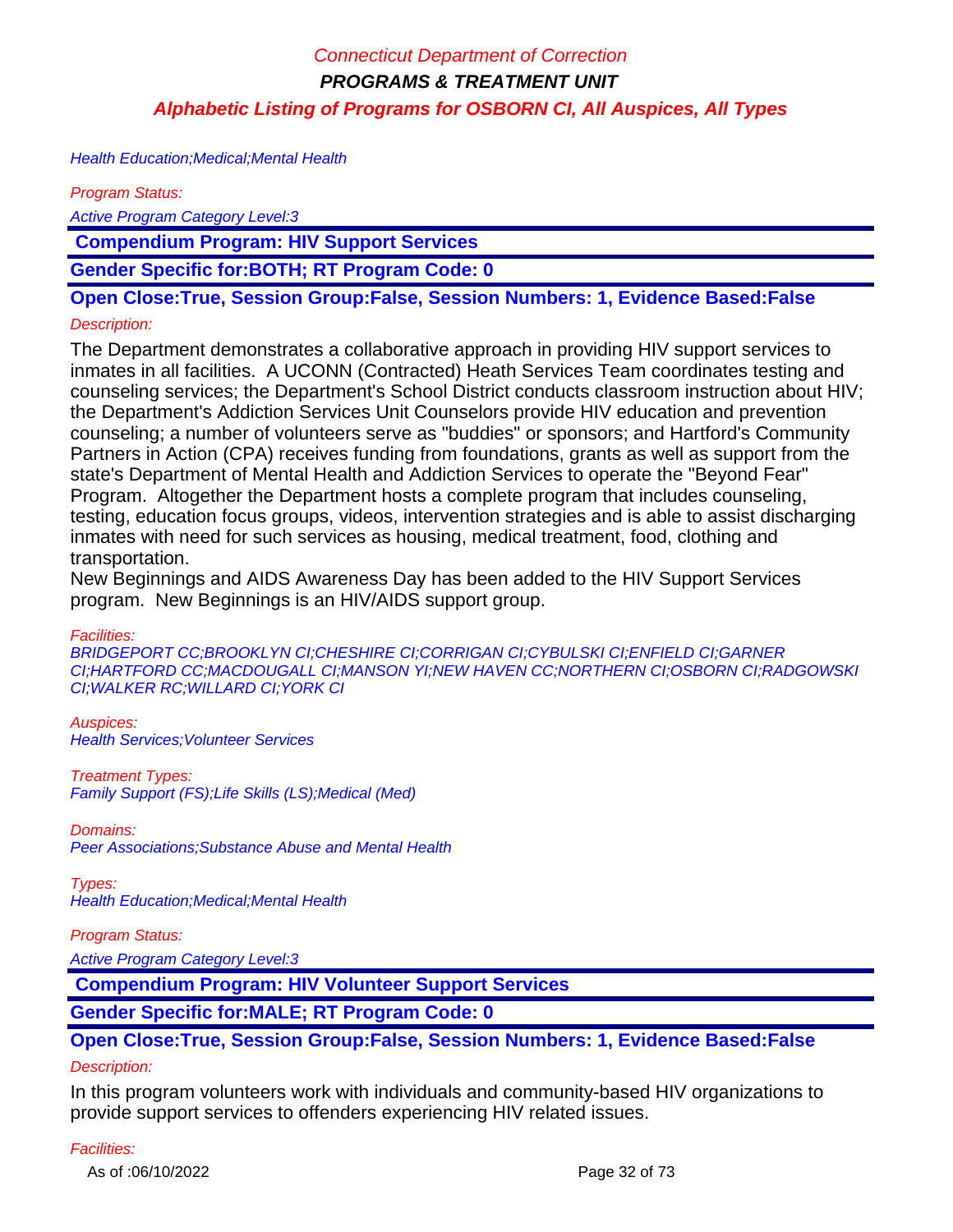Health Education;Medical;Mental Health

Program Status:

Active Program Category Level:3

**Compendium Program: HIV Support Services**

**Gender Specific for:BOTH; RT Program Code: 0**

**Open Close:True, Session Group:False, Session Numbers: 1, Evidence Based:False**

Description:

The Department demonstrates a collaborative approach in providing HIV support services to inmates in all facilities. A UCONN (Contracted) Heath Services Team coordinates testing and counseling services; the Department's School District conducts classroom instruction about HIV; the Department's Addiction Services Unit Counselors provide HIV education and prevention counseling; a number of volunteers serve as "buddies" or sponsors; and Hartford's Community Partners in Action (CPA) receives funding from foundations, grants as well as support from the state's Department of Mental Health and Addiction Services to operate the "Beyond Fear" Program. Altogether the Department hosts a complete program that includes counseling, testing, education focus groups, videos, intervention strategies and is able to assist discharging inmates with need for such services as housing, medical treatment, food, clothing and transportation.
New Beginnings and AIDS Awareness Day has been added to the HIV Support Services program. New Beginnings is an HIV/AIDS support group.

Facilities:
BRIDGEPORT CC;BROOKLYN CI;CHESHIRE CI;CORRIGAN CI;CYBULSKI CI;ENFIELD CI;GARNER CI;HARTFORD CC;MACDOUGALL CI;MANSON YI;NEW HAVEN CC;NORTHERN CI;OSBORN CI;RADGOWSKI CI;WALKER RC;WILLARD CI;YORK CI

Auspices:
Health Services;Volunteer Services

Treatment Types:
Family Support (FS);Life Skills (LS);Medical (Med)

Domains:
Peer Associations;Substance Abuse and Mental Health

Types:
Health Education;Medical;Mental Health

Program Status:

Active Program Category Level:3

**Compendium Program: HIV Volunteer Support Services**

**Gender Specific for:MALE; RT Program Code: 0**

**Open Close:True, Session Group:False, Session Numbers: 1, Evidence Based:False**

Description:

In this program volunteers work with individuals and community-based HIV organizations to provide support services to offenders experiencing HIV related issues.

Facilities: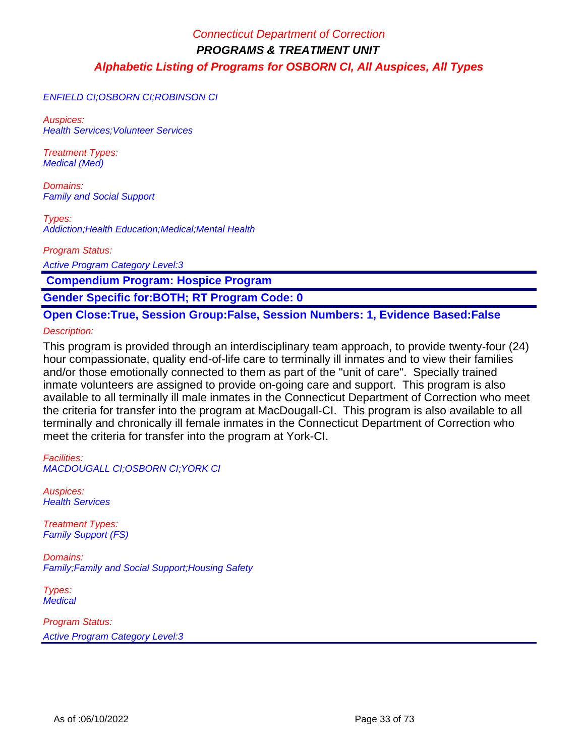ENFIELD CI;OSBORN CI;ROBINSON CI

*Auspices:*
Health Services;Volunteer Services

*Treatment Types:*
Medical (Med)

*Domains:*
Family and Social Support

*Types:*
Addiction;Health Education;Medical;Mental Health

*Program Status:*
Active Program Category Level:3

## Compendium Program: Hospice Program

**Gender Specific for:BOTH; RT Program Code: 0**

**Open Close:True, Session Group:False, Session Numbers: 1, Evidence Based:False**

*Description:*

This program is provided through an interdisciplinary team approach, to provide twenty-four (24) hour compassionate, quality end-of-life care to terminally ill inmates and to view their families and/or those emotionally connected to them as part of the "unit of care". Specially trained inmate volunteers are assigned to provide on-going care and support. This program is also available to all terminally ill male inmates in the Connecticut Department of Correction who meet the criteria for transfer into the program at MacDougall-CI. This program is also available to all terminally and chronically ill female inmates in the Connecticut Department of Correction who meet the criteria for transfer into the program at York-CI.

*Facilities:*
MACDOUGALL CI;OSBORN CI;YORK CI

*Auspices:*
Health Services

*Treatment Types:*
Family Support (FS)

*Domains:*
Family;Family and Social Support;Housing Safety

*Types:*
Medical

*Program Status:*
Active Program Category Level:3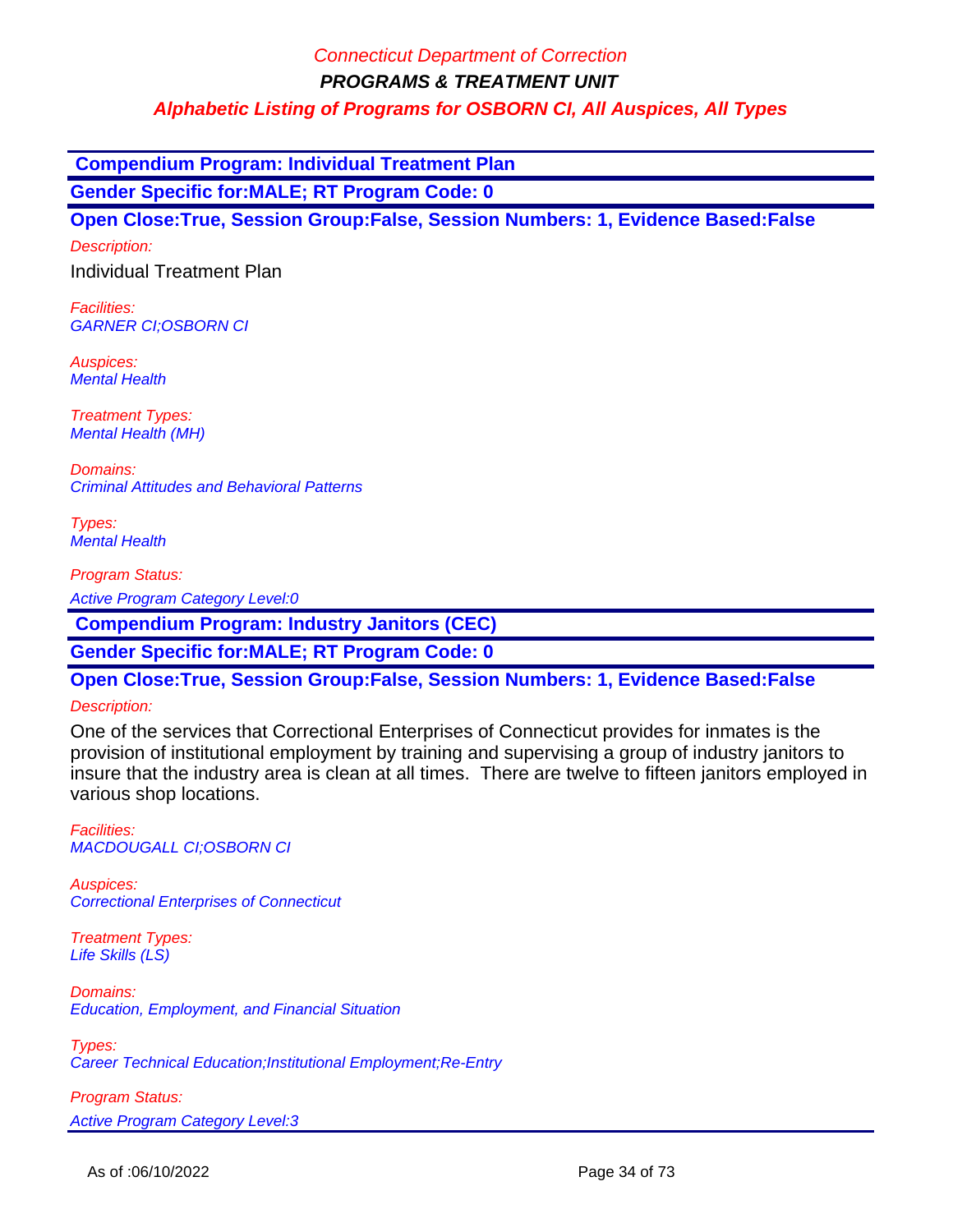## Compendium Program: Individual Treatment Plan

**Gender Specific for:MALE; RT Program Code: 0**

**Open Close:True, Session Group:False, Session Numbers: 1, Evidence Based:False**

*Description:*

Individual Treatment Plan

*Facilities:*
*GARNER CI;OSBORN CI*

*Auspices:*
*Mental Health*

*Treatment Types:*
*Mental Health (MH)*

*Domains:*
*Criminal Attitudes and Behavioral Patterns*

*Types:*
*Mental Health*

*Program Status:*
*Active Program Category Level:0*

## Compendium Program: Industry Janitors (CEC)

**Gender Specific for:MALE; RT Program Code: 0**

**Open Close:True, Session Group:False, Session Numbers: 1, Evidence Based:False**

*Description:*

One of the services that Correctional Enterprises of Connecticut provides for inmates is the provision of institutional employment by training and supervising a group of industry janitors to insure that the industry area is clean at all times. There are twelve to fifteen janitors employed in various shop locations.

*Facilities:*
*MACDOUGALL CI;OSBORN CI*

*Auspices:*
*Correctional Enterprises of Connecticut*

*Treatment Types:*
*Life Skills (LS)*

*Domains:*
*Education, Employment, and Financial Situation*

*Types:*
*Career Technical Education;Institutional Employment;Re-Entry*

*Program Status:*
*Active Program Category Level:3*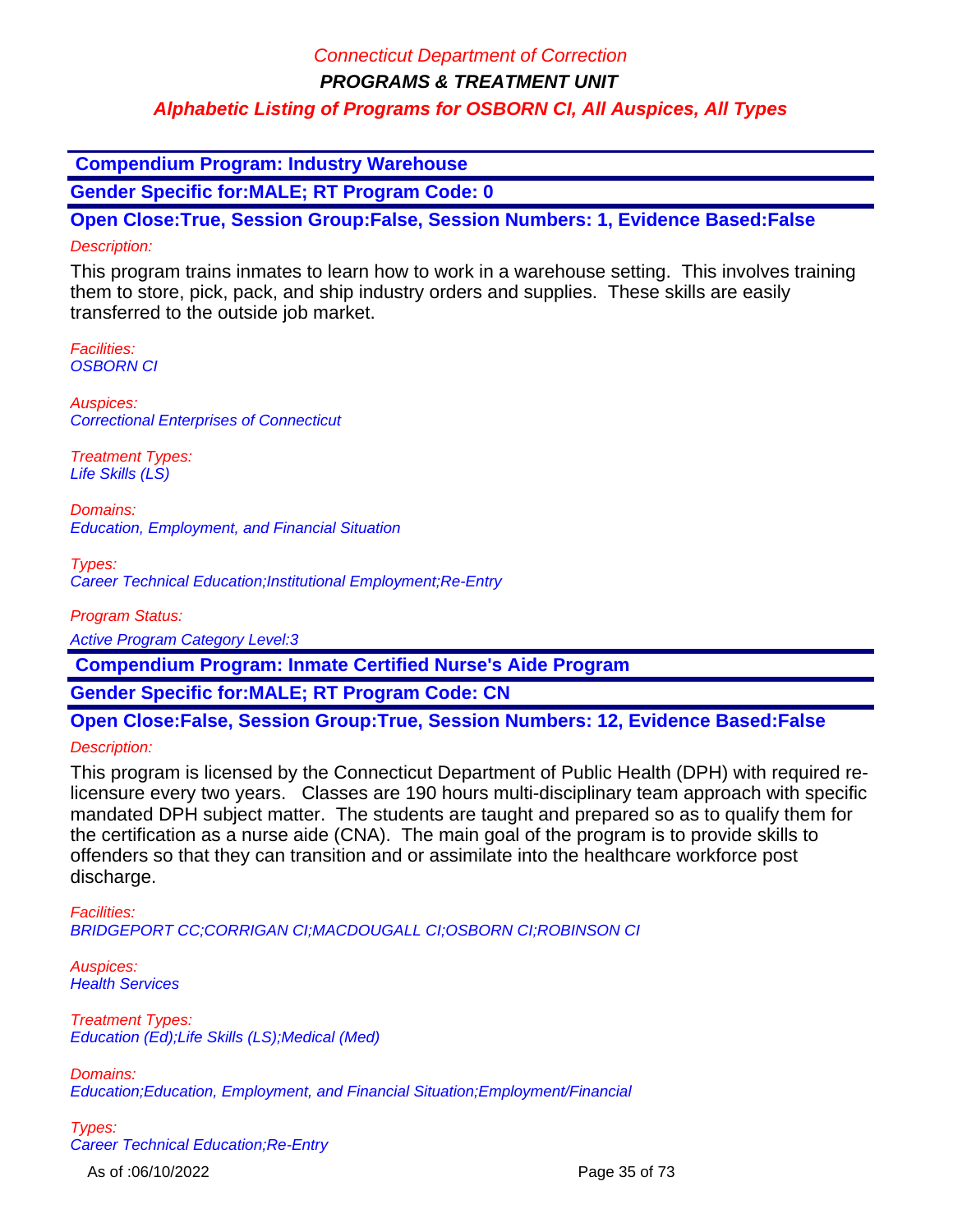**Compendium Program: Industry Warehouse**

**Gender Specific for:MALE; RT Program Code: 0**

**Open Close:True, Session Group:False, Session Numbers: 1, Evidence Based:False**

*Description:*

This program trains inmates to learn how to work in a warehouse setting. This involves training them to store, pick, pack, and ship industry orders and supplies. These skills are easily transferred to the outside job market.

*Facilities:*
*OSBORN CI*

*Auspices:*
*Correctional Enterprises of Connecticut*

*Treatment Types:*
*Life Skills (LS)*

*Domains:*
*Education, Employment, and Financial Situation*

*Types:*
*Career Technical Education;Institutional Employment;Re-Entry*

*Program Status:*
*Active Program Category Level:3*

**Compendium Program: Inmate Certified Nurse's Aide Program**

**Gender Specific for:MALE; RT Program Code: CN**

**Open Close:False, Session Group:True, Session Numbers: 12, Evidence Based:False**

*Description:*

This program is licensed by the Connecticut Department of Public Health (DPH) with required re-licensure every two years. Classes are 190 hours multi-disciplinary team approach with specific mandated DPH subject matter. The students are taught and prepared so as to qualify them for the certification as a nurse aide (CNA). The main goal of the program is to provide skills to offenders so that they can transition and or assimilate into the healthcare workforce post discharge.

*Facilities:*
*BRIDGEPORT CC;CORRIGAN CI;MACDOUGALL CI;OSBORN CI;ROBINSON CI*

*Auspices:*
*Health Services*

*Treatment Types:*
*Education (Ed);Life Skills (LS);Medical (Med)*

*Domains:*
*Education;Education, Employment, and Financial Situation;Employment/Financial*

*Types:*
*Career Technical Education;Re-Entry*

As of :06/10/2022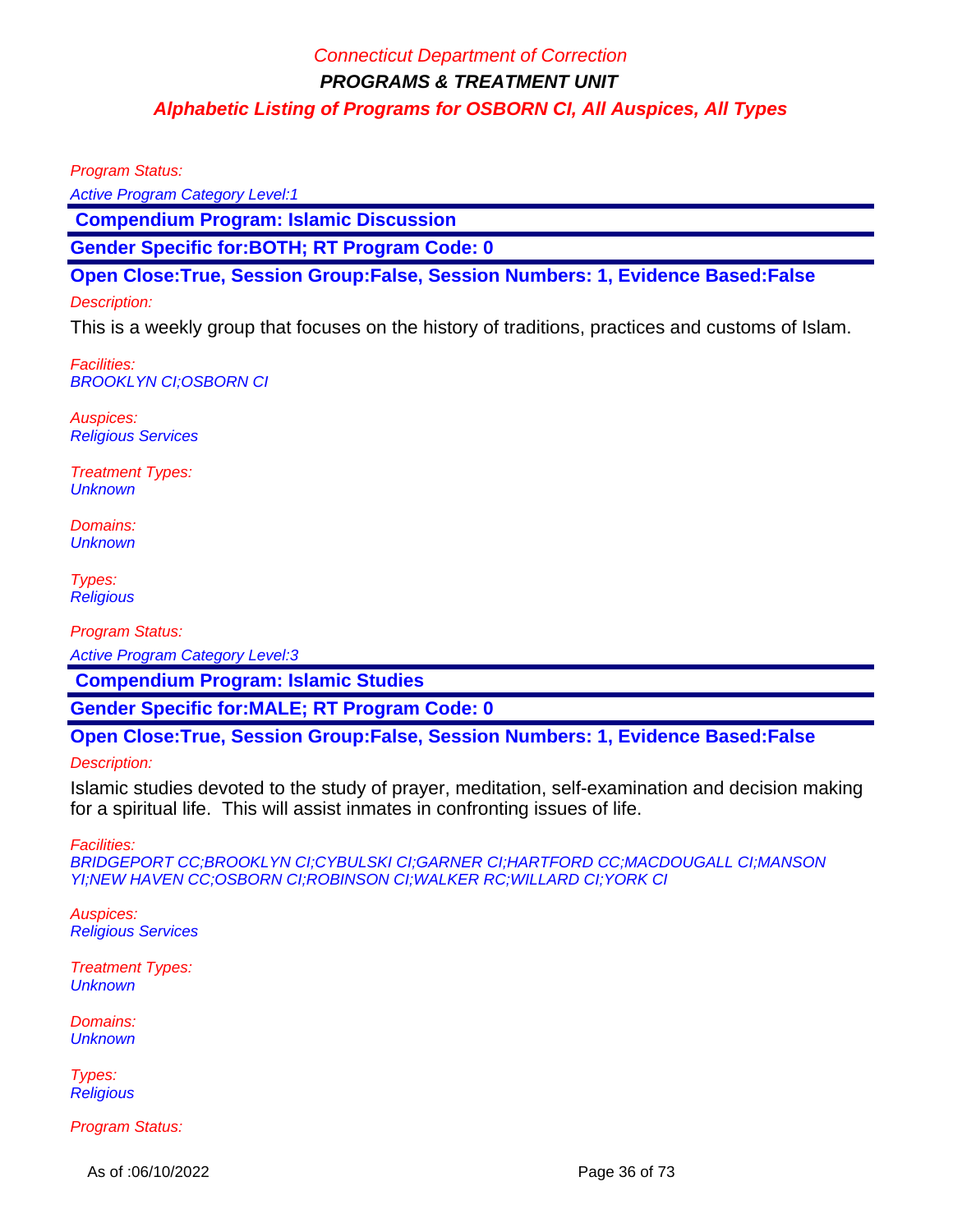Program Status:

*Active Program Category Level:1*

**Compendium Program: Islamic Discussion**

**Gender Specific for:BOTH; RT Program Code: 0**

**Open Close:True, Session Group:False, Session Numbers: 1, Evidence Based:False**

Description:

This is a weekly group that focuses on the history of traditions, practices and customs of Islam.

Facilities:
*BROOKLYN CI;OSBORN CI*

Auspices:
*Religious Services*

Treatment Types:
*Unknown*

Domains:
*Unknown*

Types:
*Religious*

Program Status:

*Active Program Category Level:3*

**Compendium Program: Islamic Studies**

**Gender Specific for:MALE; RT Program Code: 0**

**Open Close:True, Session Group:False, Session Numbers: 1, Evidence Based:False**

Description:

Islamic studies devoted to the study of prayer, meditation, self-examination and decision making for a spiritual life. This will assist inmates in confronting issues of life.

Facilities:
*BRIDGEPORT CC;BROOKLYN CI;CYBULSKI CI;GARNER CI;HARTFORD CC;MACDOUGALL CI;MANSON YI;NEW HAVEN CC;OSBORN CI;ROBINSON CI;WALKER RC;WILLARD CI;YORK CI*

Auspices:
*Religious Services*

Treatment Types:
*Unknown*

Domains:
*Unknown*

Types:
*Religious*

Program Status: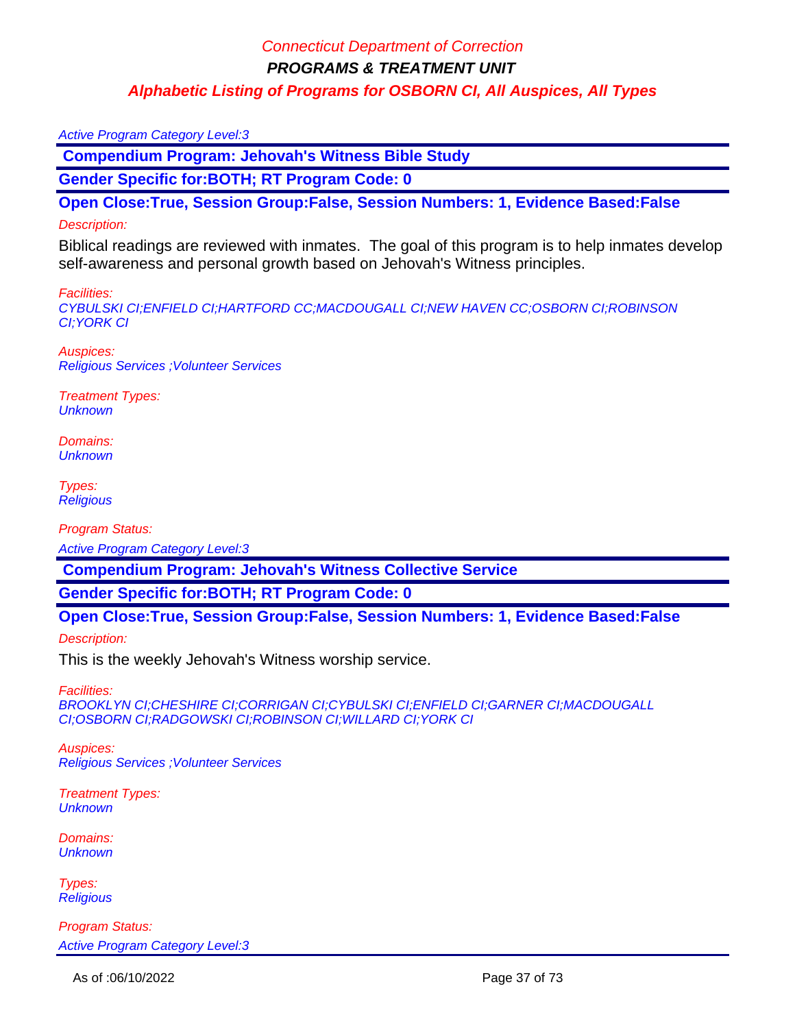Active Program Category Level:3

**Compendium Program: Jehovah's Witness Bible Study**

**Gender Specific for:BOTH; RT Program Code: 0**

**Open Close:True, Session Group:False, Session Numbers: 1, Evidence Based:False**

*Description:*

Biblical readings are reviewed with inmates. The goal of this program is to help inmates develop self-awareness and personal growth based on Jehovah's Witness principles.

*Facilities:*
CYBULSKI CI;ENFIELD CI;HARTFORD CC;MACDOUGALL CI;NEW HAVEN CC;OSBORN CI;ROBINSON CI;YORK CI

*Auspices:*
Religious Services ;Volunteer Services

*Treatment Types:*
Unknown

*Domains:*
Unknown

*Types:*
Religious

*Program Status:*
Active Program Category Level:3

**Compendium Program: Jehovah's Witness Collective Service**

**Gender Specific for:BOTH; RT Program Code: 0**

**Open Close:True, Session Group:False, Session Numbers: 1, Evidence Based:False**

*Description:*

This is the weekly Jehovah's Witness worship service.

*Facilities:*
BROOKLYN CI;CHESHIRE CI;CORRIGAN CI;CYBULSKI CI;ENFIELD CI;GARNER CI;MACDOUGALL CI;OSBORN CI;RADGOWSKI CI;ROBINSON CI;WILLARD CI;YORK CI

*Auspices:*
Religious Services ;Volunteer Services

*Treatment Types:*
Unknown

*Domains:*
Unknown

*Types:*
Religious

*Program Status:*
Active Program Category Level:3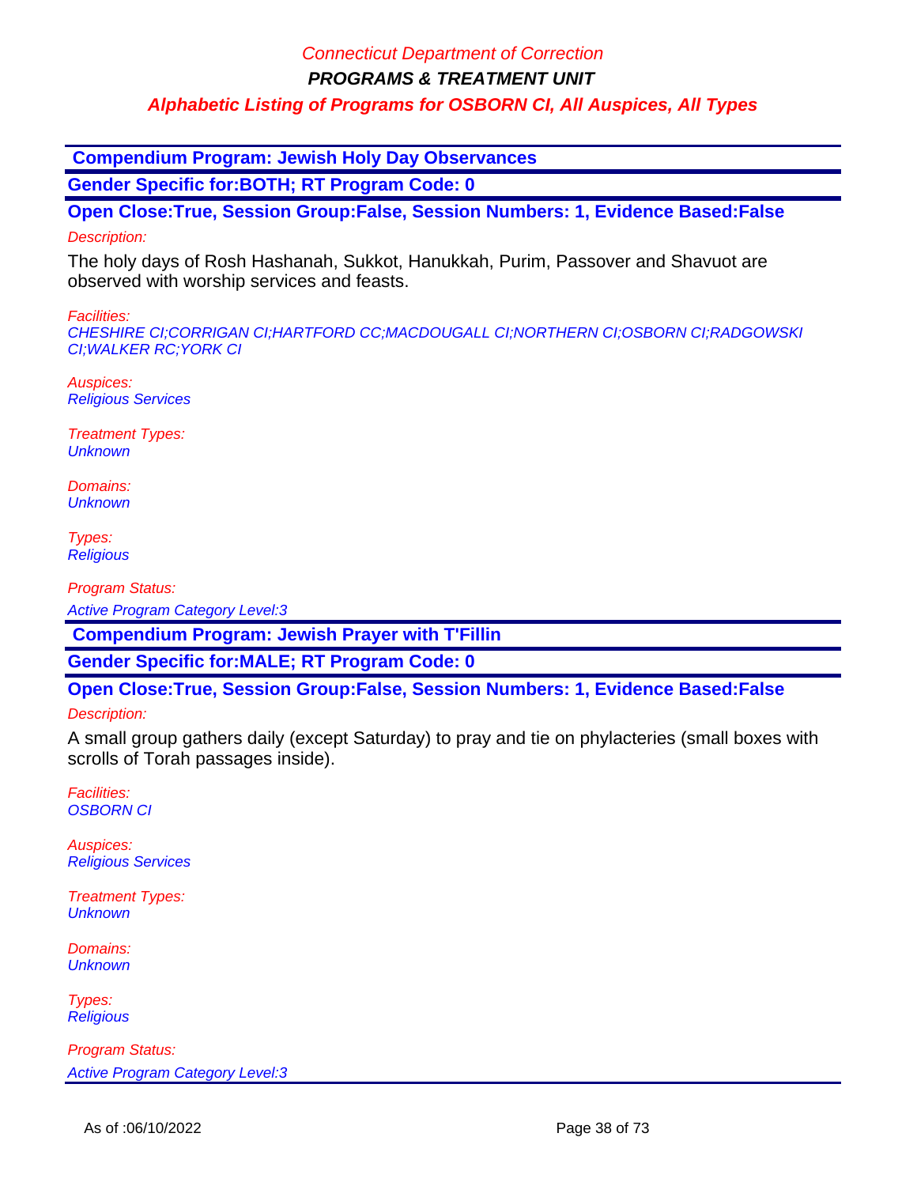**Compendium Program: Jewish Holy Day Observances**

**Gender Specific for:BOTH; RT Program Code: 0**

**Open Close:True, Session Group:False, Session Numbers: 1, Evidence Based:False**

*Description:*

The holy days of Rosh Hashanah, Sukkot, Hanukkah, Purim, Passover and Shavuot are observed with worship services and feasts.

*Facilities:*
CHESHIRE CI;CORRIGAN CI;HARTFORD CC;MACDOUGALL CI;NORTHERN CI;OSBORN CI;RADGOWSKI CI;WALKER RC;YORK CI

*Auspices:*
Religious Services

*Treatment Types:*
Unknown

*Domains:*
Unknown

*Types:*
Religious

*Program Status:*
Active Program Category Level:3

**Compendium Program: Jewish Prayer with T'Fillin**

**Gender Specific for:MALE; RT Program Code: 0**

**Open Close:True, Session Group:False, Session Numbers: 1, Evidence Based:False**

*Description:*

A small group gathers daily (except Saturday) to pray and tie on phylacteries (small boxes with scrolls of Torah passages inside).

*Facilities:*
OSBORN CI

*Auspices:*
Religious Services

*Treatment Types:*
Unknown

*Domains:*
Unknown

*Types:*
Religious

*Program Status:*
Active Program Category Level:3

As of :06/10/2022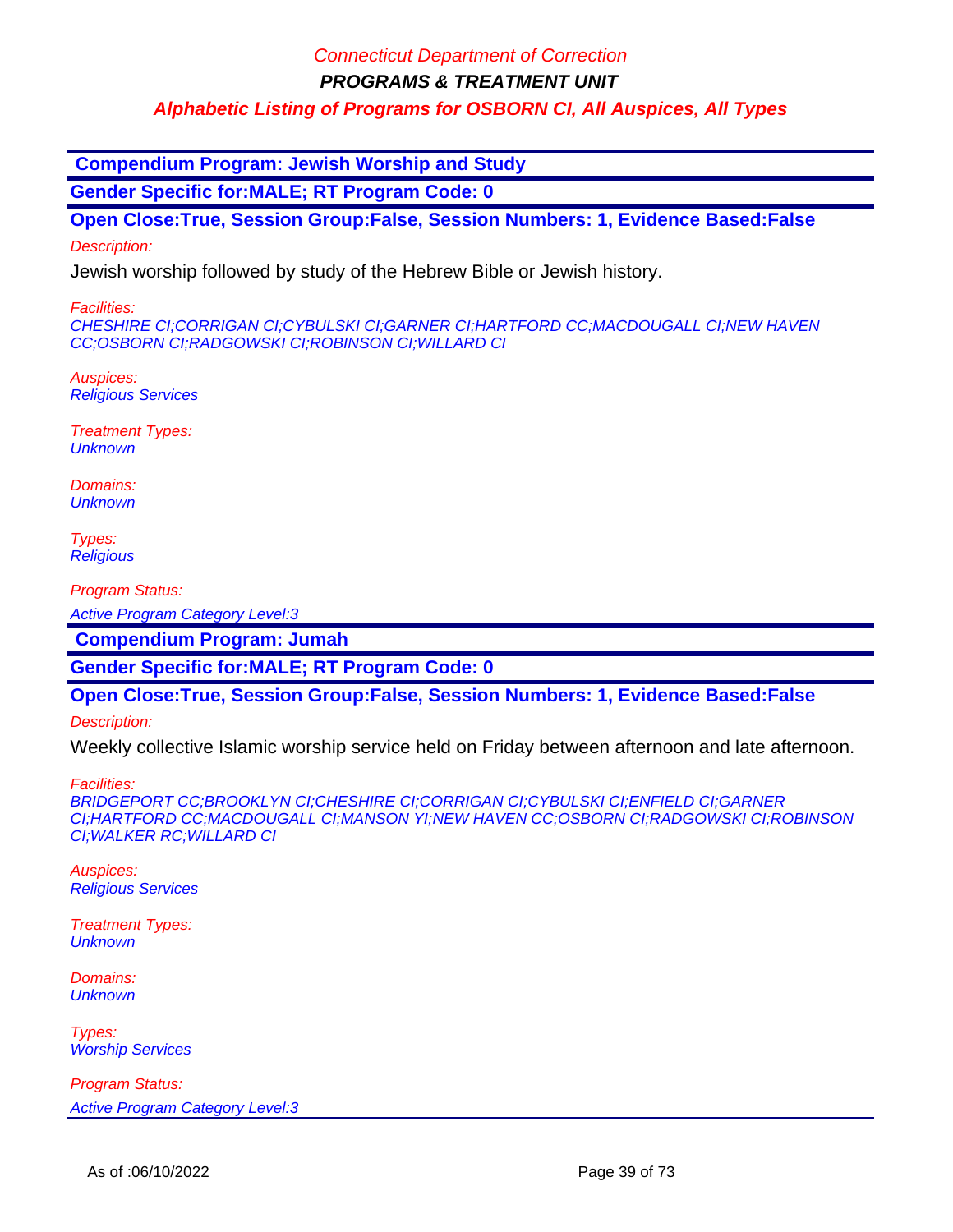**Compendium Program: Jewish Worship and Study**

**Gender Specific for:MALE; RT Program Code: 0**

**Open Close:True, Session Group:False, Session Numbers: 1, Evidence Based:False**

*Description:*

Jewish worship followed by study of the Hebrew Bible or Jewish history.

*Facilities:*
*CHESHIRE CI;CORRIGAN CI;CYBULSKI CI;GARNER CI;HARTFORD CC;MACDOUGALL CI;NEW HAVEN CC;OSBORN CI;RADGOWSKI CI;ROBINSON CI;WILLARD CI*

*Auspices:*
*Religious Services*

*Treatment Types:*
*Unknown*

*Domains:*
*Unknown*

*Types:*
*Religious*

*Program Status:*

*Active Program Category Level:3*

**Compendium Program: Jumah**

**Gender Specific for:MALE; RT Program Code: 0**

**Open Close:True, Session Group:False, Session Numbers: 1, Evidence Based:False**

*Description:*

Weekly collective Islamic worship service held on Friday between afternoon and late afternoon.

*Facilities:*
*BRIDGEPORT CC;BROOKLYN CI;CHESHIRE CI;CORRIGAN CI;CYBULSKI CI;ENFIELD CI;GARNER CI;HARTFORD CC;MACDOUGALL CI;MANSON YI;NEW HAVEN CC;OSBORN CI;RADGOWSKI CI;ROBINSON CI;WALKER RC;WILLARD CI*

*Auspices:*
*Religious Services*

*Treatment Types:*
*Unknown*

*Domains:*
*Unknown*

*Types:*
*Worship Services*

*Program Status:*
*Active Program Category Level:3*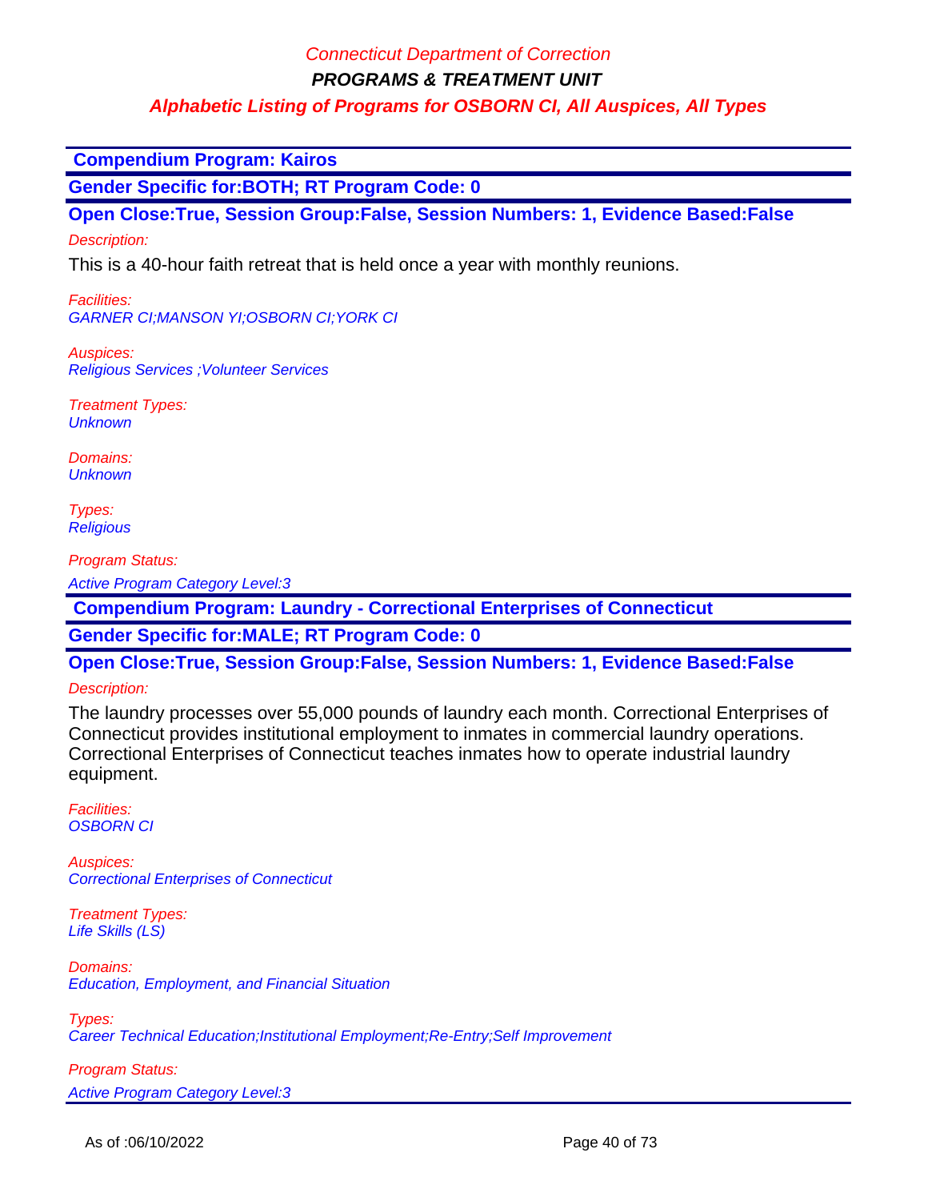Connecticut Department of Correction

**PROGRAMS & TREATMENT UNIT**

**Alphabetic Listing of Programs for OSBORN CI, All Auspices, All Types**

**Compendium Program: Kairos**

**Gender Specific for:BOTH; RT Program Code: 0**

**Open Close:True, Session Group:False, Session Numbers: 1, Evidence Based:False**

*Description:*

This is a 40-hour faith retreat that is held once a year with monthly reunions.

*Facilities:*
*GARNER CI;MANSON YI;OSBORN CI;YORK CI*

*Auspices:*
*Religious Services ;Volunteer Services*

*Treatment Types:*
*Unknown*

*Domains:*
*Unknown*

*Types:*
*Religious*

*Program Status:*

*Active Program Category Level:3*

**Compendium Program: Laundry - Correctional Enterprises of Connecticut**

**Gender Specific for:MALE; RT Program Code: 0**

**Open Close:True, Session Group:False, Session Numbers: 1, Evidence Based:False**

*Description:*

The laundry processes over 55,000 pounds of laundry each month. Correctional Enterprises of Connecticut provides institutional employment to inmates in commercial laundry operations. Correctional Enterprises of Connecticut teaches inmates how to operate industrial laundry equipment.

*Facilities:*
*OSBORN CI*

*Auspices:*
*Correctional Enterprises of Connecticut*

*Treatment Types:*
*Life Skills (LS)*

*Domains:*
*Education, Employment, and Financial Situation*

*Types:*
*Career Technical Education;Institutional Employment;Re-Entry;Self Improvement*

*Program Status:*

*Active Program Category Level:3*

As of :06/10/2022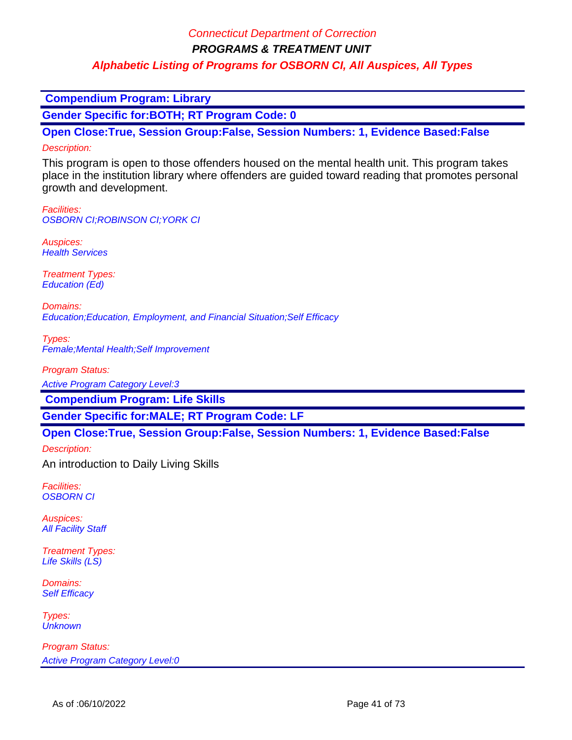**Compendium Program: Library**

**Gender Specific for:BOTH; RT Program Code: 0**

**Open Close:True, Session Group:False, Session Numbers: 1, Evidence Based:False**

*Description:*

This program is open to those offenders housed on the mental health unit. This program takes place in the institution library where offenders are guided toward reading that promotes personal growth and development.

*Facilities:*
*OSBORN CI;ROBINSON CI;YORK CI*

*Auspices:*
*Health Services*

*Treatment Types:*
*Education (Ed)*

*Domains:*
*Education;Education, Employment, and Financial Situation;Self Efficacy*

*Types:*
*Female;Mental Health;Self Improvement*

*Program Status:*
*Active Program Category Level:3*

**Compendium Program: Life Skills**

**Gender Specific for:MALE; RT Program Code: LF**

**Open Close:True, Session Group:False, Session Numbers: 1, Evidence Based:False**

*Description:*

An introduction to Daily Living Skills

*Facilities:*
*OSBORN CI*

*Auspices:*
*All Facility Staff*

*Treatment Types:*
*Life Skills (LS)*

*Domains:*
*Self Efficacy*

*Types:*
*Unknown*

*Program Status:*
*Active Program Category Level:0*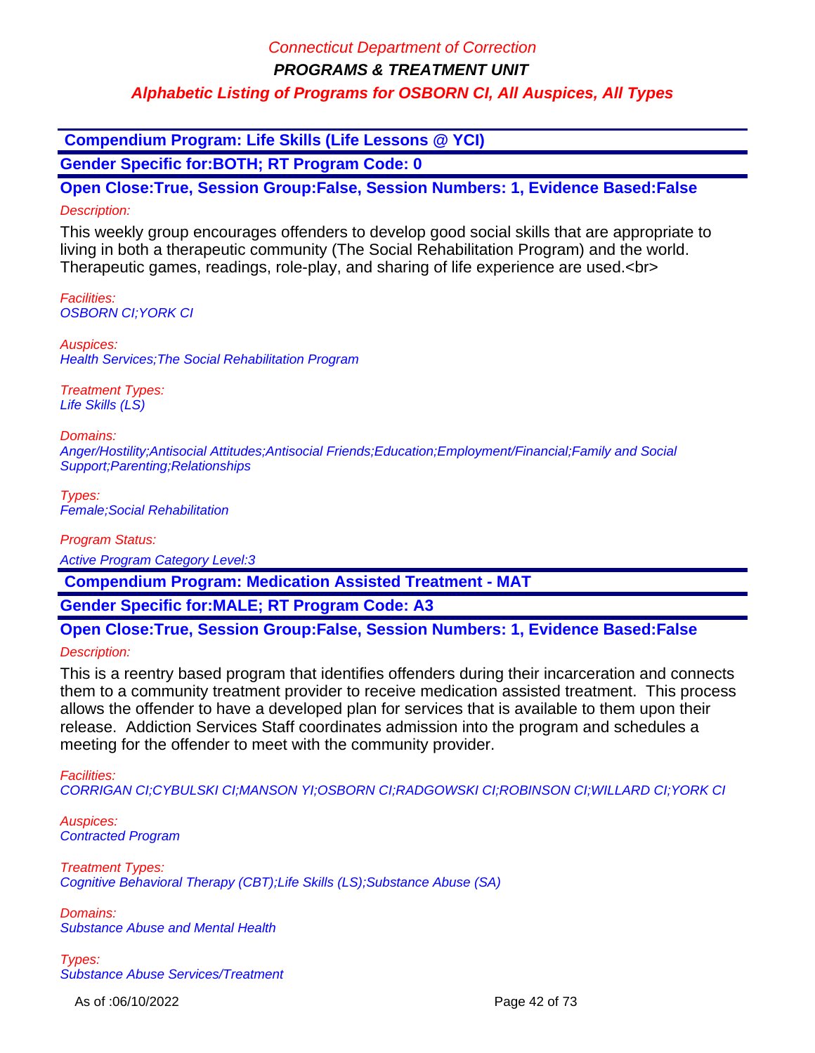## Compendium Program: Life Skills (Life Lessons @ YCI)

**Gender Specific for:BOTH; RT Program Code: 0**

**Open Close:True, Session Group:False, Session Numbers: 1, Evidence Based:False**

*Description:*

This weekly group encourages offenders to develop good social skills that are appropriate to living in both a therapeutic community (The Social Rehabilitation Program) and the world. Therapeutic games, readings, role-play, and sharing of life experience are used.<br>

*Facilities:*
OSBORN CI;YORK CI

*Auspices:*
Health Services;The Social Rehabilitation Program

*Treatment Types:*
Life Skills (LS)

*Domains:*
Anger/Hostility;Antisocial Attitudes;Antisocial Friends;Education;Employment/Financial;Family and Social Support;Parenting;Relationships

*Types:*
Female;Social Rehabilitation

*Program Status:*

Active Program Category Level:3

## Compendium Program: Medication Assisted Treatment - MAT

**Gender Specific for:MALE; RT Program Code: A3**

**Open Close:True, Session Group:False, Session Numbers: 1, Evidence Based:False**

*Description:*

This is a reentry based program that identifies offenders during their incarceration and connects them to a community treatment provider to receive medication assisted treatment. This process allows the offender to have a developed plan for services that is available to them upon their release. Addiction Services Staff coordinates admission into the program and schedules a meeting for the offender to meet with the community provider.

*Facilities:*
CORRIGAN CI;CYBULSKI CI;MANSON YI;OSBORN CI;RADGOWSKI CI;ROBINSON CI;WILLARD CI;YORK CI

*Auspices:*
Contracted Program

*Treatment Types:*
Cognitive Behavioral Therapy (CBT);Life Skills (LS);Substance Abuse (SA)

*Domains:*
Substance Abuse and Mental Health

*Types:*
Substance Abuse Services/Treatment

As of :06/10/2022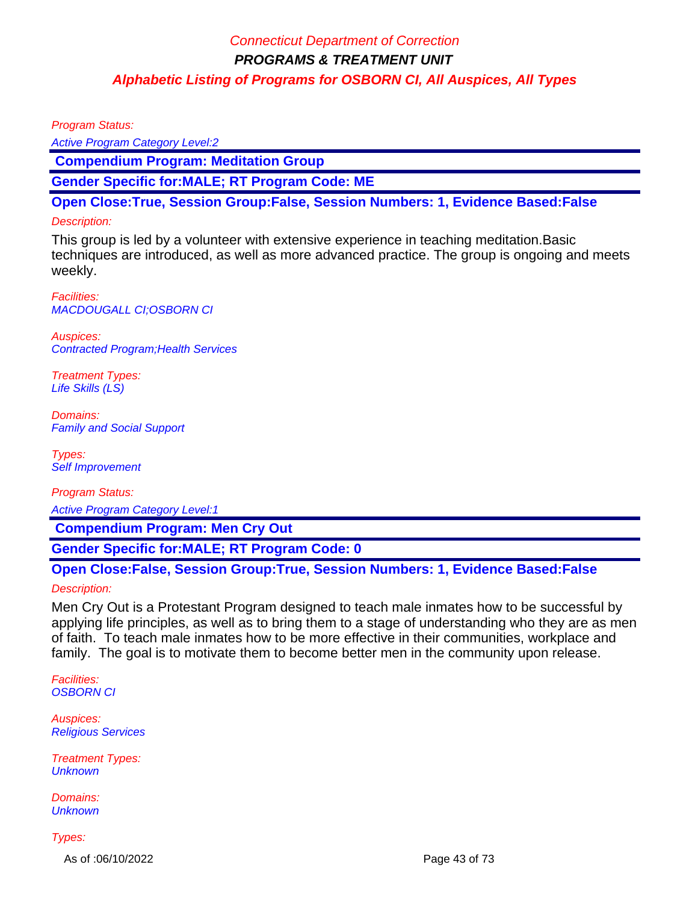Program Status:

Active Program Category Level:2

**Compendium Program: Meditation Group**

**Gender Specific for:MALE; RT Program Code: ME**

**Open Close:True, Session Group:False, Session Numbers: 1, Evidence Based:False**

Description:

This group is led by a volunteer with extensive experience in teaching meditation.Basic techniques are introduced, as well as more advanced practice. The group is ongoing and meets weekly.

Facilities:
MACDOUGALL CI;OSBORN CI

Auspices:
Contracted Program;Health Services

Treatment Types:
Life Skills (LS)

Domains:
Family and Social Support

Types:
Self Improvement

Program Status:

Active Program Category Level:1

**Compendium Program: Men Cry Out**

**Gender Specific for:MALE; RT Program Code: 0**

**Open Close:False, Session Group:True, Session Numbers: 1, Evidence Based:False**

Description:

Men Cry Out is a Protestant Program designed to teach male inmates how to be successful by applying life principles, as well as to bring them to a stage of understanding who they are as men of faith. To teach male inmates how to be more effective in their communities, workplace and family. The goal is to motivate them to become better men in the community upon release.

Facilities:
OSBORN CI

Auspices:
Religious Services

Treatment Types:
Unknown

Domains:
Unknown

Types: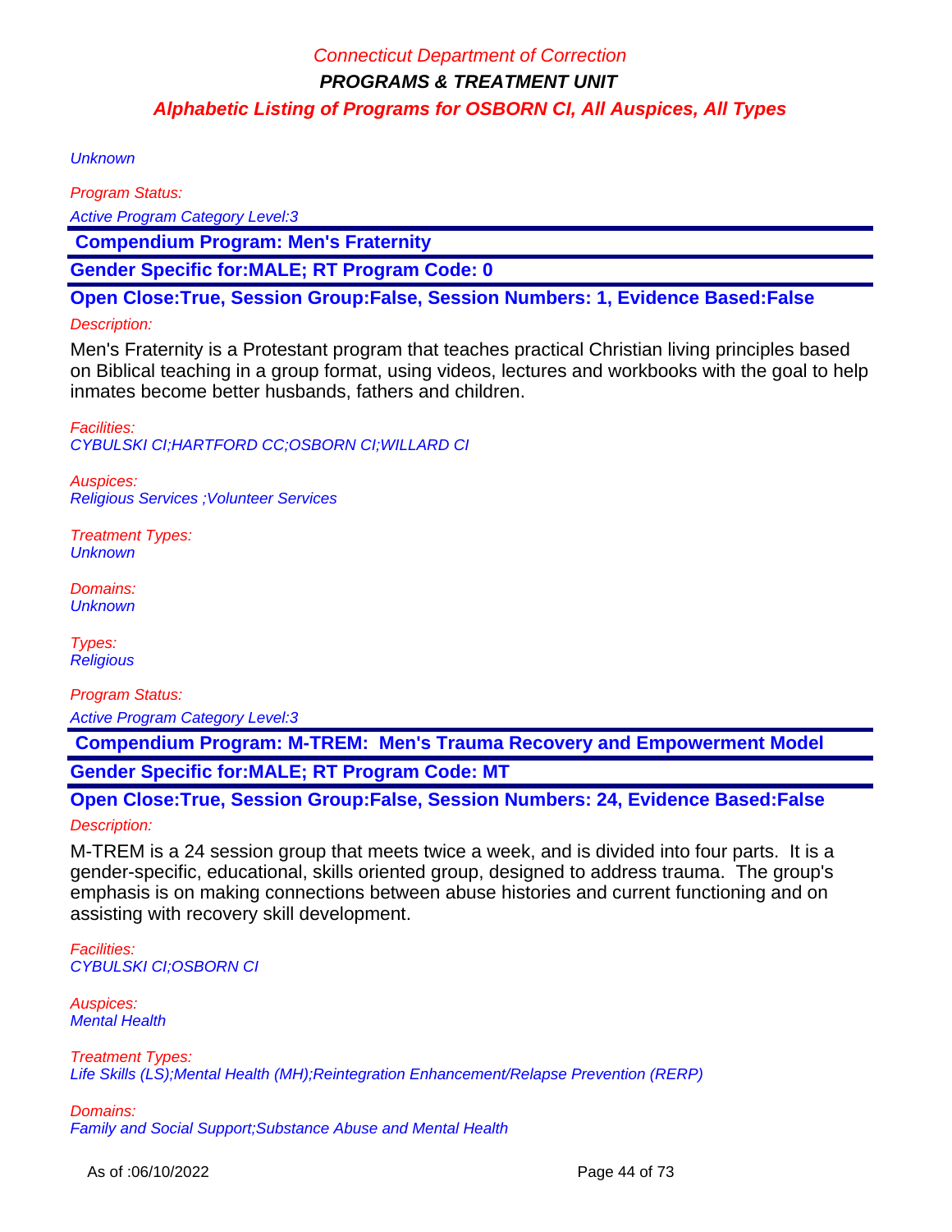Unknown

Program Status:

Active Program Category Level:3

**Compendium Program: Men's Fraternity**

**Gender Specific for:MALE; RT Program Code: 0**

**Open Close:True, Session Group:False, Session Numbers: 1, Evidence Based:False**

Description:

Men's Fraternity is a Protestant program that teaches practical Christian living principles based on Biblical teaching in a group format, using videos, lectures and workbooks with the goal to help inmates become better husbands, fathers and children.

Facilities:
CYBULSKI CI;HARTFORD CC;OSBORN CI;WILLARD CI

Auspices:
Religious Services ;Volunteer Services

Treatment Types:
Unknown

Domains:
Unknown

Types:
Religious

Program Status:

Active Program Category Level:3

**Compendium Program: M-TREM: Men's Trauma Recovery and Empowerment Model**

**Gender Specific for:MALE; RT Program Code: MT**

**Open Close:True, Session Group:False, Session Numbers: 24, Evidence Based:False**

Description:

M-TREM is a 24 session group that meets twice a week, and is divided into four parts. It is a gender-specific, educational, skills oriented group, designed to address trauma. The group's emphasis is on making connections between abuse histories and current functioning and on assisting with recovery skill development.

Facilities:
CYBULSKI CI;OSBORN CI

Auspices:
Mental Health

Treatment Types:
Life Skills (LS);Mental Health (MH);Reintegration Enhancement/Relapse Prevention (RERP)

Domains:
Family and Social Support;Substance Abuse and Mental Health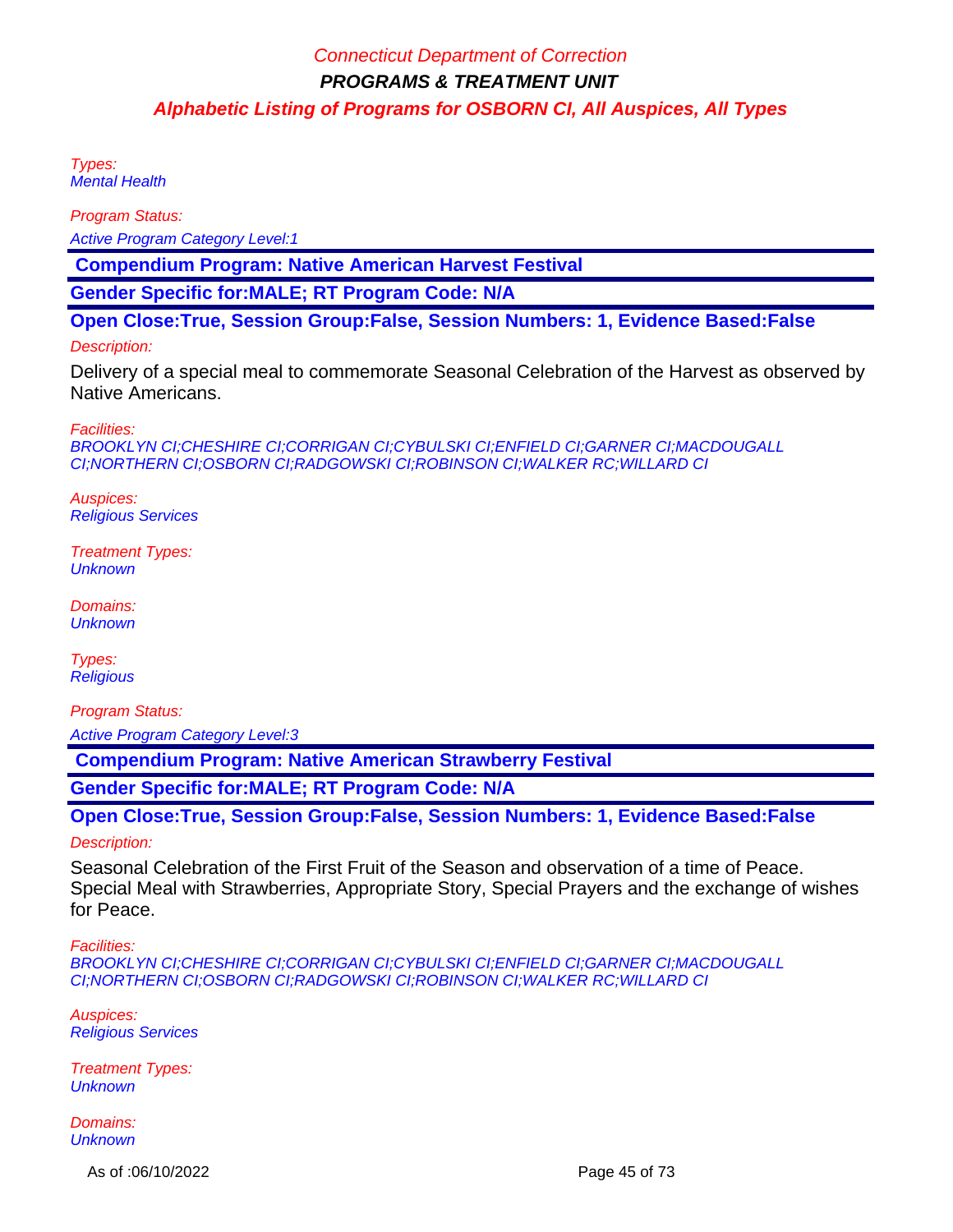Types:
Mental Health

Program Status:

Active Program Category Level:1

**Compendium Program: Native American Harvest Festival**

**Gender Specific for:MALE; RT Program Code: N/A**

**Open Close:True, Session Group:False, Session Numbers: 1, Evidence Based:False**

Description:

Delivery of a special meal to commemorate Seasonal Celebration of the Harvest as observed by Native Americans.

Facilities:
BROOKLYN CI;CHESHIRE CI;CORRIGAN CI;CYBULSKI CI;ENFIELD CI;GARNER CI;MACDOUGALL CI;NORTHERN CI;OSBORN CI;RADGOWSKI CI;ROBINSON CI;WALKER RC;WILLARD CI

Auspices:
Religious Services

Treatment Types:
Unknown

Domains:
Unknown

Types:
Religious

Program Status:

Active Program Category Level:3

**Compendium Program: Native American Strawberry Festival**

**Gender Specific for:MALE; RT Program Code: N/A**

**Open Close:True, Session Group:False, Session Numbers: 1, Evidence Based:False**

Description:

Seasonal Celebration of the First Fruit of the Season and observation of a time of Peace. Special Meal with Strawberries, Appropriate Story, Special Prayers and the exchange of wishes for Peace.

Facilities:
BROOKLYN CI;CHESHIRE CI;CORRIGAN CI;CYBULSKI CI;ENFIELD CI;GARNER CI;MACDOUGALL CI;NORTHERN CI;OSBORN CI;RADGOWSKI CI;ROBINSON CI;WALKER RC;WILLARD CI

Auspices:
Religious Services

Treatment Types:
Unknown

Domains:
Unknown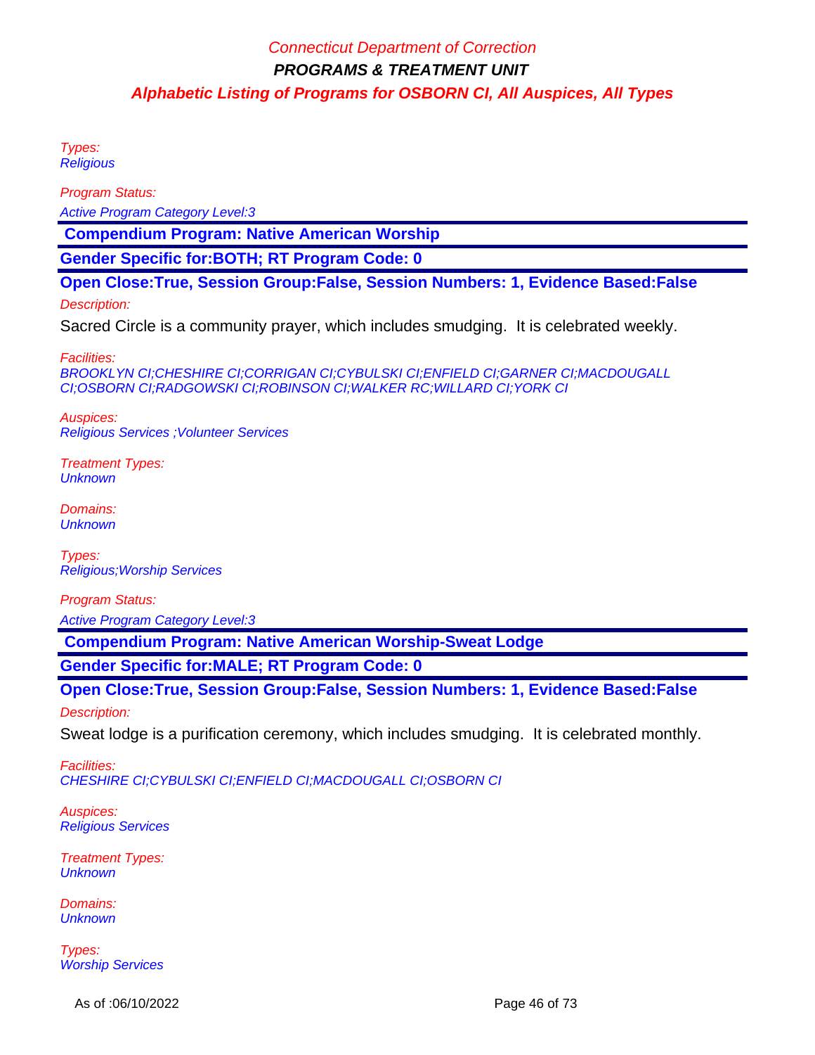Types:
Religious

Program Status:
Active Program Category Level:3

**Compendium Program: Native American Worship**

**Gender Specific for:BOTH; RT Program Code: 0**

**Open Close:True, Session Group:False, Session Numbers: 1, Evidence Based:False**

Description:

Sacred Circle is a community prayer, which includes smudging. It is celebrated weekly.

Facilities:
BROOKLYN CI;CHESHIRE CI;CORRIGAN CI;CYBULSKI CI;ENFIELD CI;GARNER CI;MACDOUGALL CI;OSBORN CI;RADGOWSKI CI;ROBINSON CI;WALKER RC;WILLARD CI;YORK CI

Auspices:
Religious Services ;Volunteer Services

Treatment Types:
Unknown

Domains:
Unknown

Types:
Religious;Worship Services

Program Status:
Active Program Category Level:3

**Compendium Program: Native American Worship-Sweat Lodge**

**Gender Specific for:MALE; RT Program Code: 0**

**Open Close:True, Session Group:False, Session Numbers: 1, Evidence Based:False**

Description:

Sweat lodge is a purification ceremony, which includes smudging. It is celebrated monthly.

Facilities:
CHESHIRE CI;CYBULSKI CI;ENFIELD CI;MACDOUGALL CI;OSBORN CI

Auspices:
Religious Services

Treatment Types:
Unknown

Domains:
Unknown

Types:
Worship Services

As of :06/10/2022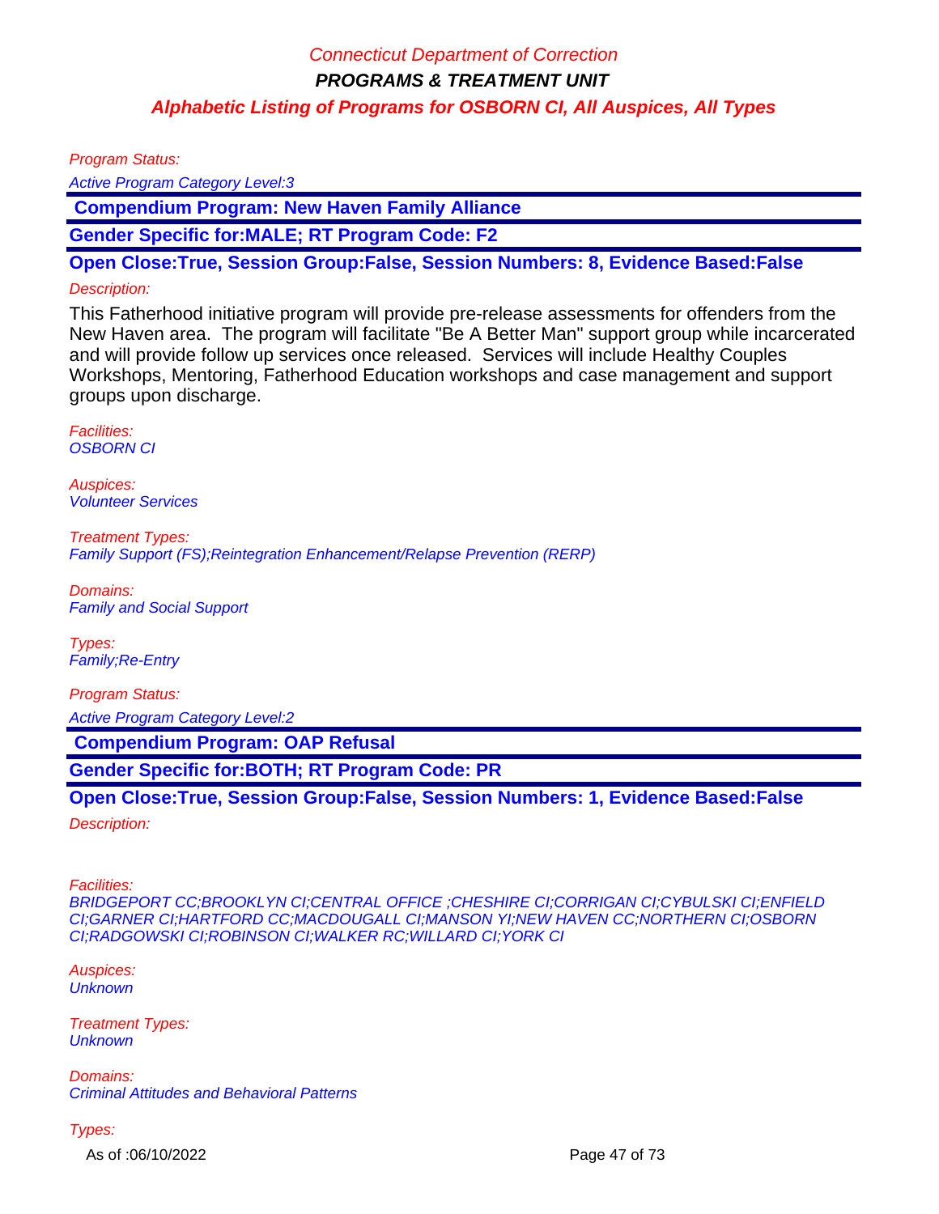Program Status:

*Active Program Category Level:3*

**Compendium Program: New Haven Family Alliance**

**Gender Specific for:MALE; RT Program Code: F2**

**Open Close:True, Session Group:False, Session Numbers: 8, Evidence Based:False**

Description:

This Fatherhood initiative program will provide pre-release assessments for offenders from the New Haven area. The program will facilitate "Be A Better Man" support group while incarcerated and will provide follow up services once released. Services will include Healthy Couples Workshops, Mentoring, Fatherhood Education workshops and case management and support groups upon discharge.

Facilities:
*OSBORN CI*

Auspices:
*Volunteer Services*

Treatment Types:
*Family Support (FS);Reintegration Enhancement/Relapse Prevention (RERP)*

Domains:
*Family and Social Support*

Types:
*Family;Re-Entry*

Program Status:

*Active Program Category Level:2*

**Compendium Program: OAP Refusal**

**Gender Specific for:BOTH; RT Program Code: PR**

**Open Close:True, Session Group:False, Session Numbers: 1, Evidence Based:False**

Description:

Facilities:
*BRIDGEPORT CC;BROOKLYN CI;CENTRAL OFFICE ;CHESHIRE CI;CORRIGAN CI;CYBULSKI CI;ENFIELD CI;GARNER CI;HARTFORD CC;MACDOUGALL CI;MANSON YI;NEW HAVEN CC;NORTHERN CI;OSBORN CI;RADGOWSKI CI;ROBINSON CI;WALKER RC;WILLARD CI;YORK CI*

Auspices:
*Unknown*

Treatment Types:
*Unknown*

Domains:
*Criminal Attitudes and Behavioral Patterns*

Types: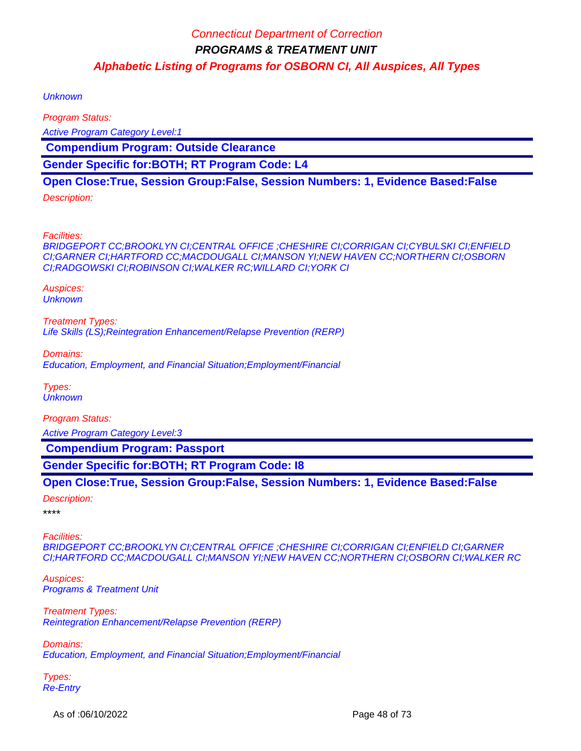Unknown

Program Status:

Active Program Category Level:1

**Compendium Program: Outside Clearance**

**Gender Specific for:BOTH; RT Program Code: L4**

**Open Close:True, Session Group:False, Session Numbers: 1, Evidence Based:False**

Description:

Facilities:
BRIDGEPORT CC;BROOKLYN CI;CENTRAL OFFICE ;CHESHIRE CI;CORRIGAN CI;CYBULSKI CI;ENFIELD CI;GARNER CI;HARTFORD CC;MACDOUGALL CI;MANSON YI;NEW HAVEN CC;NORTHERN CI;OSBORN CI;RADGOWSKI CI;ROBINSON CI;WALKER RC;WILLARD CI;YORK CI

Auspices:
Unknown

Treatment Types:
Life Skills (LS);Reintegration Enhancement/Relapse Prevention (RERP)

Domains:
Education, Employment, and Financial Situation;Employment/Financial

Types:
Unknown

Program Status:

Active Program Category Level:3

**Compendium Program: Passport**

**Gender Specific for:BOTH; RT Program Code: I8**

**Open Close:True, Session Group:False, Session Numbers: 1, Evidence Based:False**

Description:

****

Facilities:
BRIDGEPORT CC;BROOKLYN CI;CENTRAL OFFICE ;CHESHIRE CI;CORRIGAN CI;ENFIELD CI;GARNER CI;HARTFORD CC;MACDOUGALL CI;MANSON YI;NEW HAVEN CC;NORTHERN CI;OSBORN CI;WALKER RC

Auspices:
Programs & Treatment Unit

Treatment Types:
Reintegration Enhancement/Relapse Prevention (RERP)

Domains:
Education, Employment, and Financial Situation;Employment/Financial

Types:
Re-Entry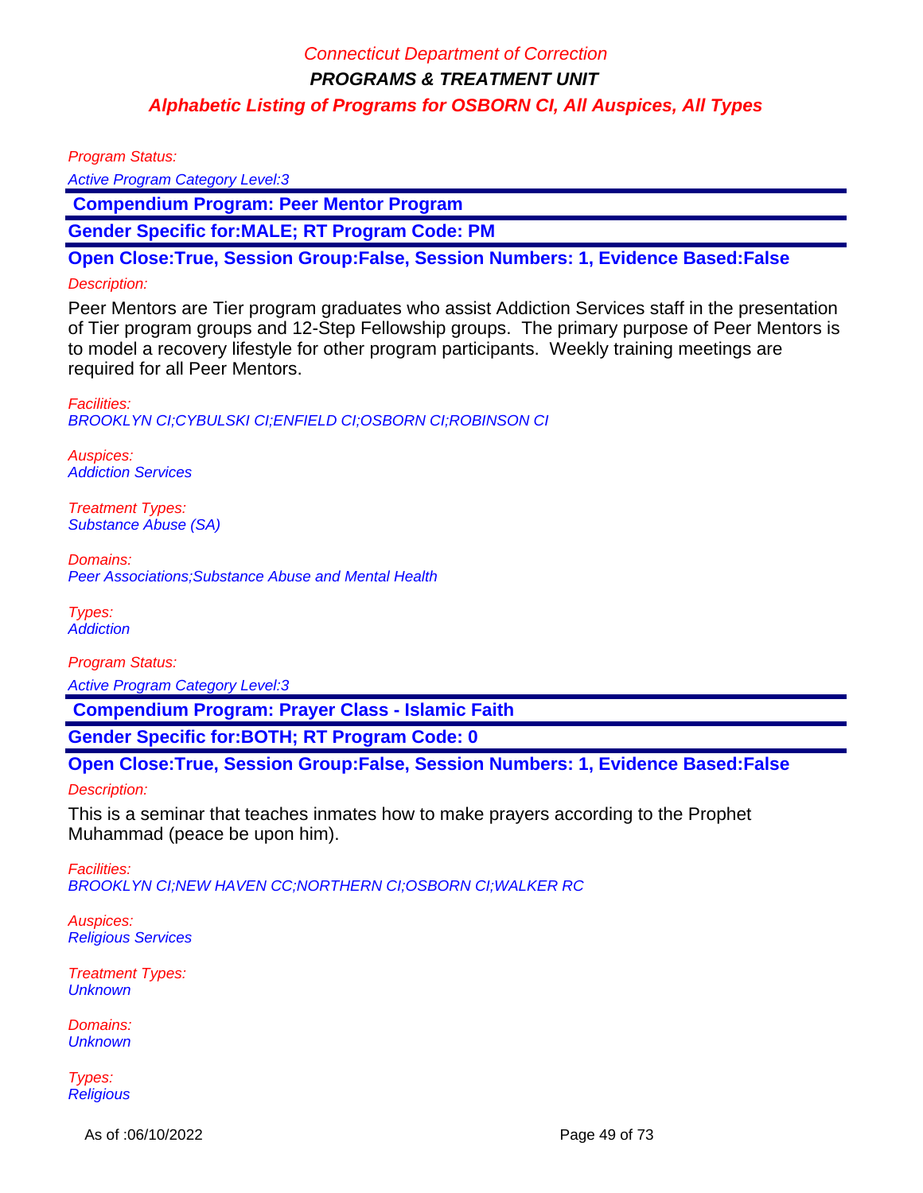Program Status:

Active Program Category Level:3

**Compendium Program: Peer Mentor Program**

**Gender Specific for:MALE; RT Program Code: PM**

**Open Close:True, Session Group:False, Session Numbers: 1, Evidence Based:False**

Description:

Peer Mentors are Tier program graduates who assist Addiction Services staff in the presentation of Tier program groups and 12-Step Fellowship groups. The primary purpose of Peer Mentors is to model a recovery lifestyle for other program participants. Weekly training meetings are required for all Peer Mentors.

Facilities:
BROOKLYN CI;CYBULSKI CI;ENFIELD CI;OSBORN CI;ROBINSON CI

Auspices:
Addiction Services

Treatment Types:
Substance Abuse (SA)

Domains:
Peer Associations;Substance Abuse and Mental Health

Types:
Addiction

Program Status:

Active Program Category Level:3

**Compendium Program: Prayer Class - Islamic Faith**

**Gender Specific for:BOTH; RT Program Code: 0**

**Open Close:True, Session Group:False, Session Numbers: 1, Evidence Based:False**

Description:

This is a seminar that teaches inmates how to make prayers according to the Prophet Muhammad (peace be upon him).

Facilities:
BROOKLYN CI;NEW HAVEN CC;NORTHERN CI;OSBORN CI;WALKER RC

Auspices:
Religious Services

Treatment Types:
Unknown

Domains:
Unknown

Types:
Religious

As of :06/10/2022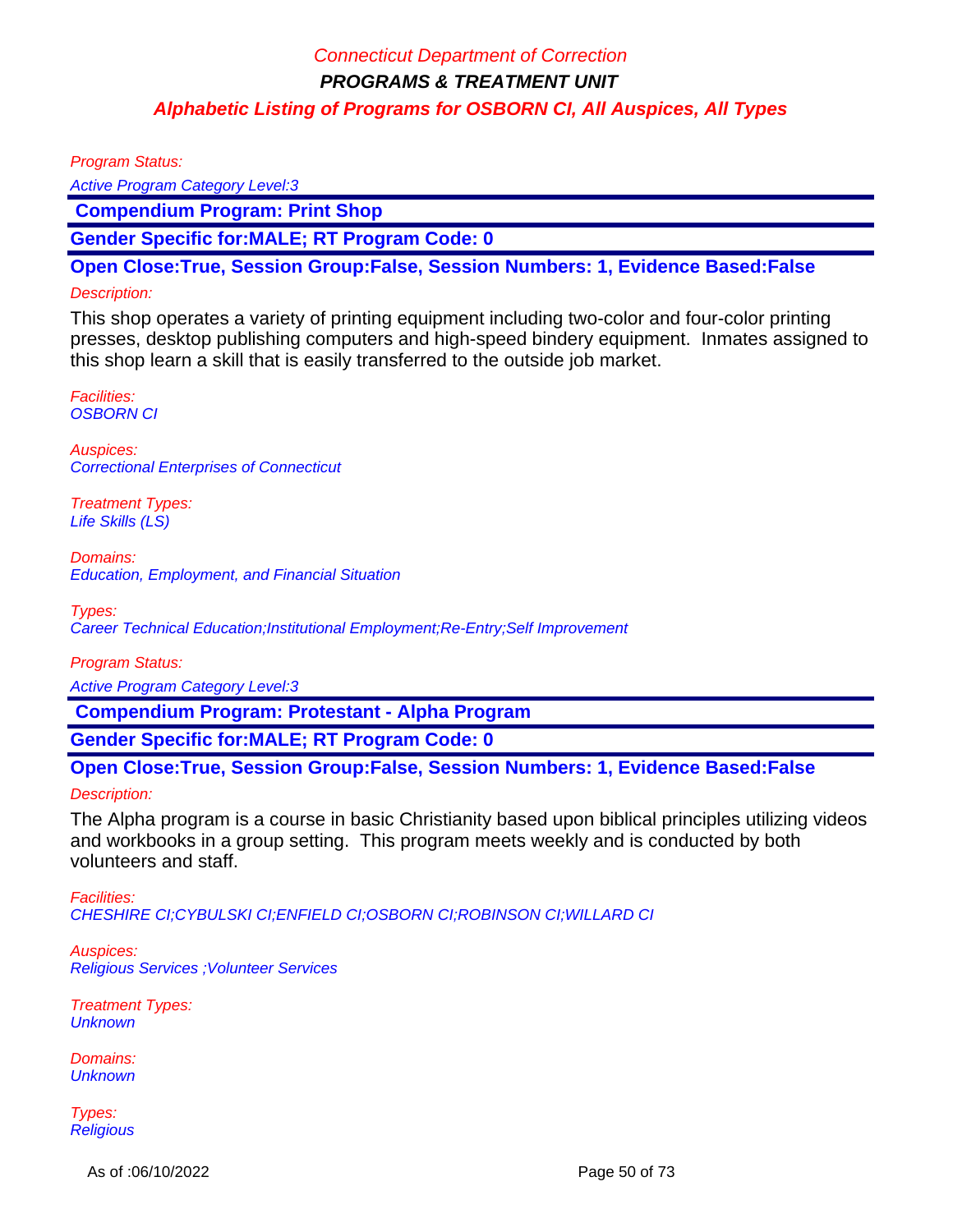Program Status:

Active Program Category Level:3

**Compendium Program: Print Shop**

**Gender Specific for:MALE; RT Program Code: 0**

**Open Close:True, Session Group:False, Session Numbers: 1, Evidence Based:False**

Description:

This shop operates a variety of printing equipment including two-color and four-color printing presses, desktop publishing computers and high-speed bindery equipment. Inmates assigned to this shop learn a skill that is easily transferred to the outside job market.

Facilities:
OSBORN CI

Auspices:
Correctional Enterprises of Connecticut

Treatment Types:
Life Skills (LS)

Domains:
Education, Employment, and Financial Situation

Types:
Career Technical Education;Institutional Employment;Re-Entry;Self Improvement

Program Status:

Active Program Category Level:3

**Compendium Program: Protestant - Alpha Program**

**Gender Specific for:MALE; RT Program Code: 0**

**Open Close:True, Session Group:False, Session Numbers: 1, Evidence Based:False**

Description:

The Alpha program is a course in basic Christianity based upon biblical principles utilizing videos and workbooks in a group setting. This program meets weekly and is conducted by both volunteers and staff.

Facilities:
CHESHIRE CI;CYBULSKI CI;ENFIELD CI;OSBORN CI;ROBINSON CI;WILLARD CI

Auspices:
Religious Services ;Volunteer Services

Treatment Types:
Unknown

Domains:
Unknown

Types:
Religious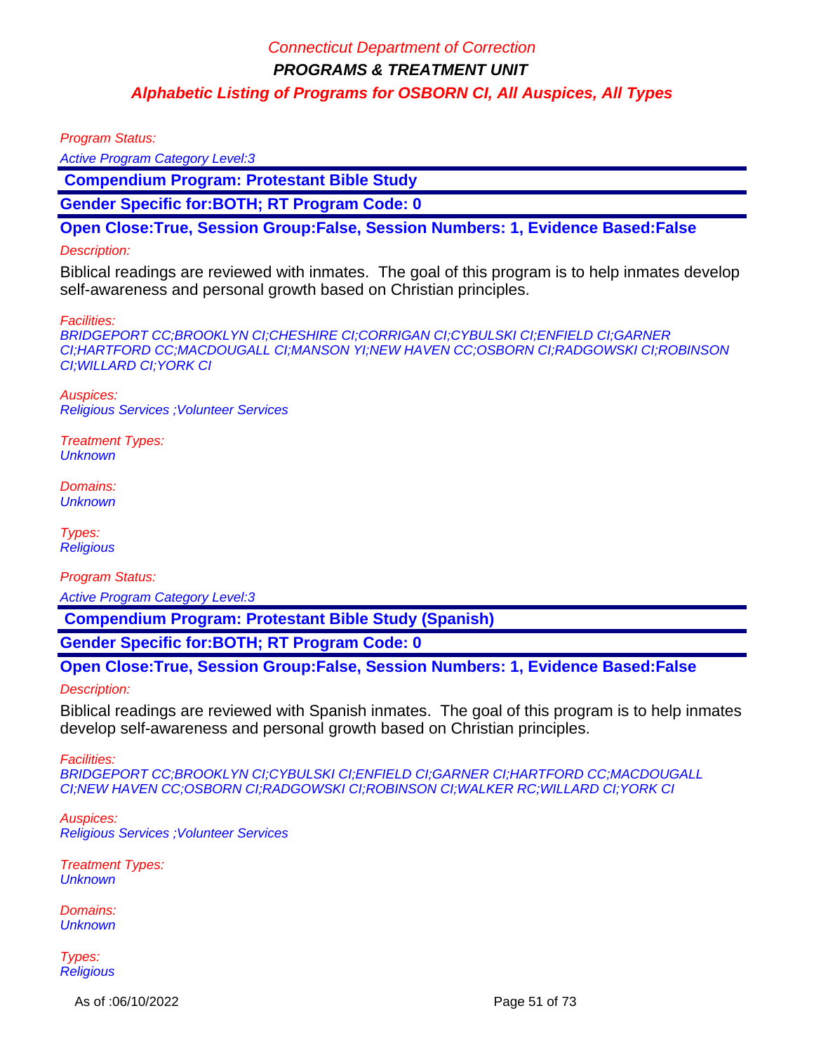Program Status:

Active Program Category Level:3

**Compendium Program: Protestant Bible Study**

**Gender Specific for:BOTH; RT Program Code: 0**

**Open Close:True, Session Group:False, Session Numbers: 1, Evidence Based:False**

Description:

Biblical readings are reviewed with inmates. The goal of this program is to help inmates develop self-awareness and personal growth based on Christian principles.

Facilities:
BRIDGEPORT CC;BROOKLYN CI;CHESHIRE CI;CORRIGAN CI;CYBULSKI CI;ENFIELD CI;GARNER CI;HARTFORD CC;MACDOUGALL CI;MANSON YI;NEW HAVEN CC;OSBORN CI;RADGOWSKI CI;ROBINSON CI;WILLARD CI;YORK CI

Auspices:
Religious Services ;Volunteer Services

Treatment Types:
Unknown

Domains:
Unknown

Types:
Religious

Program Status:

Active Program Category Level:3

**Compendium Program: Protestant Bible Study (Spanish)**

**Gender Specific for:BOTH; RT Program Code: 0**

**Open Close:True, Session Group:False, Session Numbers: 1, Evidence Based:False**

Description:

Biblical readings are reviewed with Spanish inmates. The goal of this program is to help inmates develop self-awareness and personal growth based on Christian principles.

Facilities:
BRIDGEPORT CC;BROOKLYN CI;CYBULSKI CI;ENFIELD CI;GARNER CI;HARTFORD CC;MACDOUGALL CI;NEW HAVEN CC;OSBORN CI;RADGOWSKI CI;ROBINSON CI;WALKER RC;WILLARD CI;YORK CI

Auspices:
Religious Services ;Volunteer Services

Treatment Types:
Unknown

Domains:
Unknown

Types:
Religious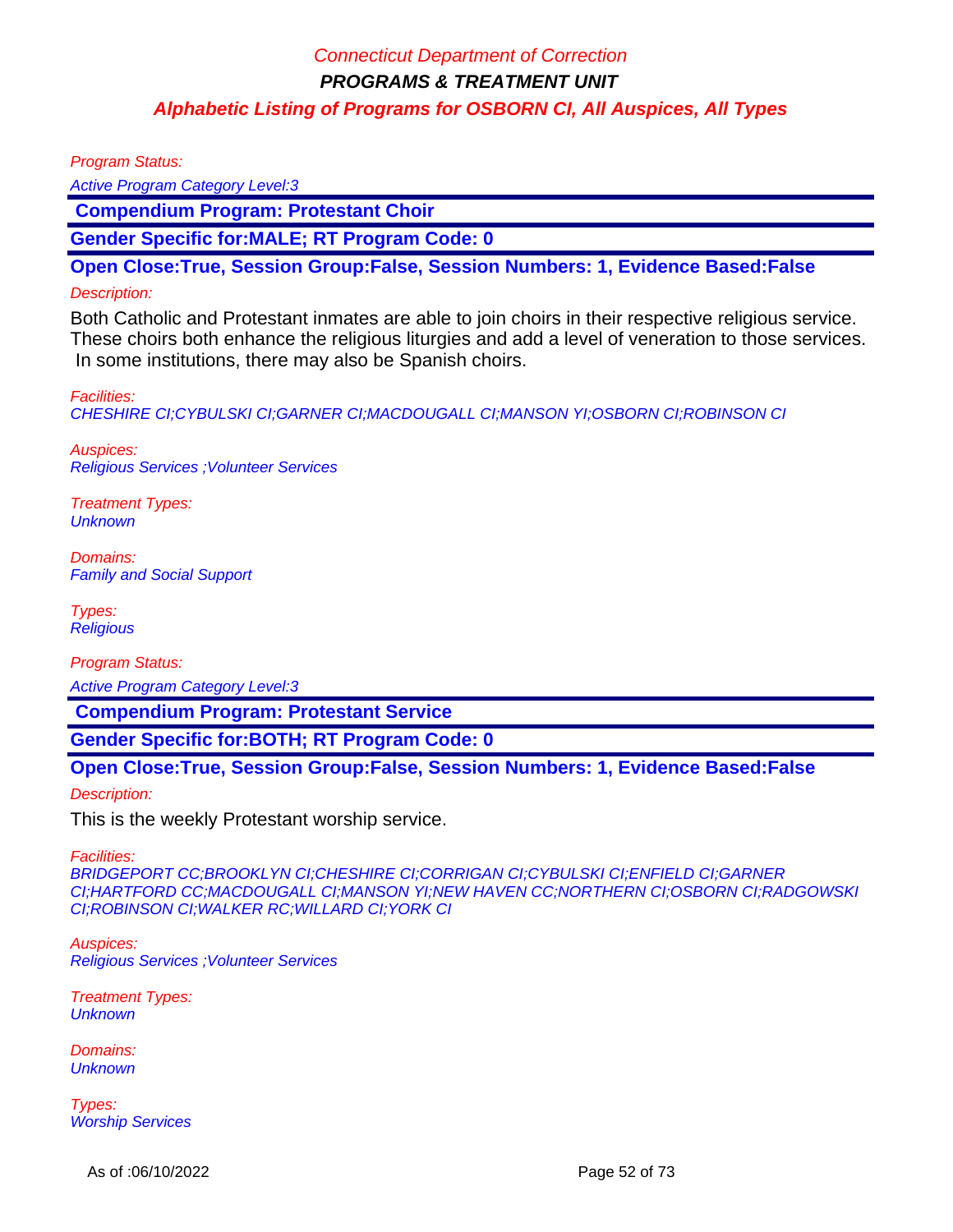Program Status:

Active Program Category Level:3

**Compendium Program: Protestant Choir**

**Gender Specific for:MALE; RT Program Code: 0**

**Open Close:True, Session Group:False, Session Numbers: 1, Evidence Based:False**

Description:

Both Catholic and Protestant inmates are able to join choirs in their respective religious service. These choirs both enhance the religious liturgies and add a level of veneration to those services. In some institutions, there may also be Spanish choirs.

Facilities:
CHESHIRE CI;CYBULSKI CI;GARNER CI;MACDOUGALL CI;MANSON YI;OSBORN CI;ROBINSON CI

Auspices:
Religious Services ;Volunteer Services

Treatment Types:
Unknown

Domains:
Family and Social Support

Types:
Religious

Program Status:

Active Program Category Level:3

**Compendium Program: Protestant Service**

**Gender Specific for:BOTH; RT Program Code: 0**

**Open Close:True, Session Group:False, Session Numbers: 1, Evidence Based:False**

Description:

This is the weekly Protestant worship service.

Facilities:
BRIDGEPORT CC;BROOKLYN CI;CHESHIRE CI;CORRIGAN CI;CYBULSKI CI;ENFIELD CI;GARNER CI;HARTFORD CC;MACDOUGALL CI;MANSON YI;NEW HAVEN CC;NORTHERN CI;OSBORN CI;RADGOWSKI CI;ROBINSON CI;WALKER RC;WILLARD CI;YORK CI

Auspices:
Religious Services ;Volunteer Services

Treatment Types:
Unknown

Domains:
Unknown

Types:
Worship Services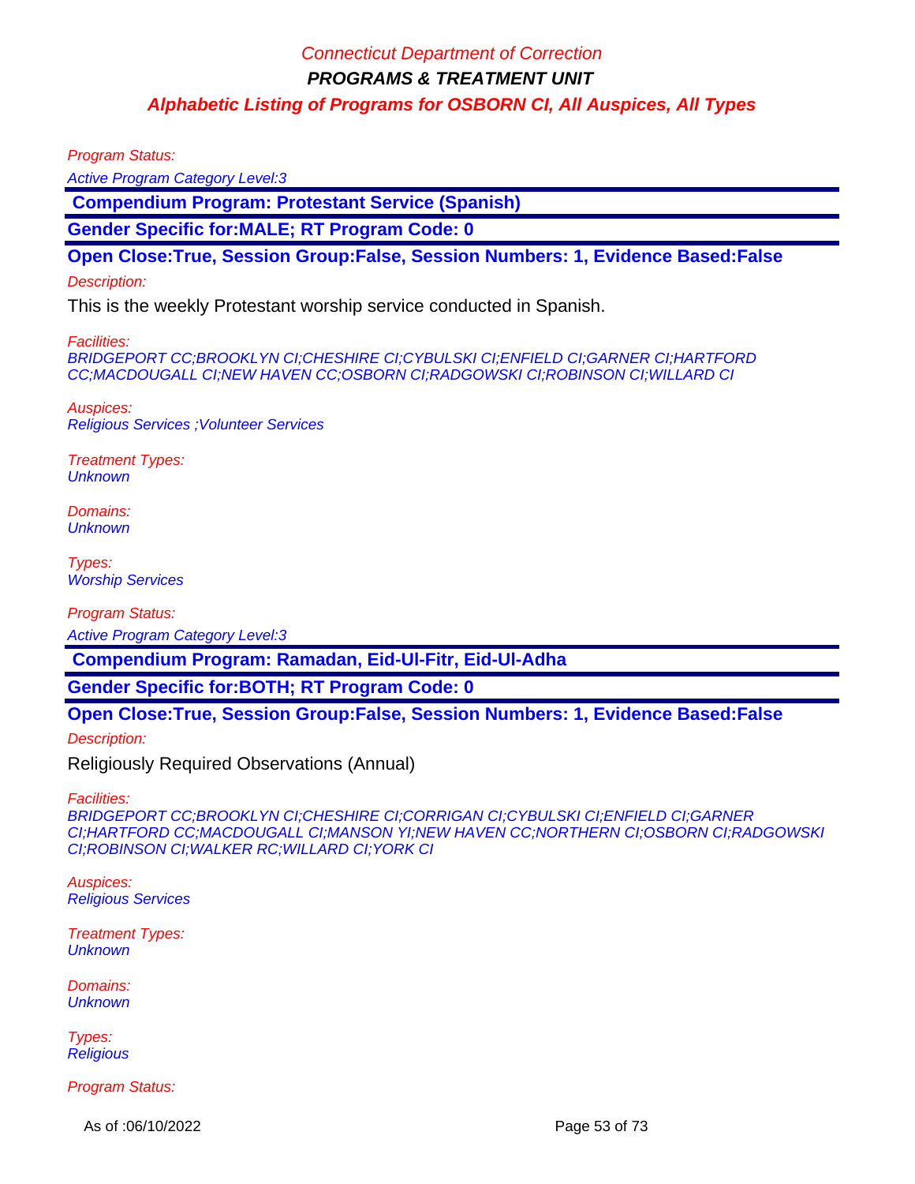Program Status:

Active Program Category Level:3

**Compendium Program: Protestant Service (Spanish)**

**Gender Specific for:MALE; RT Program Code: 0**

**Open Close:True, Session Group:False, Session Numbers: 1, Evidence Based:False**

Description:

This is the weekly Protestant worship service conducted in Spanish.

Facilities:
BRIDGEPORT CC;BROOKLYN CI;CHESHIRE CI;CYBULSKI CI;ENFIELD CI;GARNER CI;HARTFORD CC;MACDOUGALL CI;NEW HAVEN CC;OSBORN CI;RADGOWSKI CI;ROBINSON CI;WILLARD CI

Auspices:
Religious Services ;Volunteer Services

Treatment Types:
Unknown

Domains:
Unknown

Types:
Worship Services

Program Status:

Active Program Category Level:3

**Compendium Program: Ramadan, Eid-Ul-Fitr, Eid-Ul-Adha**

**Gender Specific for:BOTH; RT Program Code: 0**

**Open Close:True, Session Group:False, Session Numbers: 1, Evidence Based:False**

Description:

Religiously Required Observations (Annual)

Facilities:
BRIDGEPORT CC;BROOKLYN CI;CHESHIRE CI;CORRIGAN CI;CYBULSKI CI;ENFIELD CI;GARNER CI;HARTFORD CC;MACDOUGALL CI;MANSON YI;NEW HAVEN CC;NORTHERN CI;OSBORN CI;RADGOWSKI CI;ROBINSON CI;WALKER RC;WILLARD CI;YORK CI

Auspices:
Religious Services

Treatment Types:
Unknown

Domains:
Unknown

Types:
Religious

Program Status: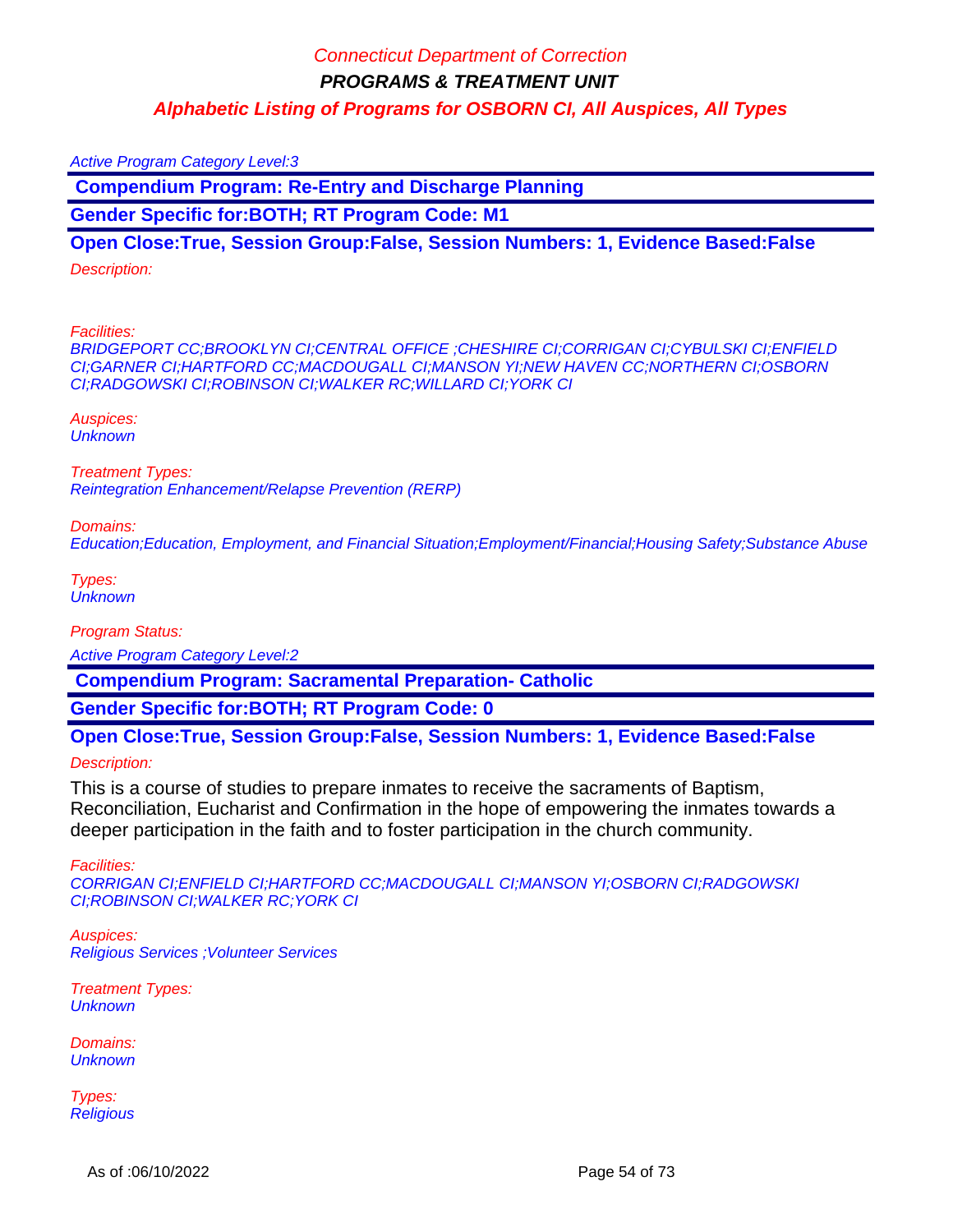Active Program Category Level:3

**Compendium Program: Re-Entry and Discharge Planning**

**Gender Specific for:BOTH; RT Program Code: M1**

**Open Close:True, Session Group:False, Session Numbers: 1, Evidence Based:False**

*Description:*

*Facilities:*
*BRIDGEPORT CC;BROOKLYN CI;CENTRAL OFFICE ;CHESHIRE CI;CORRIGAN CI;CYBULSKI CI;ENFIELD CI;GARNER CI;HARTFORD CC;MACDOUGALL CI;MANSON YI;NEW HAVEN CC;NORTHERN CI;OSBORN CI;RADGOWSKI CI;ROBINSON CI;WALKER RC;WILLARD CI;YORK CI*

*Auspices:*
*Unknown*

*Treatment Types:*
*Reintegration Enhancement/Relapse Prevention (RERP)*

*Domains:*
*Education;Education, Employment, and Financial Situation;Employment/Financial;Housing Safety;Substance Abuse*

*Types:*
*Unknown*

*Program Status:*

Active Program Category Level:2

**Compendium Program: Sacramental Preparation- Catholic**

**Gender Specific for:BOTH; RT Program Code: 0**

**Open Close:True, Session Group:False, Session Numbers: 1, Evidence Based:False**

*Description:*

This is a course of studies to prepare inmates to receive the sacraments of Baptism, Reconciliation, Eucharist and Confirmation in the hope of empowering the inmates towards a deeper participation in the faith and to foster participation in the church community.

*Facilities:*
*CORRIGAN CI;ENFIELD CI;HARTFORD CC;MACDOUGALL CI;MANSON YI;OSBORN CI;RADGOWSKI CI;ROBINSON CI;WALKER RC;YORK CI*

*Auspices:*
*Religious Services ;Volunteer Services*

*Treatment Types:*
*Unknown*

*Domains:*
*Unknown*

*Types:*
*Religious*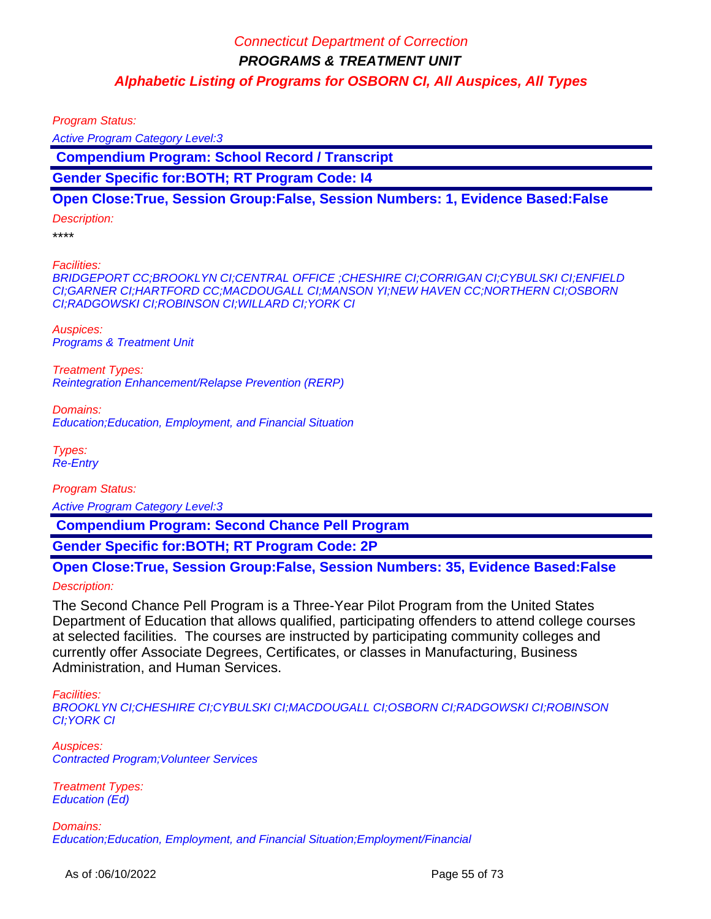Program Status:

Active Program Category Level:3

**Compendium Program: School Record / Transcript**

**Gender Specific for:BOTH; RT Program Code: I4**

**Open Close:True, Session Group:False, Session Numbers: 1, Evidence Based:False**

Description:

****

Facilities:
BRIDGEPORT CC;BROOKLYN CI;CENTRAL OFFICE ;CHESHIRE CI;CORRIGAN CI;CYBULSKI CI;ENFIELD CI;GARNER CI;HARTFORD CC;MACDOUGALL CI;MANSON YI;NEW HAVEN CC;NORTHERN CI;OSBORN CI;RADGOWSKI CI;ROBINSON CI;WILLARD CI;YORK CI

Auspices:
Programs & Treatment Unit

Treatment Types:
Reintegration Enhancement/Relapse Prevention (RERP)

Domains:
Education;Education, Employment, and Financial Situation

Types:
Re-Entry

Program Status:

Active Program Category Level:3

**Compendium Program: Second Chance Pell Program**

**Gender Specific for:BOTH; RT Program Code: 2P**

**Open Close:True, Session Group:False, Session Numbers: 35, Evidence Based:False**

Description:

The Second Chance Pell Program is a Three-Year Pilot Program from the United States Department of Education that allows qualified, participating offenders to attend college courses at selected facilities. The courses are instructed by participating community colleges and currently offer Associate Degrees, Certificates, or classes in Manufacturing, Business Administration, and Human Services.

Facilities:
BROOKLYN CI;CHESHIRE CI;CYBULSKI CI;MACDOUGALL CI;OSBORN CI;RADGOWSKI CI;ROBINSON CI;YORK CI

Auspices:
Contracted Program;Volunteer Services

Treatment Types:
Education (Ed)

Domains:
Education;Education, Employment, and Financial Situation;Employment/Financial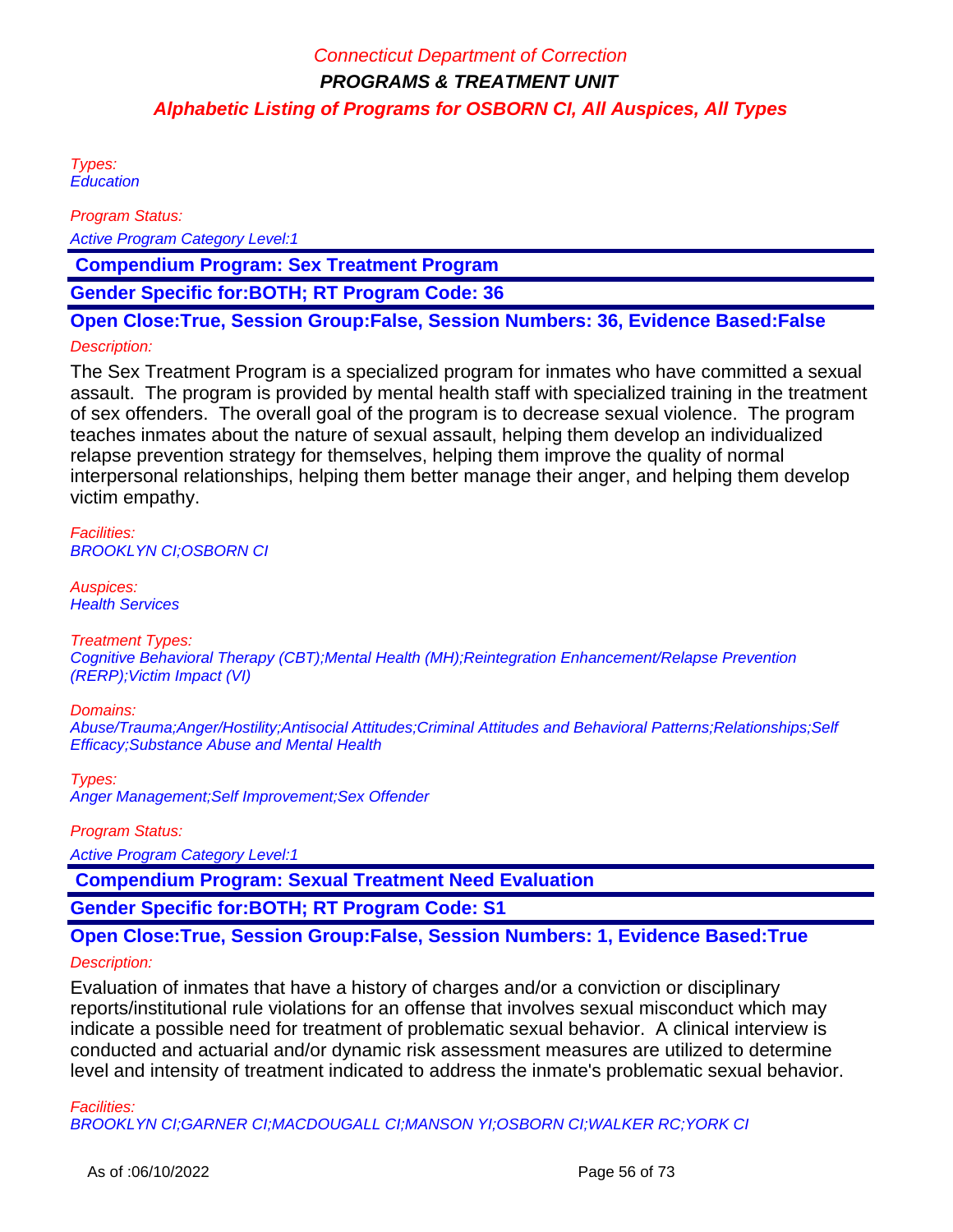Types:
*Education*

Program Status:

*Active Program Category Level:1*

**Compendium Program: Sex Treatment Program**

**Gender Specific for:BOTH; RT Program Code: 36**

**Open Close:True, Session Group:False, Session Numbers: 36, Evidence Based:False**

Description:

The Sex Treatment Program is a specialized program for inmates who have committed a sexual assault. The program is provided by mental health staff with specialized training in the treatment of sex offenders. The overall goal of the program is to decrease sexual violence. The program teaches inmates about the nature of sexual assault, helping them develop an individualized relapse prevention strategy for themselves, helping them improve the quality of normal interpersonal relationships, helping them better manage their anger, and helping them develop victim empathy.

Facilities:
*BROOKLYN CI;OSBORN CI*

Auspices:
*Health Services*

Treatment Types:
*Cognitive Behavioral Therapy (CBT);Mental Health (MH);Reintegration Enhancement/Relapse Prevention (RERP);Victim Impact (VI)*

Domains:
*Abuse/Trauma;Anger/Hostility;Antisocial Attitudes;Criminal Attitudes and Behavioral Patterns;Relationships;Self Efficacy;Substance Abuse and Mental Health*

Types:
*Anger Management;Self Improvement;Sex Offender*

Program Status:

*Active Program Category Level:1*

**Compendium Program: Sexual Treatment Need Evaluation**

**Gender Specific for:BOTH; RT Program Code: S1**

**Open Close:True, Session Group:False, Session Numbers: 1, Evidence Based:True**

Description:

Evaluation of inmates that have a history of charges and/or a conviction or disciplinary reports/institutional rule violations for an offense that involves sexual misconduct which may indicate a possible need for treatment of problematic sexual behavior. A clinical interview is conducted and actuarial and/or dynamic risk assessment measures are utilized to determine level and intensity of treatment indicated to address the inmate's problematic sexual behavior.

Facilities:
*BROOKLYN CI;GARNER CI;MACDOUGALL CI;MANSON YI;OSBORN CI;WALKER RC;YORK CI*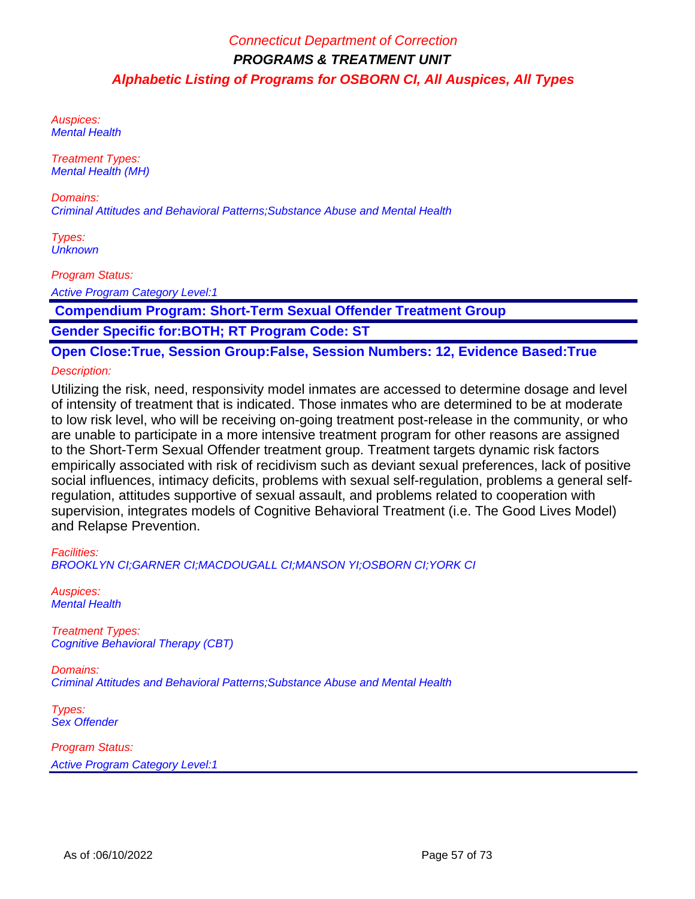Auspices:
Mental Health

Treatment Types:
Mental Health (MH)

Domains:
Criminal Attitudes and Behavioral Patterns;Substance Abuse and Mental Health

Types:
Unknown

Program Status:

Active Program Category Level:1

**Compendium Program: Short-Term Sexual Offender Treatment Group**

**Gender Specific for:BOTH; RT Program Code: ST**

**Open Close:True, Session Group:False, Session Numbers: 12, Evidence Based:True**

Description:

Utilizing the risk, need, responsivity model inmates are accessed to determine dosage and level of intensity of treatment that is indicated. Those inmates who are determined to be at moderate to low risk level, who will be receiving on-going treatment post-release in the community, or who are unable to participate in a more intensive treatment program for other reasons are assigned to the Short-Term Sexual Offender treatment group. Treatment targets dynamic risk factors empirically associated with risk of recidivism such as deviant sexual preferences, lack of positive social influences, intimacy deficits, problems with sexual self-regulation, problems a general self-regulation, attitudes supportive of sexual assault, and problems related to cooperation with supervision, integrates models of Cognitive Behavioral Treatment (i.e. The Good Lives Model) and Relapse Prevention.

Facilities:
BROOKLYN CI;GARNER CI;MACDOUGALL CI;MANSON YI;OSBORN CI;YORK CI

Auspices:
Mental Health

Treatment Types:
Cognitive Behavioral Therapy (CBT)

Domains:
Criminal Attitudes and Behavioral Patterns;Substance Abuse and Mental Health

Types:
Sex Offender

Program Status:

Active Program Category Level:1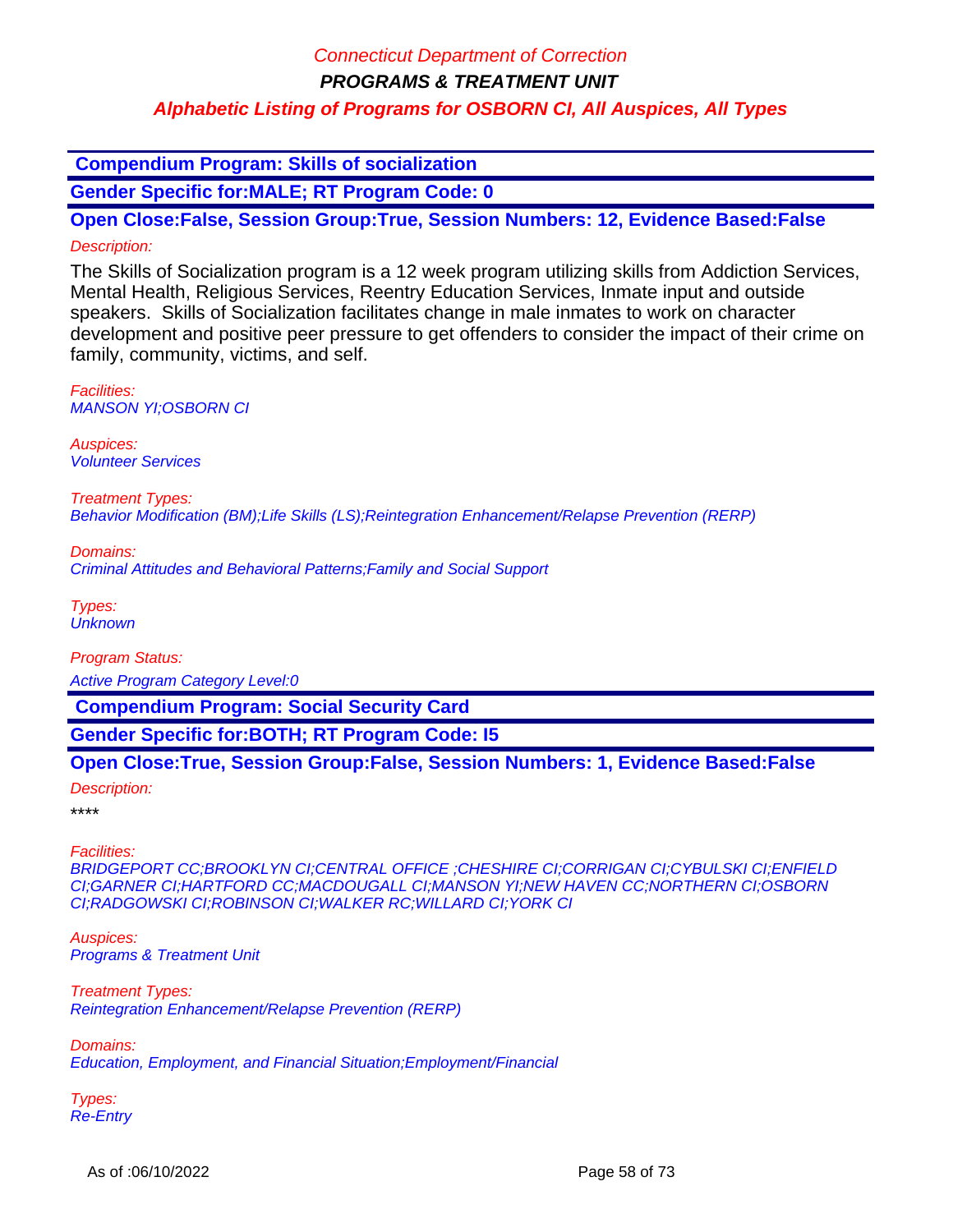## Compendium Program: Skills of socialization

**Gender Specific for:MALE; RT Program Code: 0**

**Open Close:False, Session Group:True, Session Numbers: 12, Evidence Based:False**

*Description:*

The Skills of Socialization program is a 12 week program utilizing skills from Addiction Services, Mental Health, Religious Services, Reentry Education Services, Inmate input and outside speakers. Skills of Socialization facilitates change in male inmates to work on character development and positive peer pressure to get offenders to consider the impact of their crime on family, community, victims, and self.

*Facilities:*
*MANSON YI;OSBORN CI*

*Auspices:*
*Volunteer Services*

*Treatment Types:*
*Behavior Modification (BM);Life Skills (LS);Reintegration Enhancement/Relapse Prevention (RERP)*

*Domains:*
*Criminal Attitudes and Behavioral Patterns;Family and Social Support*

*Types:*
*Unknown*

*Program Status:*
*Active Program Category Level:0*

## Compendium Program: Social Security Card

**Gender Specific for:BOTH; RT Program Code: I5**

**Open Close:True, Session Group:False, Session Numbers: 1, Evidence Based:False**

*Description:*

****

*Facilities:*
*BRIDGEPORT CC;BROOKLYN CI;CENTRAL OFFICE ;CHESHIRE CI;CORRIGAN CI;CYBULSKI CI;ENFIELD CI;GARNER CI;HARTFORD CC;MACDOUGALL CI;MANSON YI;NEW HAVEN CC;NORTHERN CI;OSBORN CI;RADGOWSKI CI;ROBINSON CI;WALKER RC;WILLARD CI;YORK CI*

*Auspices:*
*Programs & Treatment Unit*

*Treatment Types:*
*Reintegration Enhancement/Relapse Prevention (RERP)*

*Domains:*
*Education, Employment, and Financial Situation;Employment/Financial*

*Types:*
*Re-Entry*

As of :06/10/2022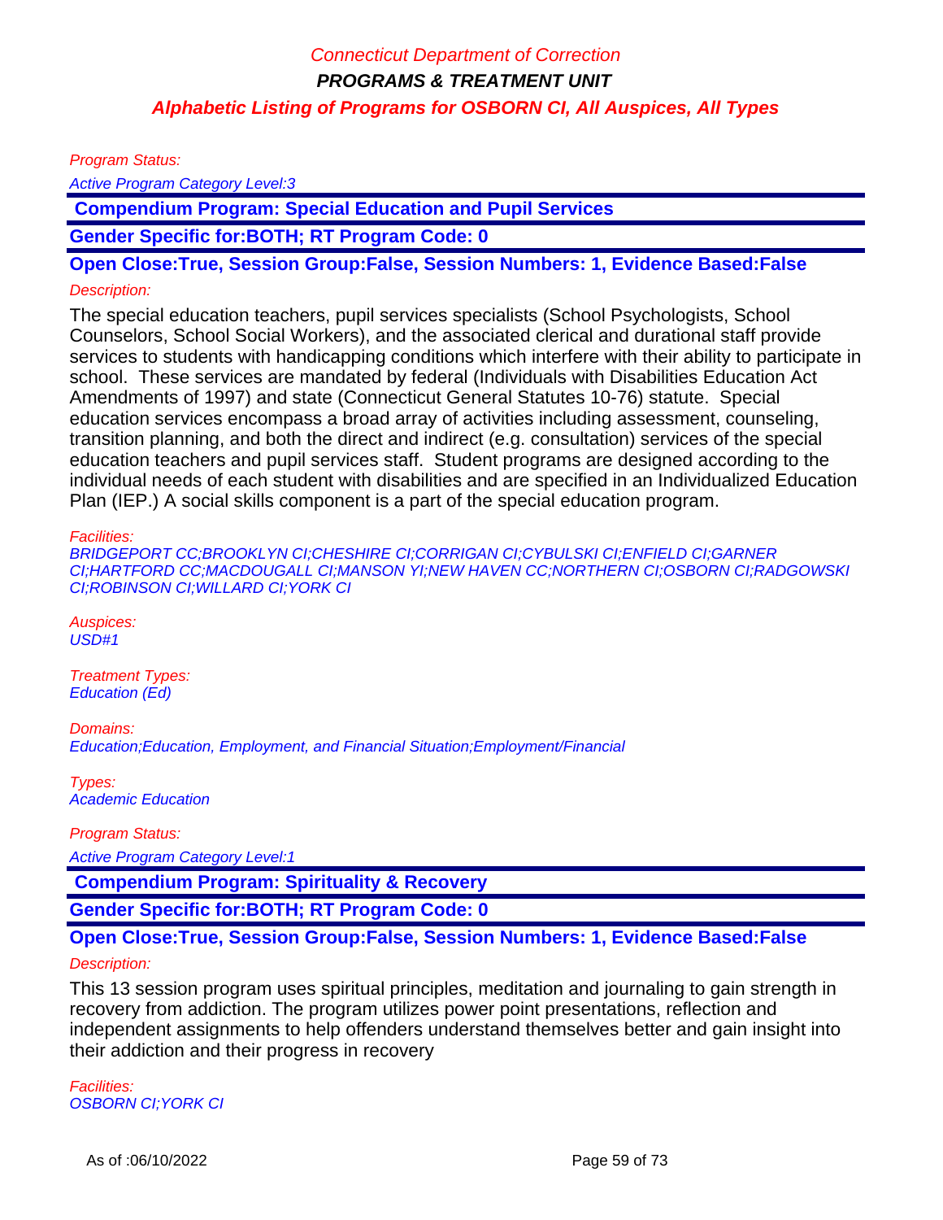Program Status:

Active Program Category Level:3

**Compendium Program: Special Education and Pupil Services**

**Gender Specific for:BOTH; RT Program Code: 0**

**Open Close:True, Session Group:False, Session Numbers: 1, Evidence Based:False**

Description:

The special education teachers, pupil services specialists (School Psychologists, School Counselors, School Social Workers), and the associated clerical and durational staff provide services to students with handicapping conditions which interfere with their ability to participate in school. These services are mandated by federal (Individuals with Disabilities Education Act Amendments of 1997) and state (Connecticut General Statutes 10-76) statute. Special education services encompass a broad array of activities including assessment, counseling, transition planning, and both the direct and indirect (e.g. consultation) services of the special education teachers and pupil services staff. Student programs are designed according to the individual needs of each student with disabilities and are specified in an Individualized Education Plan (IEP.) A social skills component is a part of the special education program.

Facilities:

BRIDGEPORT CC;BROOKLYN CI;CHESHIRE CI;CORRIGAN CI;CYBULSKI CI;ENFIELD CI;GARNER CI;HARTFORD CC;MACDOUGALL CI;MANSON YI;NEW HAVEN CC;NORTHERN CI;OSBORN CI;RADGOWSKI CI;ROBINSON CI;WILLARD CI;YORK CI

Auspices:

USD#1

Treatment Types:

Education (Ed)

Domains:

Education;Education, Employment, and Financial Situation;Employment/Financial

Types:

Academic Education

Program Status:

Active Program Category Level:1

**Compendium Program: Spirituality & Recovery**

**Gender Specific for:BOTH; RT Program Code: 0**

**Open Close:True, Session Group:False, Session Numbers: 1, Evidence Based:False**

Description:

This 13 session program uses spiritual principles, meditation and journaling to gain strength in recovery from addiction. The program utilizes power point presentations, reflection and independent assignments to help offenders understand themselves better and gain insight into their addiction and their progress in recovery

Facilities:

OSBORN CI;YORK CI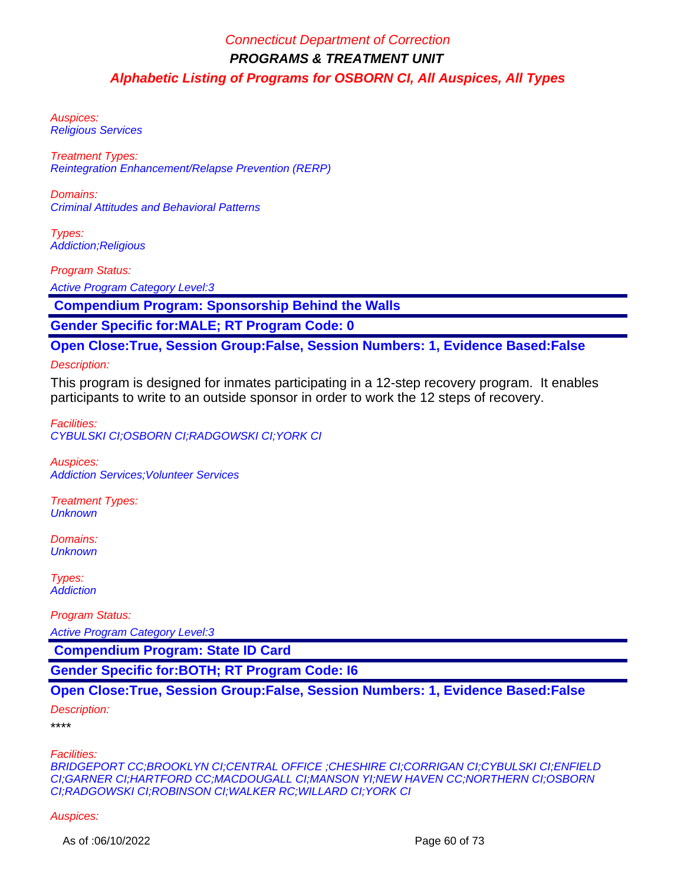Auspices:
Religious Services

Treatment Types:
Reintegration Enhancement/Relapse Prevention (RERP)

Domains:
Criminal Attitudes and Behavioral Patterns

Types:
Addiction;Religious

Program Status:

Active Program Category Level:3

**Compendium Program: Sponsorship Behind the Walls**

**Gender Specific for:MALE; RT Program Code: 0**

**Open Close:True, Session Group:False, Session Numbers: 1, Evidence Based:False**

Description:

This program is designed for inmates participating in a 12-step recovery program. It enables participants to write to an outside sponsor in order to work the 12 steps of recovery.

Facilities:
CYBULSKI CI;OSBORN CI;RADGOWSKI CI;YORK CI

Auspices:
Addiction Services;Volunteer Services

Treatment Types:
Unknown

Domains:
Unknown

Types:
Addiction

Program Status:

Active Program Category Level:3

**Compendium Program: State ID Card**

**Gender Specific for:BOTH; RT Program Code: I6**

**Open Close:True, Session Group:False, Session Numbers: 1, Evidence Based:False**

Description:

****

Facilities:
BRIDGEPORT CC;BROOKLYN CI;CENTRAL OFFICE ;CHESHIRE CI;CORRIGAN CI;CYBULSKI CI;ENFIELD CI;GARNER CI;HARTFORD CC;MACDOUGALL CI;MANSON YI;NEW HAVEN CC;NORTHERN CI;OSBORN CI;RADGOWSKI CI;ROBINSON CI;WALKER RC;WILLARD CI;YORK CI

Auspices: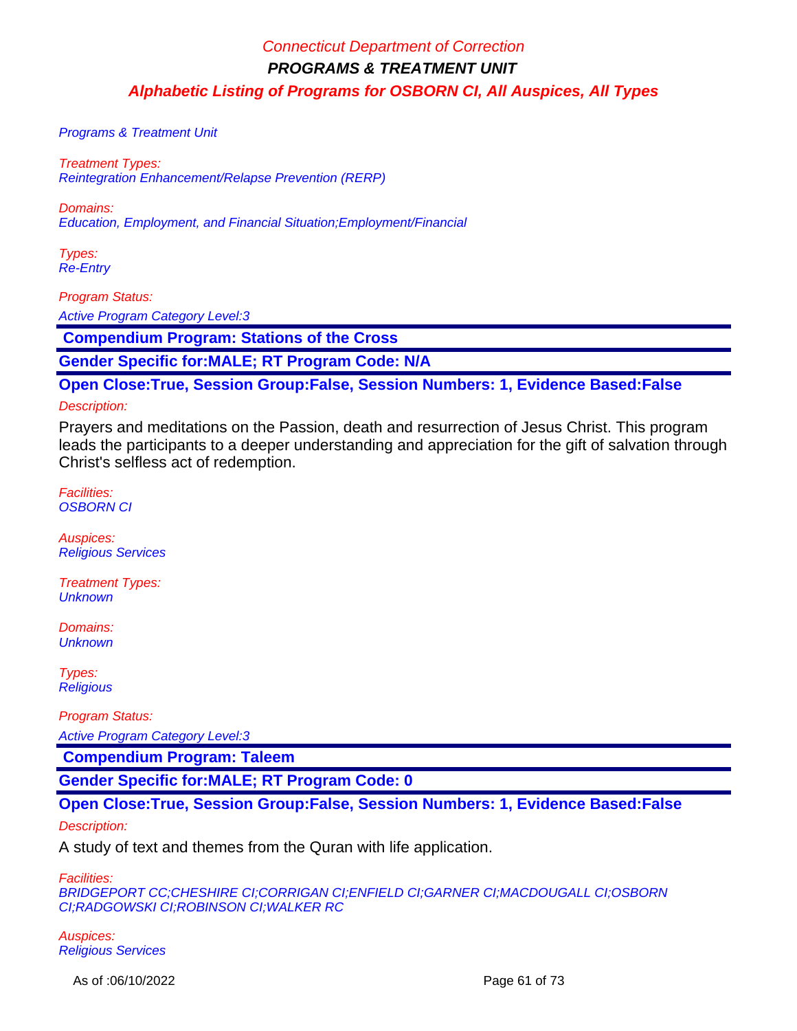# Connecticut Department of Correction

**PROGRAMS & TREATMENT UNIT**

## Alphabetic Listing of Programs for OSBORN CI, All Auspices, All Types

Programs & Treatment Unit

Treatment Types:
Reintegration Enhancement/Relapse Prevention (RERP)

Domains:
Education, Employment, and Financial Situation;Employment/Financial

Types:
Re-Entry

Program Status:
Active Program Category Level:3

**Compendium Program: Stations of the Cross**

**Gender Specific for:MALE; RT Program Code: N/A**

**Open Close:True, Session Group:False, Session Numbers: 1, Evidence Based:False**

Description:

Prayers and meditations on the Passion, death and resurrection of Jesus Christ. This program leads the participants to a deeper understanding and appreciation for the gift of salvation through Christ's selfless act of redemption.

Facilities:
OSBORN CI

Auspices:
Religious Services

Treatment Types:
Unknown

Domains:
Unknown

Types:
Religious

Program Status:
Active Program Category Level:3

**Compendium Program: Taleem**

**Gender Specific for:MALE; RT Program Code: 0**

**Open Close:True, Session Group:False, Session Numbers: 1, Evidence Based:False**

Description:

A study of text and themes from the Quran with life application.

Facilities:
BRIDGEPORT CC;CHESHIRE CI;CORRIGAN CI;ENFIELD CI;GARNER CI;MACDOUGALL CI;OSBORN CI;RADGOWSKI CI;ROBINSON CI;WALKER RC

Auspices:
Religious Services

As of :06/10/2022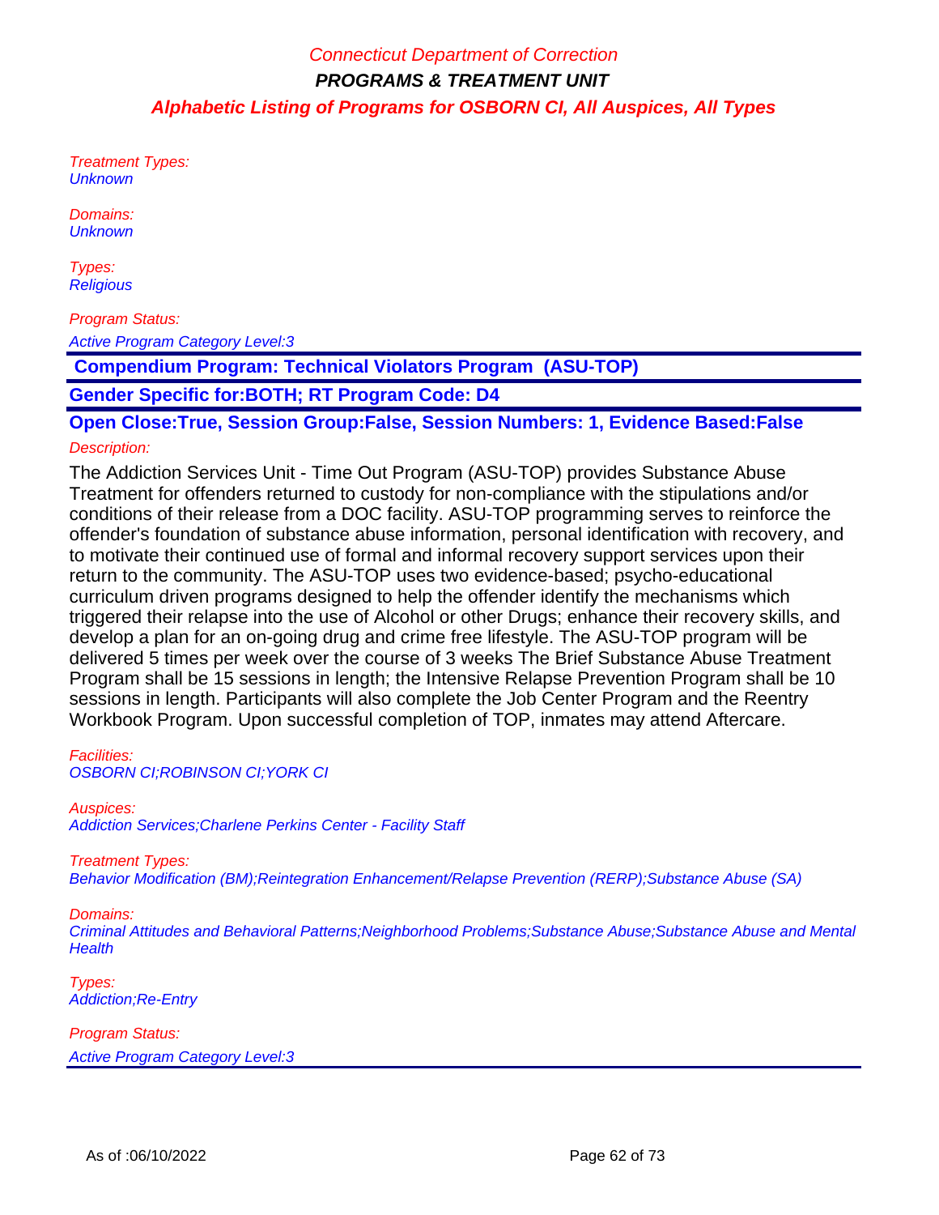Treatment Types:
*Unknown*

Domains:
*Unknown*

Types:
*Religious*

Program Status:

*Active Program Category Level:3*

**Compendium Program: Technical Violators Program (ASU-TOP)**

**Gender Specific for:BOTH; RT Program Code: D4**

**Open Close:True, Session Group:False, Session Numbers: 1, Evidence Based:False**

Description:

The Addiction Services Unit - Time Out Program (ASU-TOP) provides Substance Abuse Treatment for offenders returned to custody for non-compliance with the stipulations and/or conditions of their release from a DOC facility. ASU-TOP programming serves to reinforce the offender's foundation of substance abuse information, personal identification with recovery, and to motivate their continued use of formal and informal recovery support services upon their return to the community. The ASU-TOP uses two evidence-based; psycho-educational curriculum driven programs designed to help the offender identify the mechanisms which triggered their relapse into the use of Alcohol or other Drugs; enhance their recovery skills, and develop a plan for an on-going drug and crime free lifestyle. The ASU-TOP program will be delivered 5 times per week over the course of 3 weeks The Brief Substance Abuse Treatment Program shall be 15 sessions in length; the Intensive Relapse Prevention Program shall be 10 sessions in length. Participants will also complete the Job Center Program and the Reentry Workbook Program. Upon successful completion of TOP, inmates may attend Aftercare.

Facilities:
*OSBORN CI;ROBINSON CI;YORK CI*

Auspices:
*Addiction Services;Charlene Perkins Center - Facility Staff*

Treatment Types:
*Behavior Modification (BM);Reintegration Enhancement/Relapse Prevention (RERP);Substance Abuse (SA)*

Domains:
*Criminal Attitudes and Behavioral Patterns;Neighborhood Problems;Substance Abuse;Substance Abuse and Mental Health*

Types:
*Addiction;Re-Entry*

Program Status:

*Active Program Category Level:3*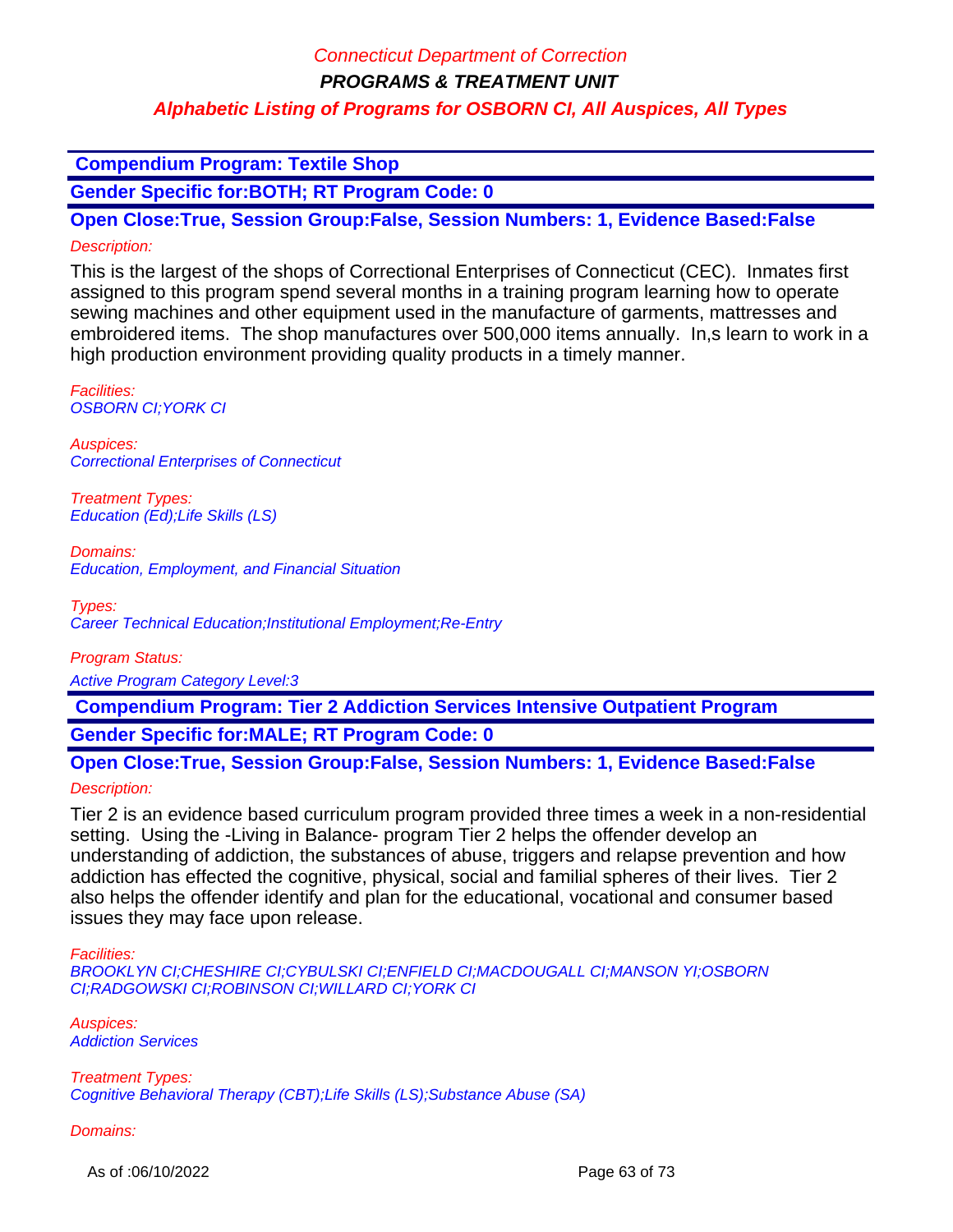## Compendium Program: Textile Shop

**Gender Specific for:BOTH; RT Program Code: 0**

**Open Close:True, Session Group:False, Session Numbers: 1, Evidence Based:False**

*Description:*

This is the largest of the shops of Correctional Enterprises of Connecticut (CEC). Inmates first assigned to this program spend several months in a training program learning how to operate sewing machines and other equipment used in the manufacture of garments, mattresses and embroidered items. The shop manufactures over 500,000 items annually. In,s learn to work in a high production environment providing quality products in a timely manner.

*Facilities:*
OSBORN CI;YORK CI

*Auspices:*
Correctional Enterprises of Connecticut

*Treatment Types:*
Education (Ed);Life Skills (LS)

*Domains:*
Education, Employment, and Financial Situation

*Types:*
Career Technical Education;Institutional Employment;Re-Entry

*Program Status:*
Active Program Category Level:3

## Compendium Program: Tier 2 Addiction Services Intensive Outpatient Program

**Gender Specific for:MALE; RT Program Code: 0**

**Open Close:True, Session Group:False, Session Numbers: 1, Evidence Based:False**

*Description:*

Tier 2 is an evidence based curriculum program provided three times a week in a non-residential setting. Using the -Living in Balance- program Tier 2 helps the offender develop an understanding of addiction, the substances of abuse, triggers and relapse prevention and how addiction has effected the cognitive, physical, social and familial spheres of their lives. Tier 2 also helps the offender identify and plan for the educational, vocational and consumer based issues they may face upon release.

*Facilities:*
BROOKLYN CI;CHESHIRE CI;CYBULSKI CI;ENFIELD CI;MACDOUGALL CI;MANSON YI;OSBORN CI;RADGOWSKI CI;ROBINSON CI;WILLARD CI;YORK CI

*Auspices:*
Addiction Services

*Treatment Types:*
Cognitive Behavioral Therapy (CBT);Life Skills (LS);Substance Abuse (SA)

*Domains:*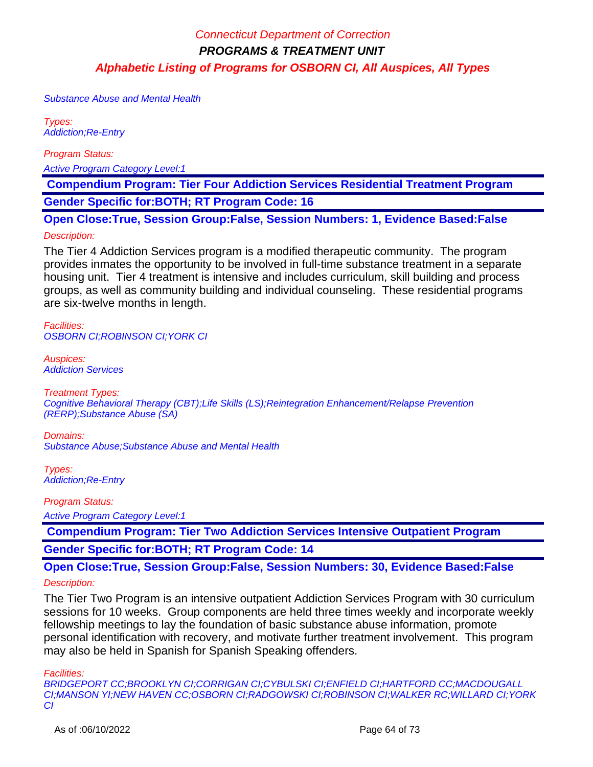Substance Abuse and Mental Health

*Types:*
*Addiction;Re-Entry*

*Program Status:*

*Active Program Category Level:1*

**Compendium Program: Tier Four Addiction Services Residential Treatment Program**

**Gender Specific for:BOTH; RT Program Code: 16**

**Open Close:True, Session Group:False, Session Numbers: 1, Evidence Based:False**

*Description:*

The Tier 4 Addiction Services program is a modified therapeutic community. The program provides inmates the opportunity to be involved in full-time substance treatment in a separate housing unit. Tier 4 treatment is intensive and includes curriculum, skill building and process groups, as well as community building and individual counseling. These residential programs are six-twelve months in length.

*Facilities:*
*OSBORN CI;ROBINSON CI;YORK CI*

*Auspices:*
*Addiction Services*

*Treatment Types:*
*Cognitive Behavioral Therapy (CBT);Life Skills (LS);Reintegration Enhancement/Relapse Prevention (RERP);Substance Abuse (SA)*

*Domains:*
*Substance Abuse;Substance Abuse and Mental Health*

*Types:*
*Addiction;Re-Entry*

*Program Status:*

*Active Program Category Level:1*

**Compendium Program: Tier Two Addiction Services Intensive Outpatient Program**

**Gender Specific for:BOTH; RT Program Code: 14**

**Open Close:True, Session Group:False, Session Numbers: 30, Evidence Based:False**

*Description:*

The Tier Two Program is an intensive outpatient Addiction Services Program with 30 curriculum sessions for 10 weeks. Group components are held three times weekly and incorporate weekly fellowship meetings to lay the foundation of basic substance abuse information, promote personal identification with recovery, and motivate further treatment involvement. This program may also be held in Spanish for Spanish Speaking offenders.

*Facilities:*
*BRIDGEPORT CC;BROOKLYN CI;CORRIGAN CI;CYBULSKI CI;ENFIELD CI;HARTFORD CC;MACDOUGALL CI;MANSON YI;NEW HAVEN CC;OSBORN CI;RADGOWSKI CI;ROBINSON CI;WALKER RC;WILLARD CI;YORK CI*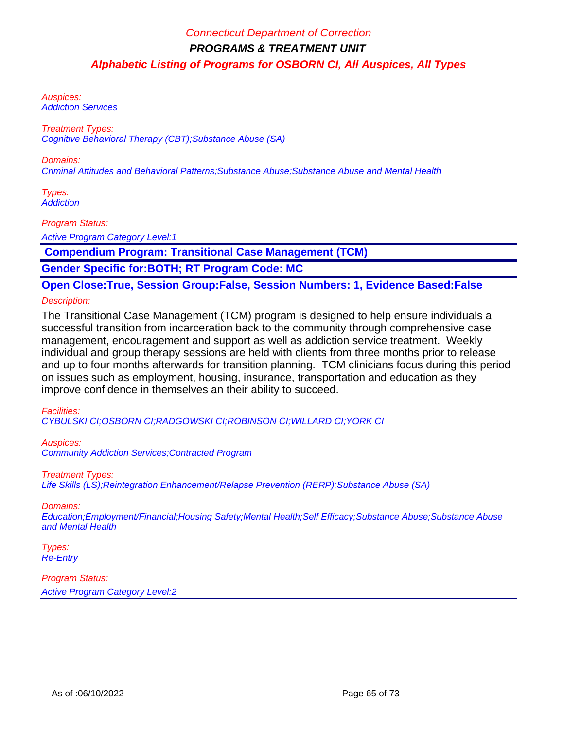Auspices:
*Addiction Services*

Treatment Types:
*Cognitive Behavioral Therapy (CBT);Substance Abuse (SA)*

Domains:
*Criminal Attitudes and Behavioral Patterns;Substance Abuse;Substance Abuse and Mental Health*

Types:
*Addiction*

Program Status:
*Active Program Category Level:1*

## Compendium Program: Transitional Case Management (TCM)

**Gender Specific for:BOTH; RT Program Code: MC**

**Open Close:True, Session Group:False, Session Numbers: 1, Evidence Based:False**

Description:

The Transitional Case Management (TCM) program is designed to help ensure individuals a successful transition from incarceration back to the community through comprehensive case management, encouragement and support as well as addiction service treatment.  Weekly individual and group therapy sessions are held with clients from three months prior to release and up to four months afterwards for transition planning.  TCM clinicians focus during this period on issues such as employment, housing, insurance, transportation and education as they improve confidence in themselves an their ability to succeed.

Facilities:
*CYBULSKI CI;OSBORN CI;RADGOWSKI CI;ROBINSON CI;WILLARD CI;YORK CI*

Auspices:
*Community Addiction Services;Contracted Program*

Treatment Types:
*Life Skills (LS);Reintegration Enhancement/Relapse Prevention (RERP);Substance Abuse (SA)*

Domains:
*Education;Employment/Financial;Housing Safety;Mental Health;Self Efficacy;Substance Abuse;Substance Abuse and Mental Health*

Types:
*Re-Entry*

Program Status:
*Active Program Category Level:2*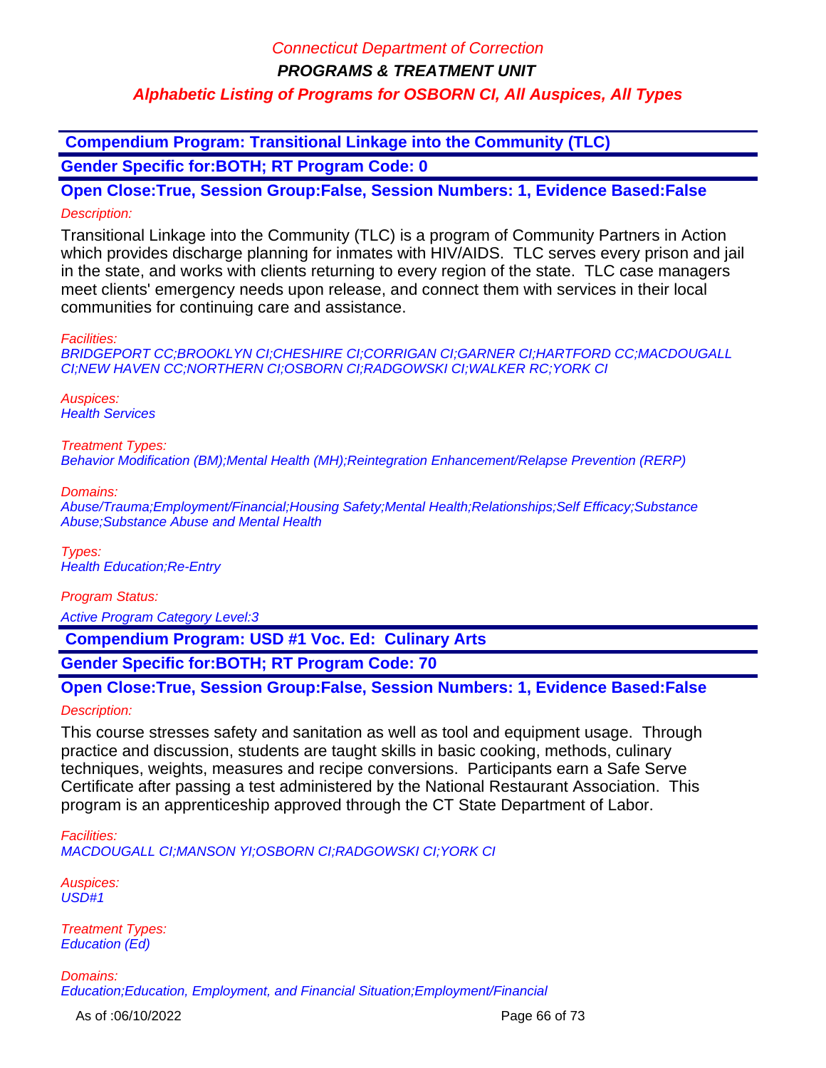## Compendium Program: Transitional Linkage into the Community (TLC)

**Gender Specific for:BOTH; RT Program Code: 0**

**Open Close:True, Session Group:False, Session Numbers: 1, Evidence Based:False**

*Description:*

Transitional Linkage into the Community (TLC) is a program of Community Partners in Action which provides discharge planning for inmates with HIV/AIDS. TLC serves every prison and jail in the state, and works with clients returning to every region of the state. TLC case managers meet clients' emergency needs upon release, and connect them with services in their local communities for continuing care and assistance.

*Facilities:*
*BRIDGEPORT CC;BROOKLYN CI;CHESHIRE CI;CORRIGAN CI;GARNER CI;HARTFORD CC;MACDOUGALL CI;NEW HAVEN CC;NORTHERN CI;OSBORN CI;RADGOWSKI CI;WALKER RC;YORK CI*

*Auspices:*
*Health Services*

*Treatment Types:*
*Behavior Modification (BM);Mental Health (MH);Reintegration Enhancement/Relapse Prevention (RERP)*

*Domains:*
*Abuse/Trauma;Employment/Financial;Housing Safety;Mental Health;Relationships;Self Efficacy;Substance Abuse;Substance Abuse and Mental Health*

*Types:*
*Health Education;Re-Entry*

*Program Status:*
*Active Program Category Level:3*

## Compendium Program: USD #1 Voc. Ed: Culinary Arts

**Gender Specific for:BOTH; RT Program Code: 70**

**Open Close:True, Session Group:False, Session Numbers: 1, Evidence Based:False**

*Description:*

This course stresses safety and sanitation as well as tool and equipment usage. Through practice and discussion, students are taught skills in basic cooking, methods, culinary techniques, weights, measures and recipe conversions. Participants earn a Safe Serve Certificate after passing a test administered by the National Restaurant Association. This program is an apprenticeship approved through the CT State Department of Labor.

*Facilities:*
*MACDOUGALL CI;MANSON YI;OSBORN CI;RADGOWSKI CI;YORK CI*

*Auspices:*
*USD#1*

*Treatment Types:*
*Education (Ed)*

*Domains:*
*Education;Education, Employment, and Financial Situation;Employment/Financial*

As of :06/10/2022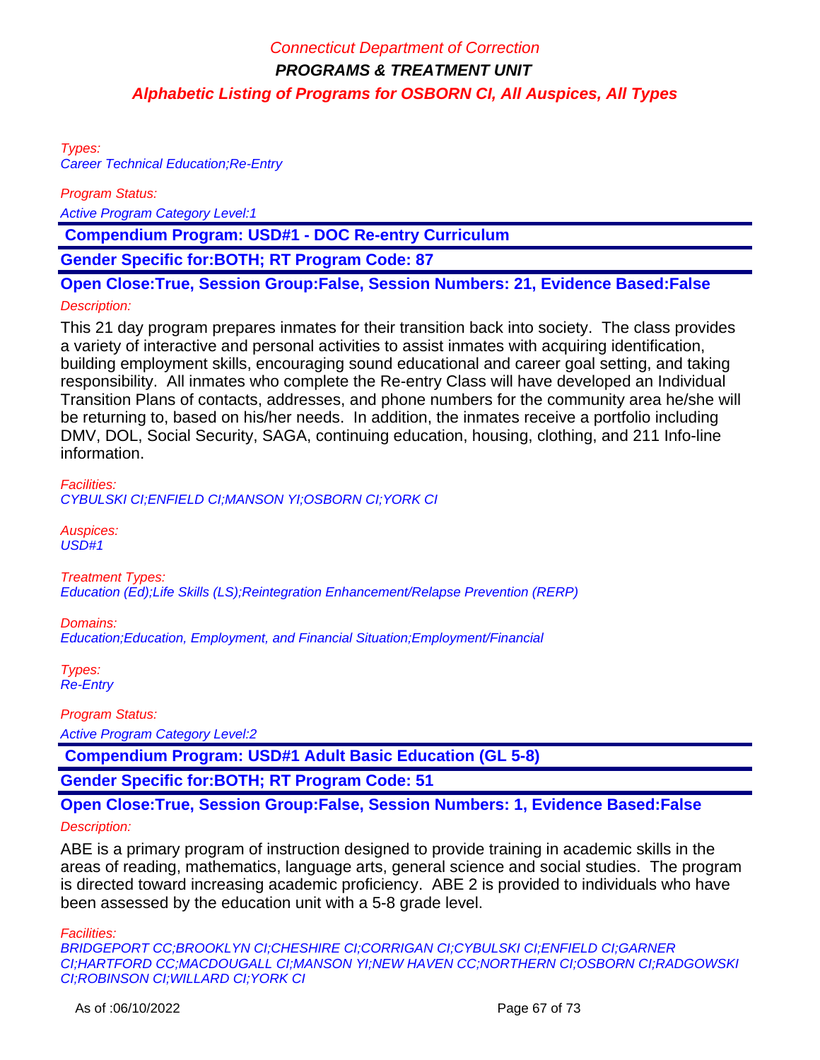Types:
Career Technical Education;Re-Entry

Program Status:
Active Program Category Level:1

**Compendium Program: USD#1 - DOC Re-entry Curriculum**

**Gender Specific for:BOTH; RT Program Code: 87**

**Open Close:True, Session Group:False, Session Numbers: 21, Evidence Based:False**

Description:

This 21 day program prepares inmates for their transition back into society. The class provides a variety of interactive and personal activities to assist inmates with acquiring identification, building employment skills, encouraging sound educational and career goal setting, and taking responsibility. All inmates who complete the Re-entry Class will have developed an Individual Transition Plans of contacts, addresses, and phone numbers for the community area he/she will be returning to, based on his/her needs. In addition, the inmates receive a portfolio including DMV, DOL, Social Security, SAGA, continuing education, housing, clothing, and 211 Info-line information.

Facilities:
CYBULSKI CI;ENFIELD CI;MANSON YI;OSBORN CI;YORK CI

Auspices:
USD#1

Treatment Types:
Education (Ed);Life Skills (LS);Reintegration Enhancement/Relapse Prevention (RERP)

Domains:
Education;Education, Employment, and Financial Situation;Employment/Financial

Types:
Re-Entry

Program Status:
Active Program Category Level:2

**Compendium Program: USD#1 Adult Basic Education (GL 5-8)**

**Gender Specific for:BOTH; RT Program Code: 51**

**Open Close:True, Session Group:False, Session Numbers: 1, Evidence Based:False**

Description:

ABE is a primary program of instruction designed to provide training in academic skills in the areas of reading, mathematics, language arts, general science and social studies. The program is directed toward increasing academic proficiency. ABE 2 is provided to individuals who have been assessed by the education unit with a 5-8 grade level.

Facilities:
BRIDGEPORT CC;BROOKLYN CI;CHESHIRE CI;CORRIGAN CI;CYBULSKI CI;ENFIELD CI;GARNER CI;HARTFORD CC;MACDOUGALL CI;MANSON YI;NEW HAVEN CC;NORTHERN CI;OSBORN CI;RADGOWSKI CI;ROBINSON CI;WILLARD CI;YORK CI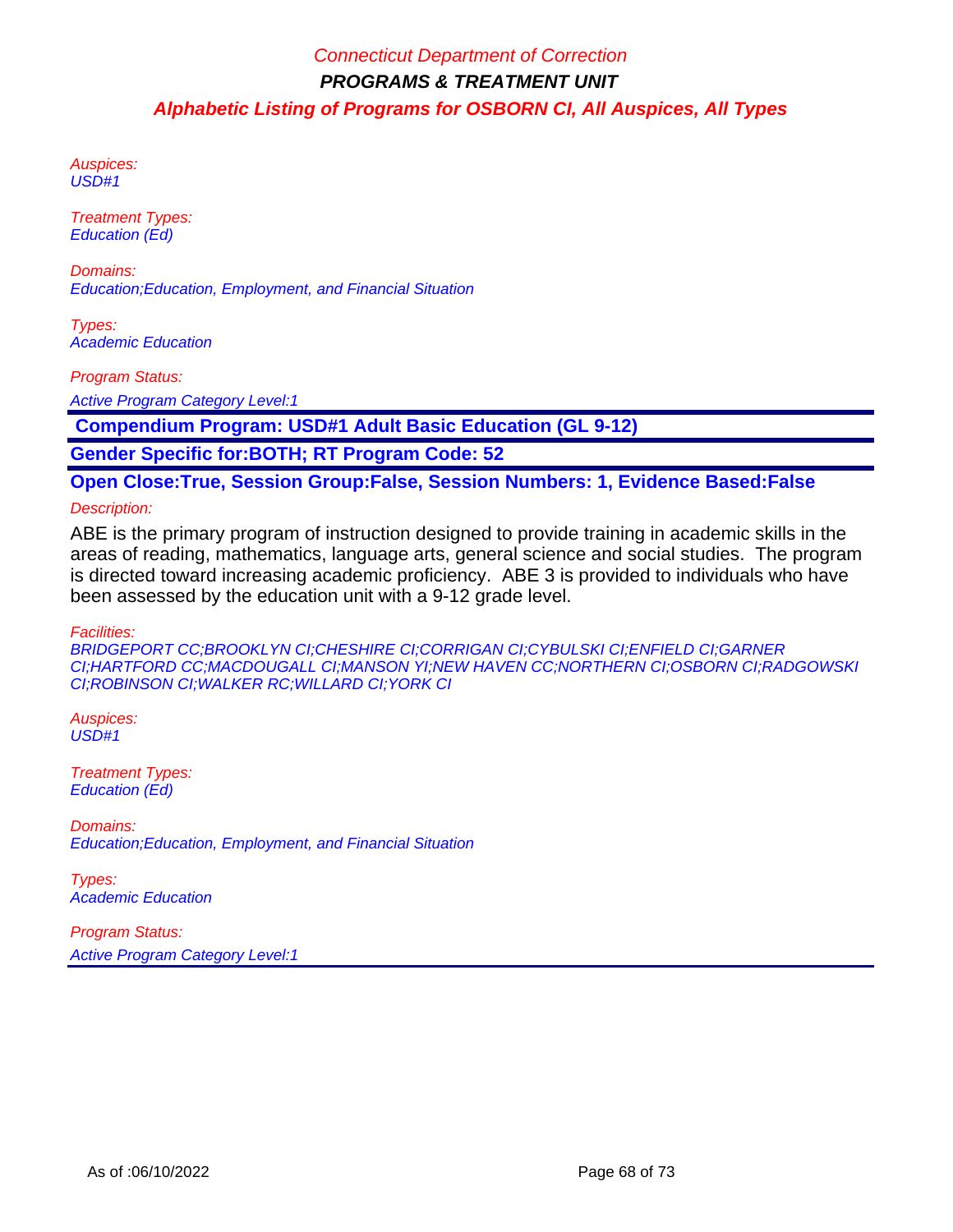Auspices:
USD#1

Treatment Types:
Education (Ed)

Domains:
Education;Education, Employment, and Financial Situation

Types:
Academic Education

Program Status:

Active Program Category Level:1

**Compendium Program: USD#1 Adult Basic Education (GL 9-12)**

**Gender Specific for:BOTH; RT Program Code: 52**

**Open Close:True, Session Group:False, Session Numbers: 1, Evidence Based:False**

Description:

ABE is the primary program of instruction designed to provide training in academic skills in the areas of reading, mathematics, language arts, general science and social studies. The program is directed toward increasing academic proficiency. ABE 3 is provided to individuals who have been assessed by the education unit with a 9-12 grade level.

Facilities:
BRIDGEPORT CC;BROOKLYN CI;CHESHIRE CI;CORRIGAN CI;CYBULSKI CI;ENFIELD CI;GARNER CI;HARTFORD CC;MACDOUGALL CI;MANSON YI;NEW HAVEN CC;NORTHERN CI;OSBORN CI;RADGOWSKI CI;ROBINSON CI;WALKER RC;WILLARD CI;YORK CI

Auspices:
USD#1

Treatment Types:
Education (Ed)

Domains:
Education;Education, Employment, and Financial Situation

Types:
Academic Education

Program Status:
Active Program Category Level:1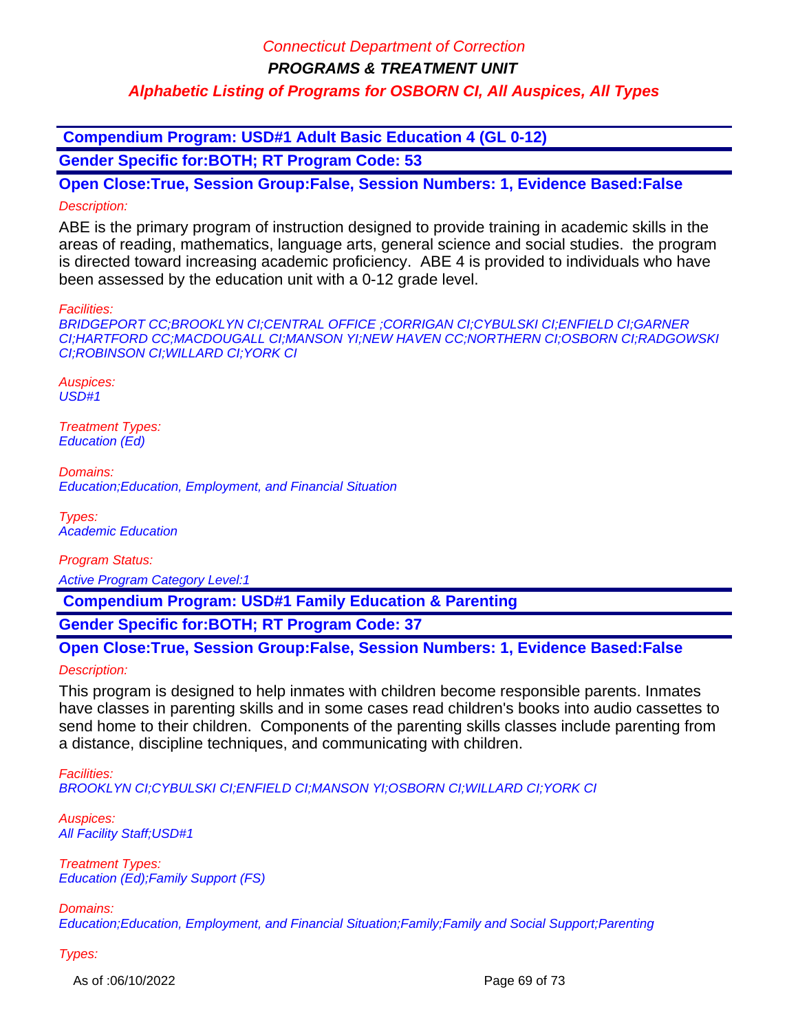**Compendium Program: USD#1 Adult Basic Education 4 (GL 0-12)**

**Gender Specific for:BOTH; RT Program Code: 53**

**Open Close:True, Session Group:False, Session Numbers: 1, Evidence Based:False**

*Description:*

ABE is the primary program of instruction designed to provide training in academic skills in the areas of reading, mathematics, language arts, general science and social studies. the program is directed toward increasing academic proficiency. ABE 4 is provided to individuals who have been assessed by the education unit with a 0-12 grade level.

*Facilities:*
*BRIDGEPORT CC;BROOKLYN CI;CENTRAL OFFICE ;CORRIGAN CI;CYBULSKI CI;ENFIELD CI;GARNER CI;HARTFORD CC;MACDOUGALL CI;MANSON YI;NEW HAVEN CC;NORTHERN CI;OSBORN CI;RADGOWSKI CI;ROBINSON CI;WILLARD CI;YORK CI*

*Auspices:*
*USD#1*

*Treatment Types:*
*Education (Ed)*

*Domains:*
*Education;Education, Employment, and Financial Situation*

*Types:*
*Academic Education*

*Program Status:*

*Active Program Category Level:1*

**Compendium Program: USD#1 Family Education & Parenting**

**Gender Specific for:BOTH; RT Program Code: 37**

**Open Close:True, Session Group:False, Session Numbers: 1, Evidence Based:False**

*Description:*

This program is designed to help inmates with children become responsible parents. Inmates have classes in parenting skills and in some cases read children's books into audio cassettes to send home to their children. Components of the parenting skills classes include parenting from a distance, discipline techniques, and communicating with children.

*Facilities:*
*BROOKLYN CI;CYBULSKI CI;ENFIELD CI;MANSON YI;OSBORN CI;WILLARD CI;YORK CI*

*Auspices:*
*All Facility Staff;USD#1*

*Treatment Types:*
*Education (Ed);Family Support (FS)*

*Domains:*
*Education;Education, Employment, and Financial Situation;Family;Family and Social Support;Parenting*

*Types:*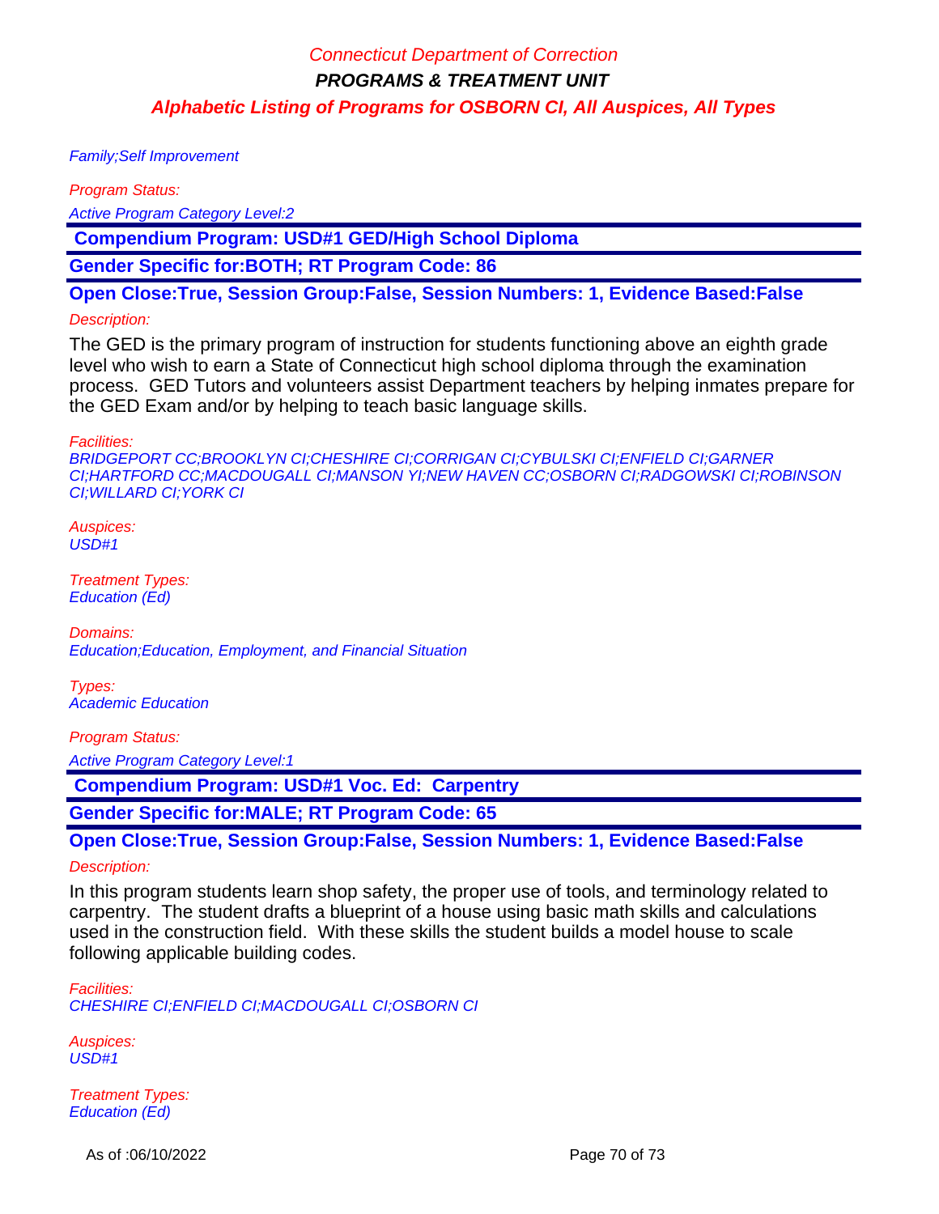Family;Self Improvement

*Program Status:*

*Active Program Category Level:2*

**Compendium Program: USD#1 GED/High School Diploma**

**Gender Specific for:BOTH; RT Program Code: 86**

**Open Close:True, Session Group:False, Session Numbers: 1, Evidence Based:False**

*Description:*

The GED is the primary program of instruction for students functioning above an eighth grade level who wish to earn a State of Connecticut high school diploma through the examination process. GED Tutors and volunteers assist Department teachers by helping inmates prepare for the GED Exam and/or by helping to teach basic language skills.

*Facilities:*
BRIDGEPORT CC;BROOKLYN CI;CHESHIRE CI;CORRIGAN CI;CYBULSKI CI;ENFIELD CI;GARNER CI;HARTFORD CC;MACDOUGALL CI;MANSON YI;NEW HAVEN CC;OSBORN CI;RADGOWSKI CI;ROBINSON CI;WILLARD CI;YORK CI

*Auspices:*
USD#1

*Treatment Types:*
Education (Ed)

*Domains:*
Education;Education, Employment, and Financial Situation

*Types:*
Academic Education

*Program Status:*

*Active Program Category Level:1*

**Compendium Program: USD#1 Voc. Ed: Carpentry**

**Gender Specific for:MALE; RT Program Code: 65**

**Open Close:True, Session Group:False, Session Numbers: 1, Evidence Based:False**

*Description:*

In this program students learn shop safety, the proper use of tools, and terminology related to carpentry. The student drafts a blueprint of a house using basic math skills and calculations used in the construction field. With these skills the student builds a model house to scale following applicable building codes.

*Facilities:*
CHESHIRE CI;ENFIELD CI;MACDOUGALL CI;OSBORN CI

*Auspices:*
USD#1

*Treatment Types:*
Education (Ed)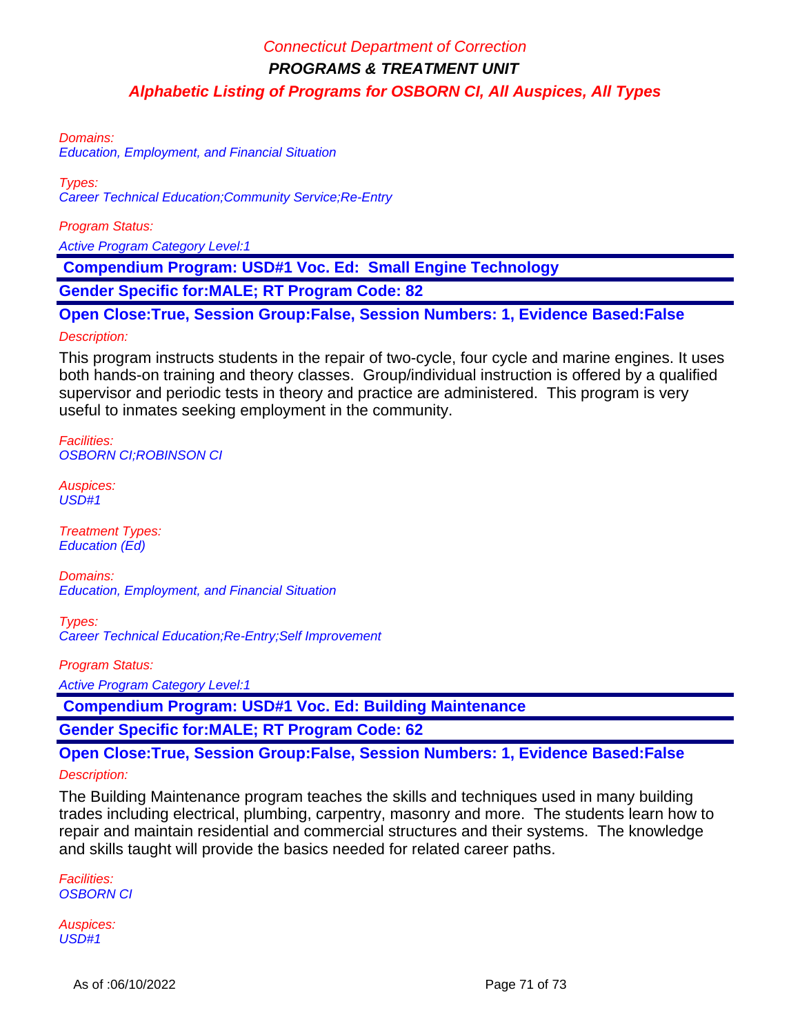Domains:
Education, Employment, and Financial Situation

Types:
Career Technical Education;Community Service;Re-Entry

Program Status:

Active Program Category Level:1

**Compendium Program: USD#1 Voc. Ed: Small Engine Technology**

**Gender Specific for:MALE; RT Program Code: 82**

**Open Close:True, Session Group:False, Session Numbers: 1, Evidence Based:False**

Description:

This program instructs students in the repair of two-cycle, four cycle and marine engines. It uses both hands-on training and theory classes. Group/individual instruction is offered by a qualified supervisor and periodic tests in theory and practice are administered. This program is very useful to inmates seeking employment in the community.

Facilities:
OSBORN CI;ROBINSON CI

Auspices:
USD#1

Treatment Types:
Education (Ed)

Domains:
Education, Employment, and Financial Situation

Types:
Career Technical Education;Re-Entry;Self Improvement

Program Status:

Active Program Category Level:1

**Compendium Program: USD#1 Voc. Ed: Building Maintenance**

**Gender Specific for:MALE; RT Program Code: 62**

**Open Close:True, Session Group:False, Session Numbers: 1, Evidence Based:False**

Description:

The Building Maintenance program teaches the skills and techniques used in many building trades including electrical, plumbing, carpentry, masonry and more. The students learn how to repair and maintain residential and commercial structures and their systems. The knowledge and skills taught will provide the basics needed for related career paths.

Facilities:
OSBORN CI

Auspices:
USD#1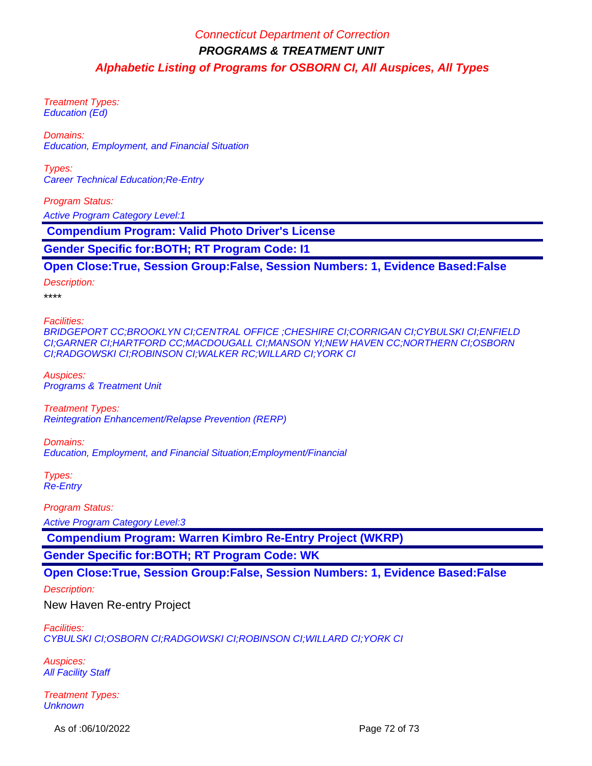Treatment Types:
Education (Ed)

Domains:
Education, Employment, and Financial Situation

Types:
Career Technical Education;Re-Entry

Program Status:
Active Program Category Level:1

**Compendium Program: Valid Photo Driver's License**

**Gender Specific for:BOTH; RT Program Code: I1**

**Open Close:True, Session Group:False, Session Numbers: 1, Evidence Based:False**

Description:
****

Facilities:
BRIDGEPORT CC;BROOKLYN CI;CENTRAL OFFICE ;CHESHIRE CI;CORRIGAN CI;CYBULSKI CI;ENFIELD CI;GARNER CI;HARTFORD CC;MACDOUGALL CI;MANSON YI;NEW HAVEN CC;NORTHERN CI;OSBORN CI;RADGOWSKI CI;ROBINSON CI;WALKER RC;WILLARD CI;YORK CI

Auspices:
Programs & Treatment Unit

Treatment Types:
Reintegration Enhancement/Relapse Prevention (RERP)

Domains:
Education, Employment, and Financial Situation;Employment/Financial

Types:
Re-Entry

Program Status:
Active Program Category Level:3

**Compendium Program: Warren Kimbro Re-Entry Project (WKRP)**

**Gender Specific for:BOTH; RT Program Code: WK**

**Open Close:True, Session Group:False, Session Numbers: 1, Evidence Based:False**

Description:
New Haven Re-entry Project

Facilities:
CYBULSKI CI;OSBORN CI;RADGOWSKI CI;ROBINSON CI;WILLARD CI;YORK CI

Auspices:
All Facility Staff

Treatment Types:
Unknown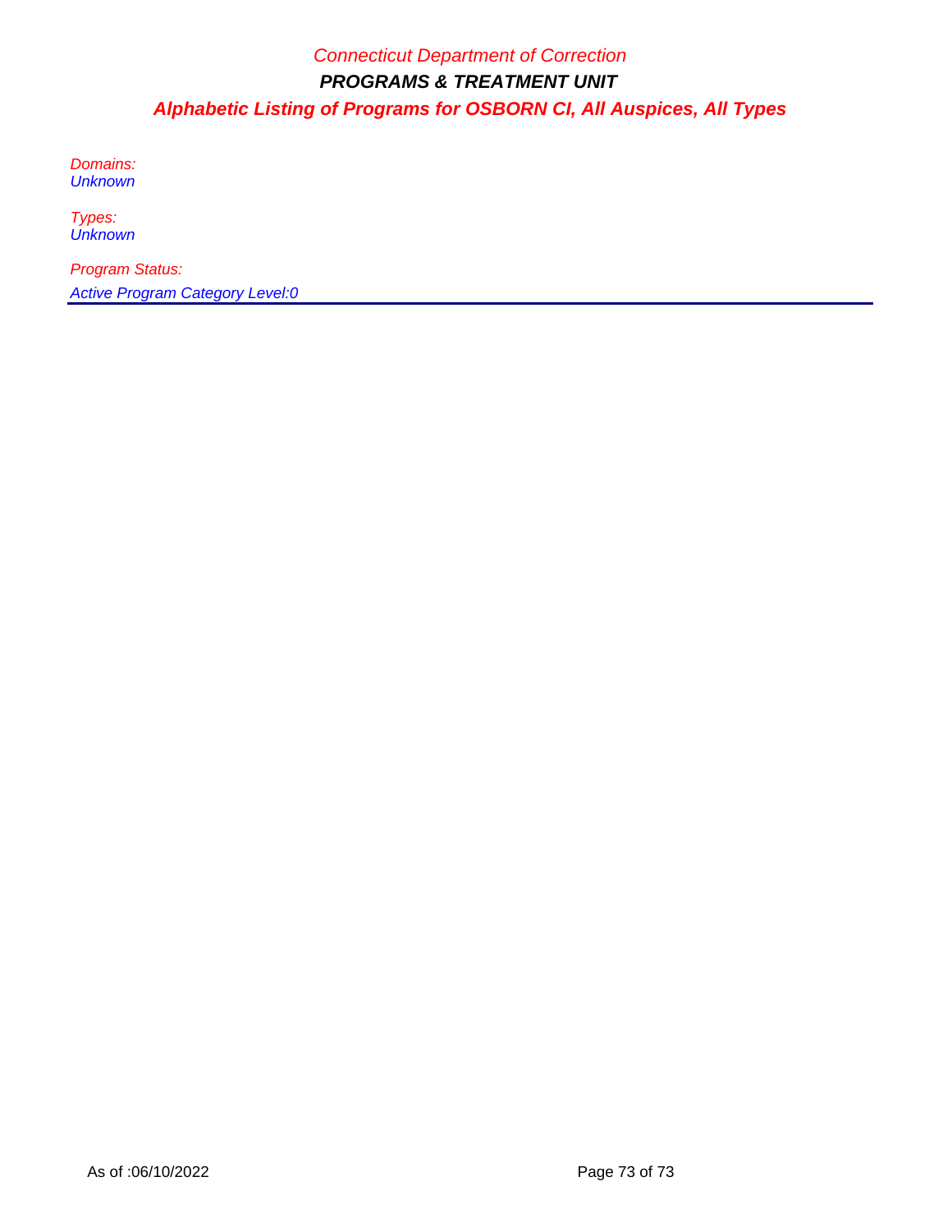Connecticut Department of Correction

**PROGRAMS & TREATMENT UNIT**

**Alphabetic Listing of Programs for OSBORN CI, All Auspices, All Types**

*Domains:*
*Unknown*

*Types:*
*Unknown*

*Program Status:*

*Active Program Category Level:0*

---

As of :06/10/2022